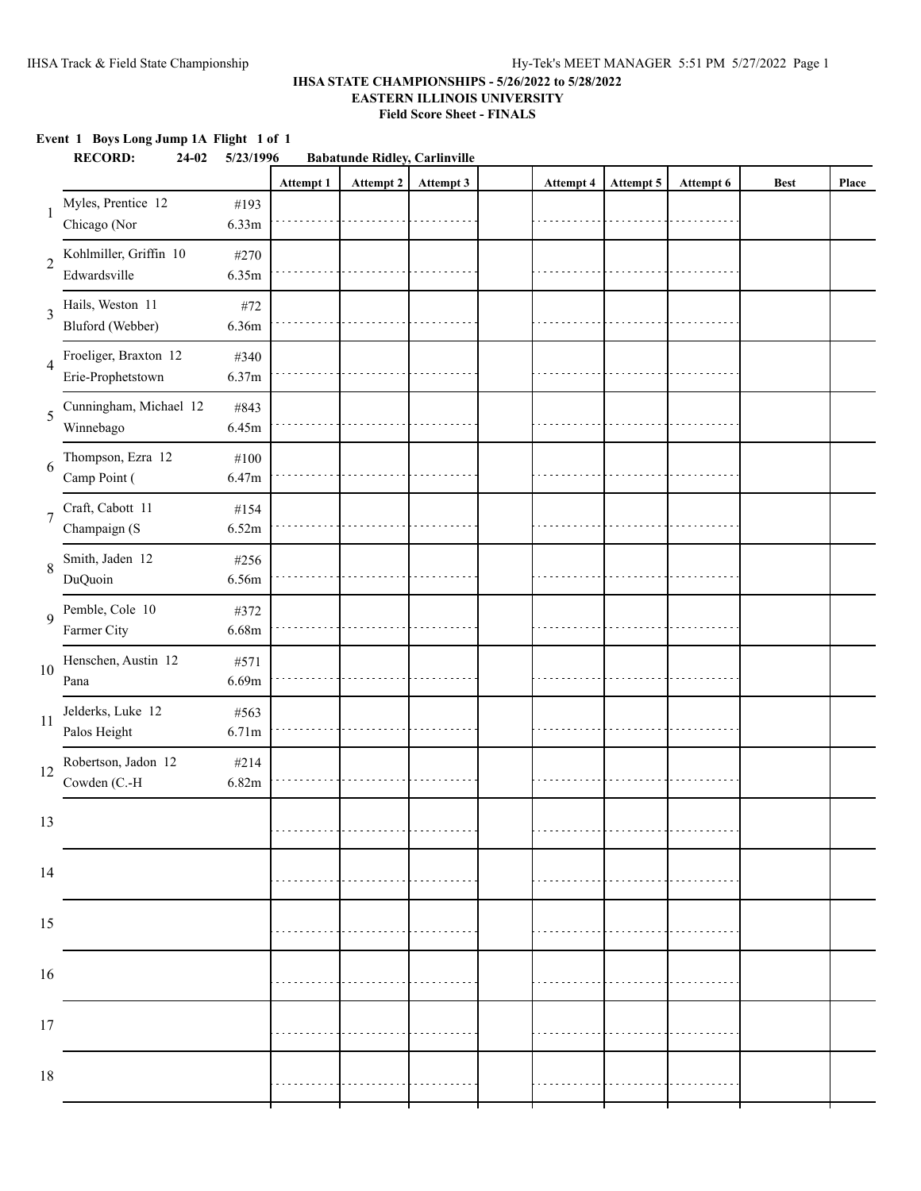**IHSA STATE CHAMPIONSHIPS - 5/26/2022 to 5/28/2022**
**EASTERN ILLINOIS UNIVERSITY**
**Field Score Sheet - FINALS**

**Event 1 Boys Long Jump 1A Flight 1 of 1**

**RECORD: 24-02 5/23/1996 Babatunde Ridley, Carlinville**

| | Name / School | # / Seed | Attempt 1 | Attempt 2 | Attempt 3 | | Attempt 4 | Attempt 5 | Attempt 6 | Best | Place |
|---|---|---|---|---|---|---|---|---|---|---|---|
| 1 | Myles, Prentice 12<br>Chicago (Nor | #193<br>6.33m | | | | | | | | | |
| 2 | Kohlmiller, Griffin 10<br>Edwardsville | #270<br>6.35m | | | | | | | | | |
| 3 | Hails, Weston 11<br>Bluford (Webber) | #72<br>6.36m | | | | | | | | | |
| 4 | Froeliger, Braxton 12<br>Erie-Prophetstown | #340<br>6.37m | | | | | | | | | |
| 5 | Cunningham, Michael 12<br>Winnebago | #843<br>6.45m | | | | | | | | | |
| 6 | Thompson, Ezra 12<br>Camp Point ( | #100<br>6.47m | | | | | | | | | |
| 7 | Craft, Cabott 11<br>Champaign (S | #154<br>6.52m | | | | | | | | | |
| 8 | Smith, Jaden 12<br>DuQuoin | #256<br>6.56m | | | | | | | | | |
| 9 | Pemble, Cole 10<br>Farmer City | #372<br>6.68m | | | | | | | | | |
| 10 | Henschen, Austin 12<br>Pana | #571<br>6.69m | | | | | | | | | |
| 11 | Jelderks, Luke 12<br>Palos Height | #563<br>6.71m | | | | | | | | | |
| 12 | Robertson, Jadon 12<br>Cowden (C.-H | #214<br>6.82m | | | | | | | | | |
| 13 | | | | | | | | | | | |
| 14 | | | | | | | | | | | |
| 15 | | | | | | | | | | | |
| 16 | | | | | | | | | | | |
| 17 | | | | | | | | | | | |
| 18 | | | | | | | | | | | |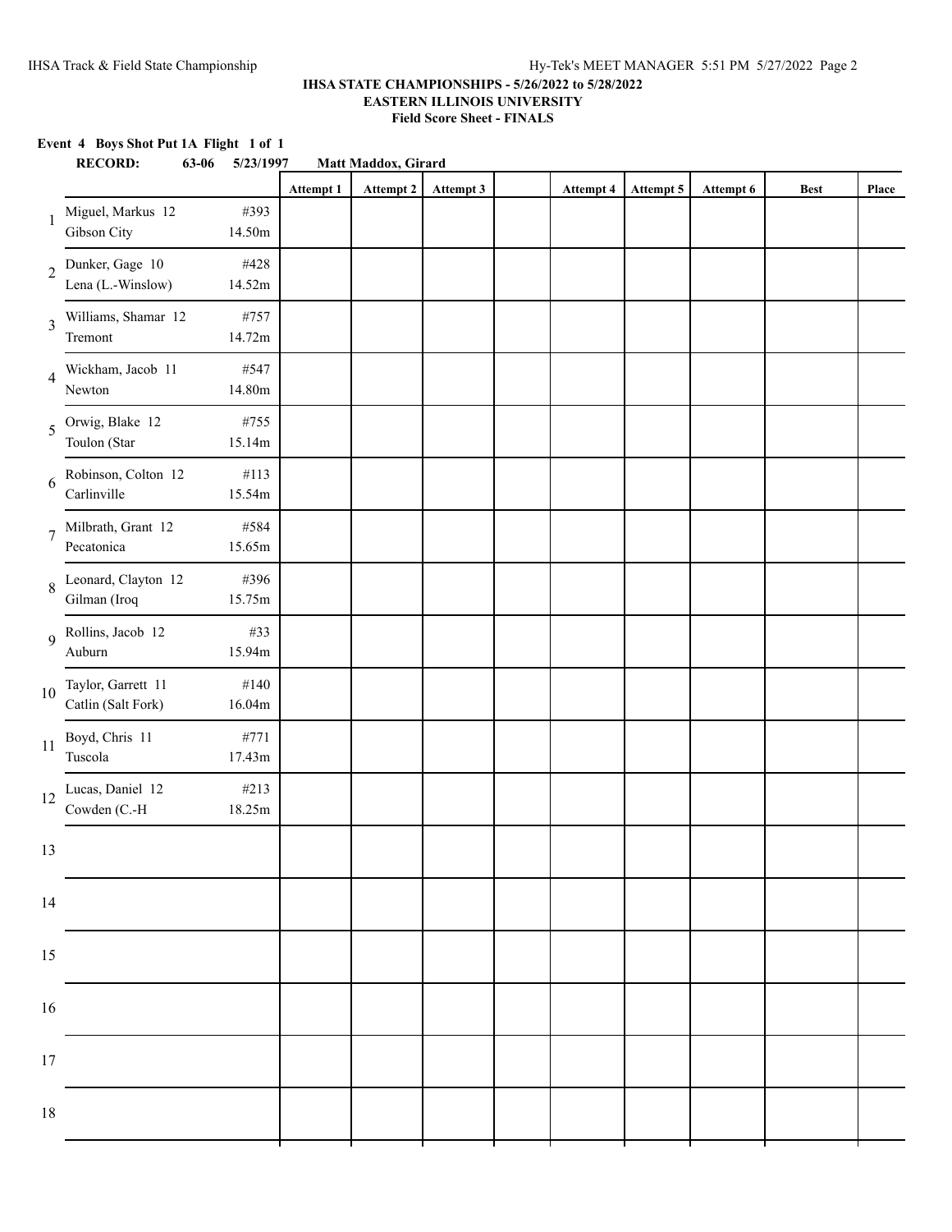**IHSA STATE CHAMPIONSHIPS - 5/26/2022 to 5/28/2022**
**EASTERN ILLINOIS UNIVERSITY**
**Field Score Sheet - FINALS**

**Event 4 Boys Shot Put 1A Flight 1 of 1**

**RECORD: 63-06 5/23/1997 Matt Maddox, Girard**

| # | Athlete | Seed | Attempt 1 | Attempt 2 | Attempt 3 | | Attempt 4 | Attempt 5 | Attempt 6 | Best | Place |
|---|---|---|---|---|---|---|---|---|---|---|---|
| 1 | Miguel, Markus 12 Gibson City | #393 14.50m | | | | | | | | | |
| 2 | Dunker, Gage 10 Lena (L.-Winslow) | #428 14.52m | | | | | | | | | |
| 3 | Williams, Shamar 12 Tremont | #757 14.72m | | | | | | | | | |
| 4 | Wickham, Jacob 11 Newton | #547 14.80m | | | | | | | | | |
| 5 | Orwig, Blake 12 Toulon (Star | #755 15.14m | | | | | | | | | |
| 6 | Robinson, Colton 12 Carlinville | #113 15.54m | | | | | | | | | |
| 7 | Milbrath, Grant 12 Pecatonica | #584 15.65m | | | | | | | | | |
| 8 | Leonard, Clayton 12 Gilman (Iroq | #396 15.75m | | | | | | | | | |
| 9 | Rollins, Jacob 12 Auburn | #33 15.94m | | | | | | | | | |
| 10 | Taylor, Garrett 11 Catlin (Salt Fork) | #140 16.04m | | | | | | | | | |
| 11 | Boyd, Chris 11 Tuscola | #771 17.43m | | | | | | | | | |
| 12 | Lucas, Daniel 12 Cowden (C.-H | #213 18.25m | | | | | | | | | |
| 13 | | | | | | | | | | | |
| 14 | | | | | | | | | | | |
| 15 | | | | | | | | | | | |
| 16 | | | | | | | | | | | |
| 17 | | | | | | | | | | | |
| 18 | | | | | | | | | | | |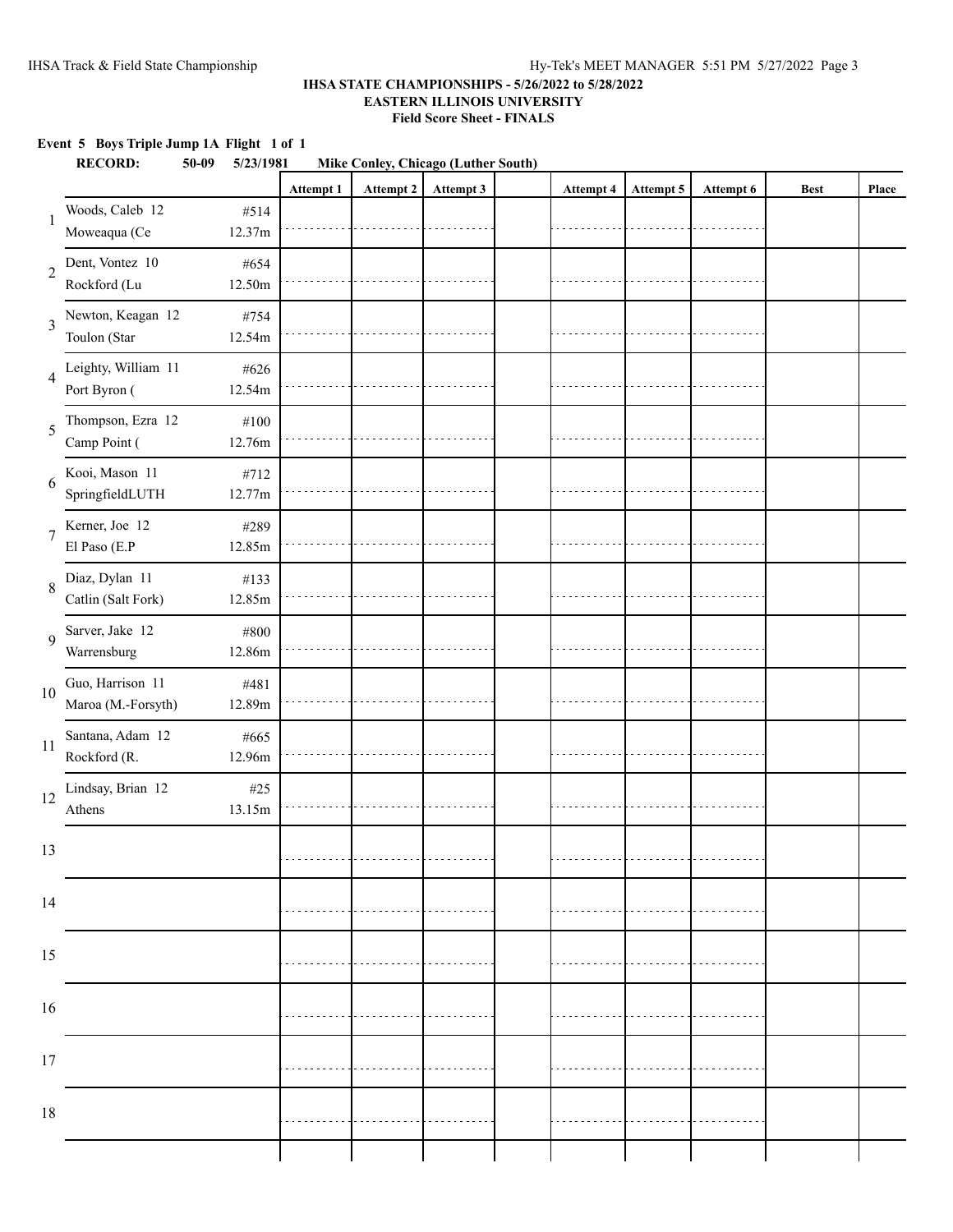### IHSA STATE CHAMPIONSHIPS - 5/26/2022 to 5/28/2022
### EASTERN ILLINOIS UNIVERSITY
### Field Score Sheet - FINALS

**Event 5 Boys Triple Jump 1A Flight 1 of 1**

**RECORD: 50-09 5/23/1981 Mike Conley, Chicago (Luther South)**

| | Name / School | # / Seed | Attempt 1 | Attempt 2 | Attempt 3 | | Attempt 4 | Attempt 5 | Attempt 6 | Best | Place |
|---|---|---|---|---|---|---|---|---|---|---|---|
| 1 | Woods, Caleb 12<br>Moweaqua (Ce | #514<br>12.37m | | | | | | | | | |
| 2 | Dent, Vontez 10<br>Rockford (Lu | #654<br>12.50m | | | | | | | | | |
| 3 | Newton, Keagan 12<br>Toulon (Star | #754<br>12.54m | | | | | | | | | |
| 4 | Leighty, William 11<br>Port Byron ( | #626<br>12.54m | | | | | | | | | |
| 5 | Thompson, Ezra 12<br>Camp Point ( | #100<br>12.76m | | | | | | | | | |
| 6 | Kooi, Mason 11<br>SpringfieldLUTH | #712<br>12.77m | | | | | | | | | |
| 7 | Kerner, Joe 12<br>El Paso (E.P | #289<br>12.85m | | | | | | | | | |
| 8 | Diaz, Dylan 11<br>Catlin (Salt Fork) | #133<br>12.85m | | | | | | | | | |
| 9 | Sarver, Jake 12<br>Warrensburg | #800<br>12.86m | | | | | | | | | |
| 10 | Guo, Harrison 11<br>Maroa (M.-Forsyth) | #481<br>12.89m | | | | | | | | | |
| 11 | Santana, Adam 12<br>Rockford (R. | #665<br>12.96m | | | | | | | | | |
| 12 | Lindsay, Brian 12<br>Athens | #25<br>13.15m | | | | | | | | | |
| 13 | | | | | | | | | | | |
| 14 | | | | | | | | | | | |
| 15 | | | | | | | | | | | |
| 16 | | | | | | | | | | | |
| 17 | | | | | | | | | | | |
| 18 | | | | | | | | | | | |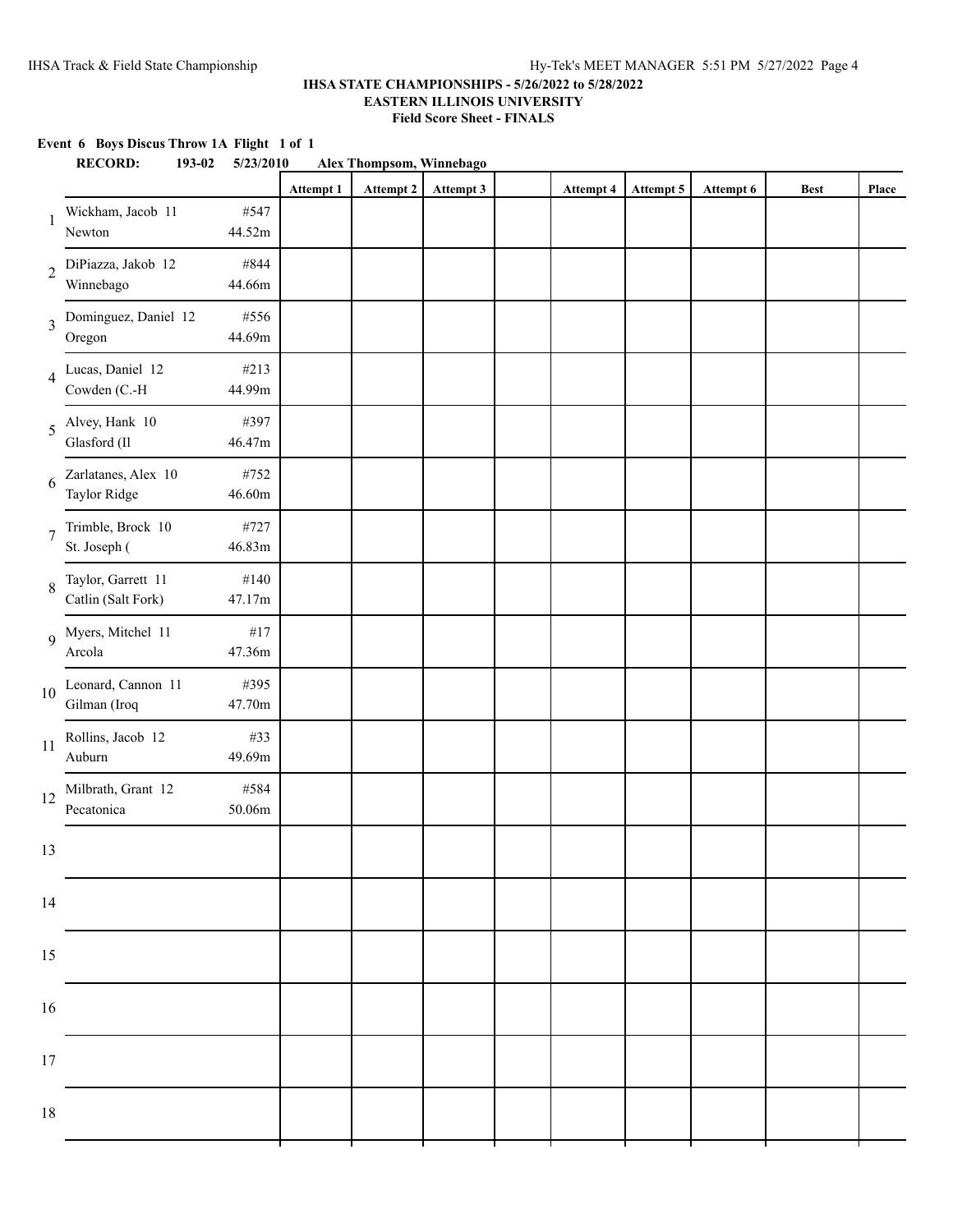IHSA Track & Field State Championship

Hy-Tek's MEET MANAGER 5:51 PM 5/27/2022 Page 4

**IHSA STATE CHAMPIONSHIPS - 5/26/2022 to 5/28/2022**
**EASTERN ILLINOIS UNIVERSITY**
**Field Score Sheet - FINALS**

**Event 6 Boys Discus Throw 1A Flight 1 of 1**

**RECORD: 193-02 5/23/2010 Alex Thompsom, Winnebago**

| # | Athlete | Seed | Attempt 1 | Attempt 2 | Attempt 3 | | Attempt 4 | Attempt 5 | Attempt 6 | Best | Place |
|---|---|---|---|---|---|---|---|---|---|---|---|
| 1 | Wickham, Jacob 11<br>Newton | #547<br>44.52m | | | | | | | | | |
| 2 | DiPiazza, Jakob 12<br>Winnebago | #844<br>44.66m | | | | | | | | | |
| 3 | Dominguez, Daniel 12<br>Oregon | #556<br>44.69m | | | | | | | | | |
| 4 | Lucas, Daniel 12<br>Cowden (C.-H | #213<br>44.99m | | | | | | | | | |
| 5 | Alvey, Hank 10<br>Glasford (Il | #397<br>46.47m | | | | | | | | | |
| 6 | Zarlatanes, Alex 10<br>Taylor Ridge | #752<br>46.60m | | | | | | | | | |
| 7 | Trimble, Brock 10<br>St. Joseph ( | #727<br>46.83m | | | | | | | | | |
| 8 | Taylor, Garrett 11<br>Catlin (Salt Fork) | #140<br>47.17m | | | | | | | | | |
| 9 | Myers, Mitchel 11<br>Arcola | #17<br>47.36m | | | | | | | | | |
| 10 | Leonard, Cannon 11<br>Gilman (Iroq | #395<br>47.70m | | | | | | | | | |
| 11 | Rollins, Jacob 12<br>Auburn | #33<br>49.69m | | | | | | | | | |
| 12 | Milbrath, Grant 12<br>Pecatonica | #584<br>50.06m | | | | | | | | | |
| 13 | | | | | | | | | | | |
| 14 | | | | | | | | | | | |
| 15 | | | | | | | | | | | |
| 16 | | | | | | | | | | | |
| 17 | | | | | | | | | | | |
| 18 | | | | | | | | | | | |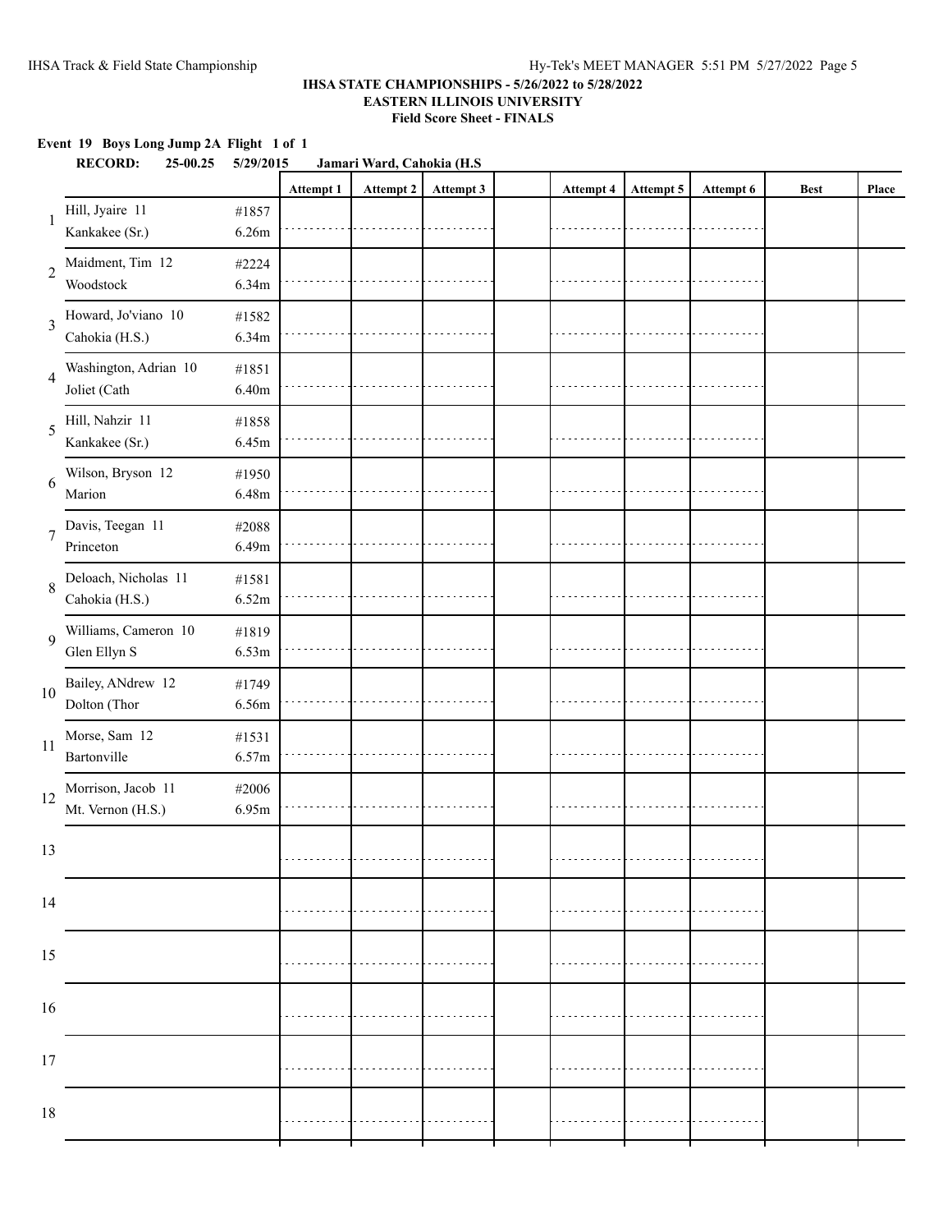## IHSA STATE CHAMPIONSHIPS - 5/26/2022 to 5/28/2022
## EASTERN ILLINOIS UNIVERSITY
## Field Score Sheet - FINALS

**Event 19 Boys Long Jump 2A Flight 1 of 1**

**RECORD: 25-00.25 5/29/2015 Jamari Ward, Cahokia (H.S**

| | Name / School | # / Seed | Attempt 1 | Attempt 2 | Attempt 3 | | Attempt 4 | Attempt 5 | Attempt 6 | Best | Place |
|---|---|---|---|---|---|---|---|---|---|---|---|
| 1 | Hill, Jyaire 11<br>Kankakee (Sr.) | #1857<br>6.26m | | | | | | | | | |
| 2 | Maidment, Tim 12<br>Woodstock | #2224<br>6.34m | | | | | | | | | |
| 3 | Howard, Jo'viano 10<br>Cahokia (H.S.) | #1582<br>6.34m | | | | | | | | | |
| 4 | Washington, Adrian 10<br>Joliet (Cath | #1851<br>6.40m | | | | | | | | | |
| 5 | Hill, Nahzir 11<br>Kankakee (Sr.) | #1858<br>6.45m | | | | | | | | | |
| 6 | Wilson, Bryson 12<br>Marion | #1950<br>6.48m | | | | | | | | | |
| 7 | Davis, Teegan 11<br>Princeton | #2088<br>6.49m | | | | | | | | | |
| 8 | Deloach, Nicholas 11<br>Cahokia (H.S.) | #1581<br>6.52m | | | | | | | | | |
| 9 | Williams, Cameron 10<br>Glen Ellyn S | #1819<br>6.53m | | | | | | | | | |
| 10 | Bailey, ANdrew 12<br>Dolton (Thor | #1749<br>6.56m | | | | | | | | | |
| 11 | Morse, Sam 12<br>Bartonville | #1531<br>6.57m | | | | | | | | | |
| 12 | Morrison, Jacob 11<br>Mt. Vernon (H.S.) | #2006<br>6.95m | | | | | | | | | |
| 13 | | | | | | | | | | | |
| 14 | | | | | | | | | | | |
| 15 | | | | | | | | | | | |
| 16 | | | | | | | | | | | |
| 17 | | | | | | | | | | | |
| 18 | | | | | | | | | | | |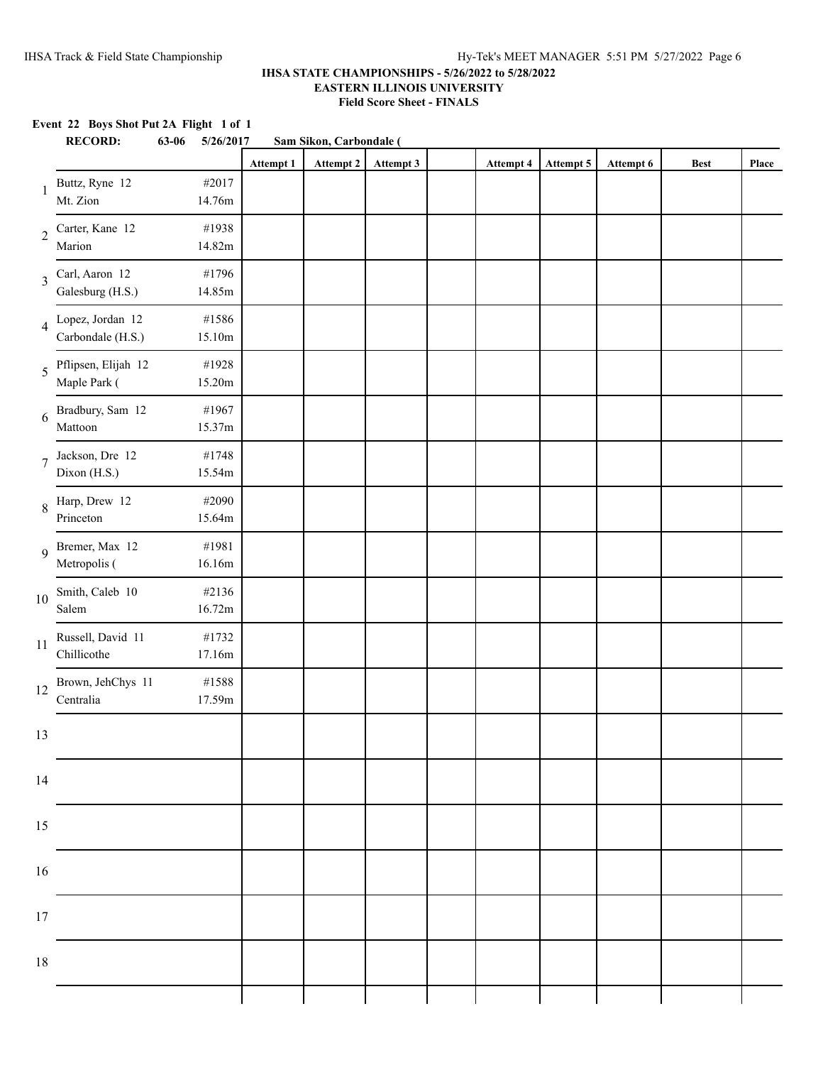**IHSA STATE CHAMPIONSHIPS - 5/26/2022 to 5/28/2022**
**EASTERN ILLINOIS UNIVERSITY**
**Field Score Sheet - FINALS**

**Event 22 Boys Shot Put 2A Flight 1 of 1**

**RECORD: 63-06 5/26/2017 Sam Sikon, Carbondale (**

| | Name / School | # / Seed | Attempt 1 | Attempt 2 | Attempt 3 | | Attempt 4 | Attempt 5 | Attempt 6 | Best | Place |
|---|---|---|---|---|---|---|---|---|---|---|---|
| 1 | Buttz, Ryne 12<br>Mt. Zion | #2017<br>14.76m | | | | | | | | | |
| 2 | Carter, Kane 12<br>Marion | #1938<br>14.82m | | | | | | | | | |
| 3 | Carl, Aaron 12<br>Galesburg (H.S.) | #1796<br>14.85m | | | | | | | | | |
| 4 | Lopez, Jordan 12<br>Carbondale (H.S.) | #1586<br>15.10m | | | | | | | | | |
| 5 | Pflipsen, Elijah 12<br>Maple Park ( | #1928<br>15.20m | | | | | | | | | |
| 6 | Bradbury, Sam 12<br>Mattoon | #1967<br>15.37m | | | | | | | | | |
| 7 | Jackson, Dre 12<br>Dixon (H.S.) | #1748<br>15.54m | | | | | | | | | |
| 8 | Harp, Drew 12<br>Princeton | #2090<br>15.64m | | | | | | | | | |
| 9 | Bremer, Max 12<br>Metropolis ( | #1981<br>16.16m | | | | | | | | | |
| 10 | Smith, Caleb 10<br>Salem | #2136<br>16.72m | | | | | | | | | |
| 11 | Russell, David 11<br>Chillicothe | #1732<br>17.16m | | | | | | | | | |
| 12 | Brown, JehChys 11<br>Centralia | #1588<br>17.59m | | | | | | | | | |
| 13 | | | | | | | | | | | |
| 14 | | | | | | | | | | | |
| 15 | | | | | | | | | | | |
| 16 | | | | | | | | | | | |
| 17 | | | | | | | | | | | |
| 18 | | | | | | | | | | | |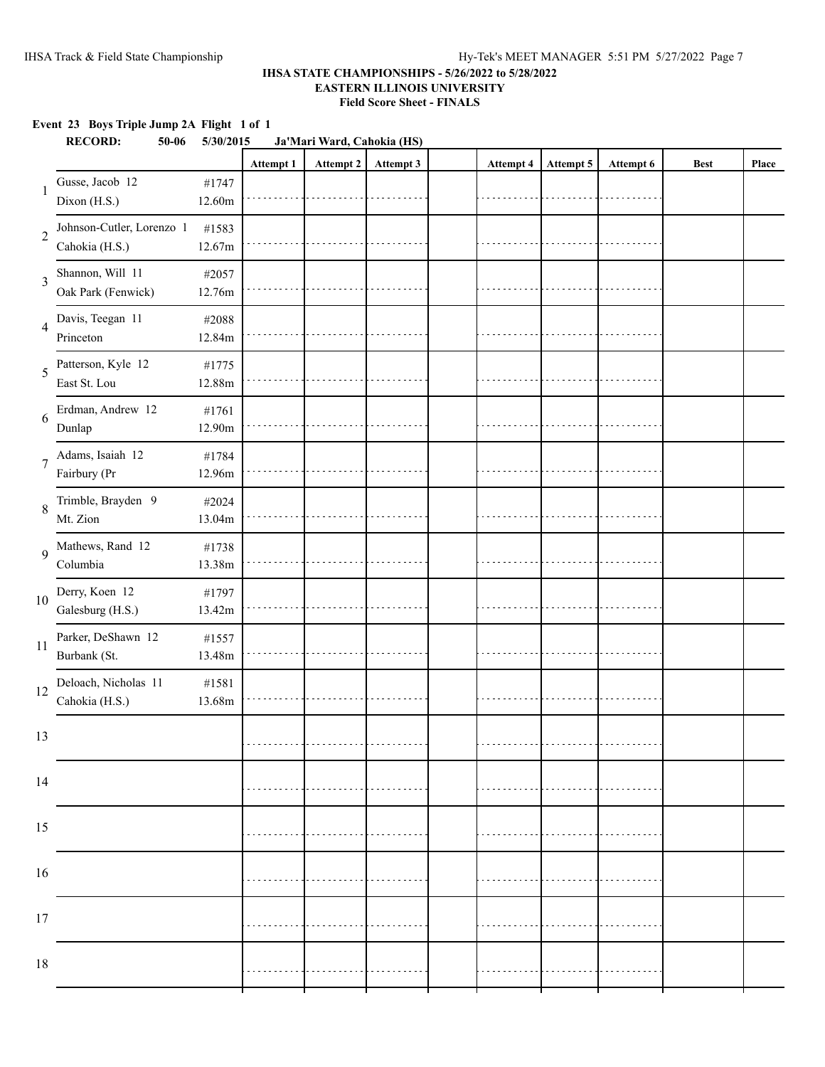### IHSA STATE CHAMPIONSHIPS - 5/26/2022 to 5/28/2022
### EASTERN ILLINOIS UNIVERSITY
### Field Score Sheet - FINALS

**Event 23 Boys Triple Jump 2A Flight 1 of 1**

**RECORD: 50-06 5/30/2015 Ja'Mari Ward, Cahokia (HS)**

| | Name / School | # / Seed | Attempt 1 | Attempt 2 | Attempt 3 | | Attempt 4 | Attempt 5 | Attempt 6 | Best | Place |
|---|---|---|---|---|---|---|---|---|---|---|---|
| 1 | Gusse, Jacob 12<br>Dixon (H.S.) | #1747<br>12.60m | | | | | | | | | |
| 2 | Johnson-Cutler, Lorenzo 1<br>Cahokia (H.S.) | #1583<br>12.67m | | | | | | | | | |
| 3 | Shannon, Will 11<br>Oak Park (Fenwick) | #2057<br>12.76m | | | | | | | | | |
| 4 | Davis, Teegan 11<br>Princeton | #2088<br>12.84m | | | | | | | | | |
| 5 | Patterson, Kyle 12<br>East St. Lou | #1775<br>12.88m | | | | | | | | | |
| 6 | Erdman, Andrew 12<br>Dunlap | #1761<br>12.90m | | | | | | | | | |
| 7 | Adams, Isaiah 12<br>Fairbury (Pr | #1784<br>12.96m | | | | | | | | | |
| 8 | Trimble, Brayden 9<br>Mt. Zion | #2024<br>13.04m | | | | | | | | | |
| 9 | Mathews, Rand 12<br>Columbia | #1738<br>13.38m | | | | | | | | | |
| 10 | Derry, Koen 12<br>Galesburg (H.S.) | #1797<br>13.42m | | | | | | | | | |
| 11 | Parker, DeShawn 12<br>Burbank (St. | #1557<br>13.48m | | | | | | | | | |
| 12 | Deloach, Nicholas 11<br>Cahokia (H.S.) | #1581<br>13.68m | | | | | | | | | |
| 13 | | | | | | | | | | | |
| 14 | | | | | | | | | | | |
| 15 | | | | | | | | | | | |
| 16 | | | | | | | | | | | |
| 17 | | | | | | | | | | | |
| 18 | | | | | | | | | | | |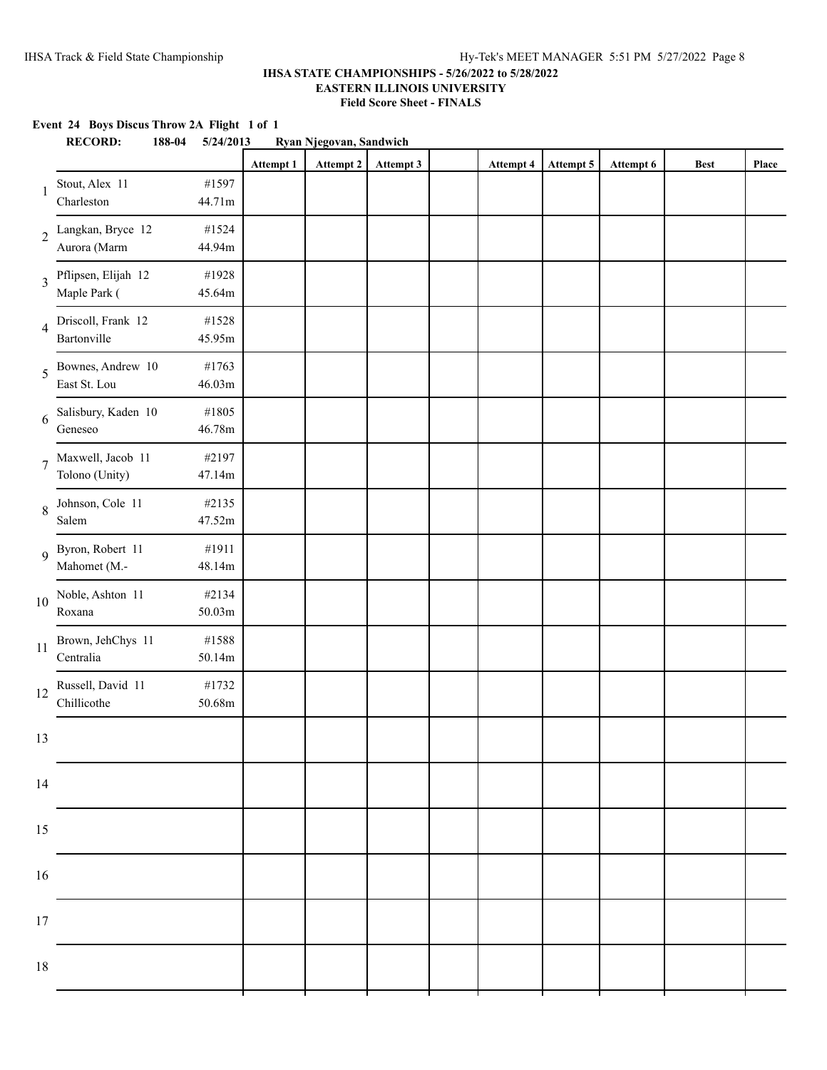**IHSA STATE CHAMPIONSHIPS - 5/26/2022 to 5/28/2022**
**EASTERN ILLINOIS UNIVERSITY**
**Field Score Sheet - FINALS**

**Event 24 Boys Discus Throw 2A Flight 1 of 1**

**RECORD: 188-04 5/24/2013 Ryan Njegovan, Sandwich**

| | Name / School | # / Seed | Attempt 1 | Attempt 2 | Attempt 3 | | Attempt 4 | Attempt 5 | Attempt 6 | Best | Place |
|---|---|---|---|---|---|---|---|---|---|---|---|
| 1 | Stout, Alex 11<br>Charleston | #1597<br>44.71m | | | | | | | | | |
| 2 | Langkan, Bryce 12<br>Aurora (Marm | #1524<br>44.94m | | | | | | | | | |
| 3 | Pflipsen, Elijah 12<br>Maple Park ( | #1928<br>45.64m | | | | | | | | | |
| 4 | Driscoll, Frank 12<br>Bartonville | #1528<br>45.95m | | | | | | | | | |
| 5 | Bownes, Andrew 10<br>East St. Lou | #1763<br>46.03m | | | | | | | | | |
| 6 | Salisbury, Kaden 10<br>Geneseo | #1805<br>46.78m | | | | | | | | | |
| 7 | Maxwell, Jacob 11<br>Tolono (Unity) | #2197<br>47.14m | | | | | | | | | |
| 8 | Johnson, Cole 11<br>Salem | #2135<br>47.52m | | | | | | | | | |
| 9 | Byron, Robert 11<br>Mahomet (M.- | #1911<br>48.14m | | | | | | | | | |
| 10 | Noble, Ashton 11<br>Roxana | #2134<br>50.03m | | | | | | | | | |
| 11 | Brown, JehChys 11<br>Centralia | #1588<br>50.14m | | | | | | | | | |
| 12 | Russell, David 11<br>Chillicothe | #1732<br>50.68m | | | | | | | | | |
| 13 | | | | | | | | | | | |
| 14 | | | | | | | | | | | |
| 15 | | | | | | | | | | | |
| 16 | | | | | | | | | | | |
| 17 | | | | | | | | | | | |
| 18 | | | | | | | | | | | |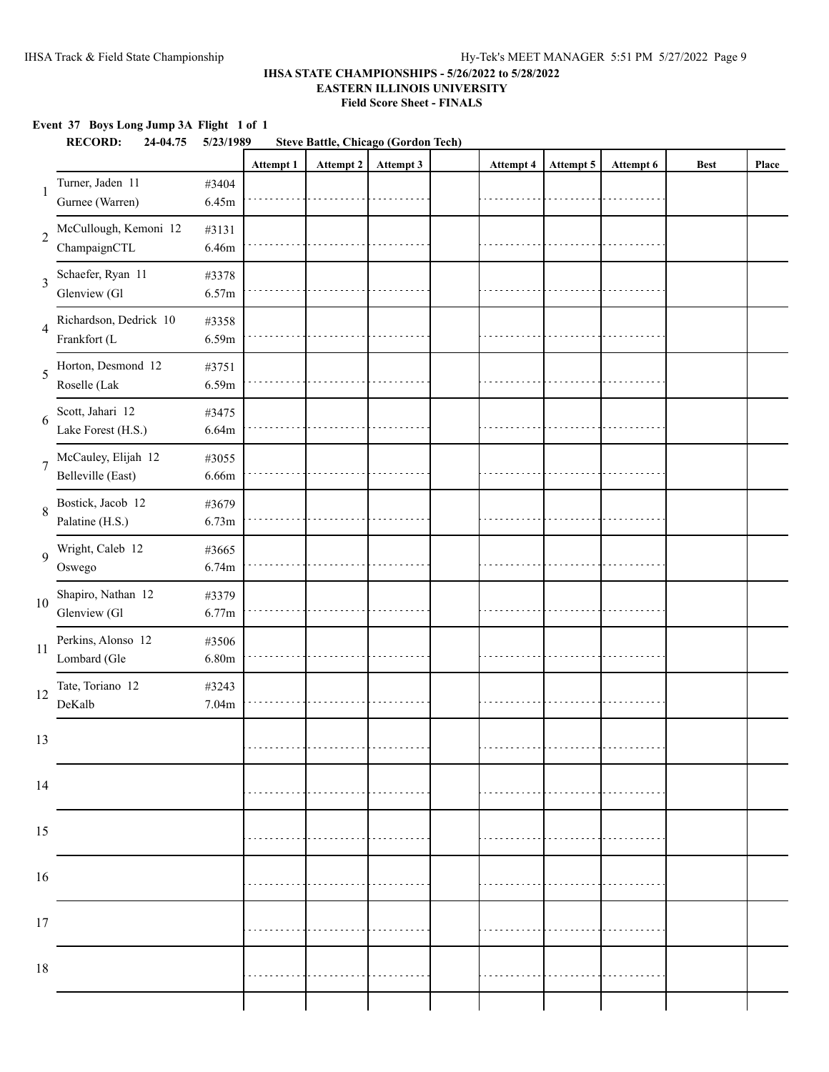**IHSA STATE CHAMPIONSHIPS - 5/26/2022 to 5/28/2022**
**EASTERN ILLINOIS UNIVERSITY**
**Field Score Sheet - FINALS**

**Event 37 Boys Long Jump 3A Flight 1 of 1**

**RECORD: 24-04.75 5/23/1989 Steve Battle, Chicago (Gordon Tech)**

| | | | Attempt 1 | Attempt 2 | Attempt 3 | | Attempt 4 | Attempt 5 | Attempt 6 | Best | Place |
|---|---|---|---|---|---|---|---|---|---|---|---|
| 1 | Turner, Jaden 11<br>Gurnee (Warren) | #3404<br>6.45m | | | | | | | | | |
| 2 | McCullough, Kemoni 12<br>ChampaignCTL | #3131<br>6.46m | | | | | | | | | |
| 3 | Schaefer, Ryan 11<br>Glenview (Gl | #3378<br>6.57m | | | | | | | | | |
| 4 | Richardson, Dedrick 10<br>Frankfort (L | #3358<br>6.59m | | | | | | | | | |
| 5 | Horton, Desmond 12<br>Roselle (Lak | #3751<br>6.59m | | | | | | | | | |
| 6 | Scott, Jahari 12<br>Lake Forest (H.S.) | #3475<br>6.64m | | | | | | | | | |
| 7 | McCauley, Elijah 12<br>Belleville (East) | #3055<br>6.66m | | | | | | | | | |
| 8 | Bostick, Jacob 12<br>Palatine (H.S.) | #3679<br>6.73m | | | | | | | | | |
| 9 | Wright, Caleb 12<br>Oswego | #3665<br>6.74m | | | | | | | | | |
| 10 | Shapiro, Nathan 12<br>Glenview (Gl | #3379<br>6.77m | | | | | | | | | |
| 11 | Perkins, Alonso 12<br>Lombard (Gle | #3506<br>6.80m | | | | | | | | | |
| 12 | Tate, Toriano 12<br>DeKalb | #3243<br>7.04m | | | | | | | | | |
| 13 | | | | | | | | | | | |
| 14 | | | | | | | | | | | |
| 15 | | | | | | | | | | | |
| 16 | | | | | | | | | | | |
| 17 | | | | | | | | | | | |
| 18 | | | | | | | | | | | |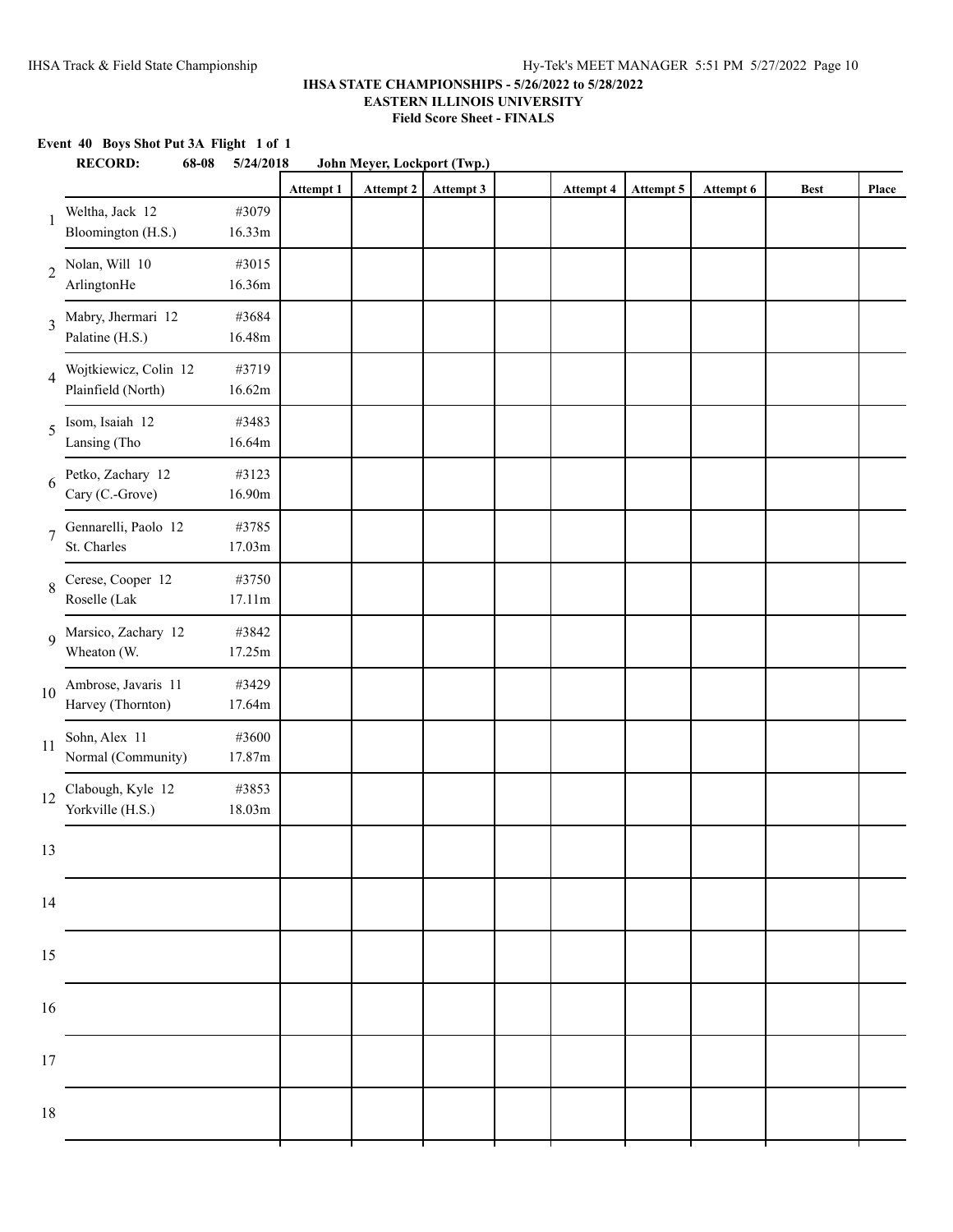# IHSA STATE CHAMPIONSHIPS - 5/26/2022 to 5/28/2022

## EASTERN ILLINOIS UNIVERSITY

### Field Score Sheet - FINALS

**Event 40 Boys Shot Put 3A Flight 1 of 1**

**RECORD: 68-08 5/24/2018 John Meyer, Lockport (Twp.)**

| | Name / School | # / Seed | Attempt 1 | Attempt 2 | Attempt 3 | | Attempt 4 | Attempt 5 | Attempt 6 | Best | Place |
|---|---|---|---|---|---|---|---|---|---|---|---|
| 1 | Weltha, Jack 12<br>Bloomington (H.S.) | #3079<br>16.33m | | | | | | | | | |
| 2 | Nolan, Will 10<br>ArlingtonHe | #3015<br>16.36m | | | | | | | | | |
| 3 | Mabry, Jhermari 12<br>Palatine (H.S.) | #3684<br>16.48m | | | | | | | | | |
| 4 | Wojtkiewicz, Colin 12<br>Plainfield (North) | #3719<br>16.62m | | | | | | | | | |
| 5 | Isom, Isaiah 12<br>Lansing (Tho | #3483<br>16.64m | | | | | | | | | |
| 6 | Petko, Zachary 12<br>Cary (C.-Grove) | #3123<br>16.90m | | | | | | | | | |
| 7 | Gennarelli, Paolo 12<br>St. Charles | #3785<br>17.03m | | | | | | | | | |
| 8 | Cerese, Cooper 12<br>Roselle (Lak | #3750<br>17.11m | | | | | | | | | |
| 9 | Marsico, Zachary 12<br>Wheaton (W. | #3842<br>17.25m | | | | | | | | | |
| 10 | Ambrose, Javaris 11<br>Harvey (Thornton) | #3429<br>17.64m | | | | | | | | | |
| 11 | Sohn, Alex 11<br>Normal (Community) | #3600<br>17.87m | | | | | | | | | |
| 12 | Clabough, Kyle 12<br>Yorkville (H.S.) | #3853<br>18.03m | | | | | | | | | |
| 13 | | | | | | | | | | | |
| 14 | | | | | | | | | | | |
| 15 | | | | | | | | | | | |
| 16 | | | | | | | | | | | |
| 17 | | | | | | | | | | | |
| 18 | | | | | | | | | | | |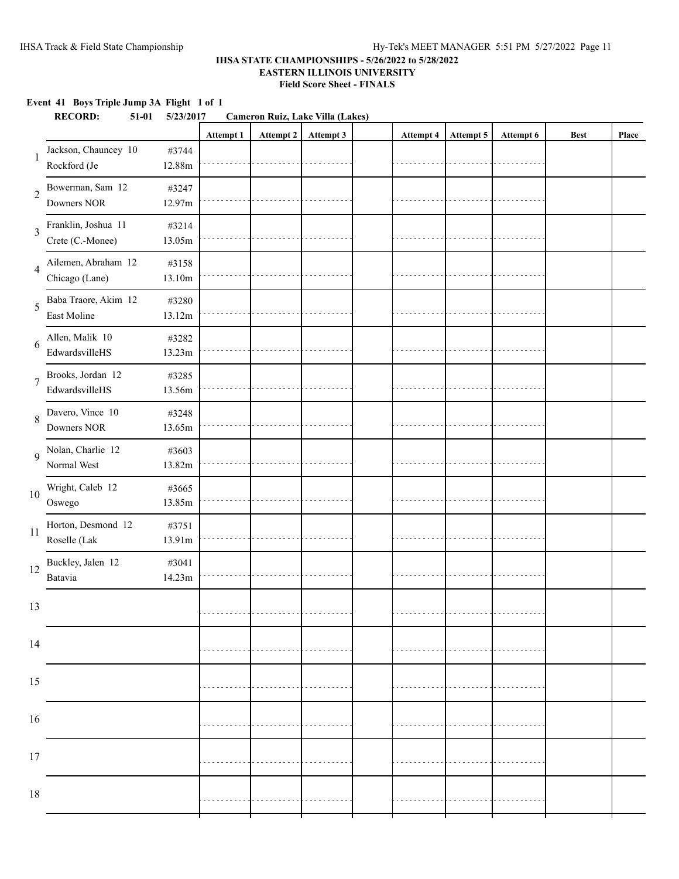IHSA Track & Field State Championship

Hy-Tek's MEET MANAGER 5:51 PM 5/27/2022 Page 11

**IHSA STATE CHAMPIONSHIPS - 5/26/2022 to 5/28/2022**
**EASTERN ILLINOIS UNIVERSITY**
**Field Score Sheet - FINALS**

**Event 41 Boys Triple Jump 3A Flight 1 of 1**

**RECORD: 51-01 5/23/2017 Cameron Ruiz, Lake Villa (Lakes)**

| | Name / School | # / Seed | Attempt 1 | Attempt 2 | Attempt 3 | | Attempt 4 | Attempt 5 | Attempt 6 | Best | Place |
|---|---|---|---|---|---|---|---|---|---|---|---|
| 1 | Jackson, Chauncey 10<br>Rockford (Je | #3744<br>12.88m | | | | | | | | | |
| 2 | Bowerman, Sam 12<br>Downers NOR | #3247<br>12.97m | | | | | | | | | |
| 3 | Franklin, Joshua 11<br>Crete (C.-Monee) | #3214<br>13.05m | | | | | | | | | |
| 4 | Ailemen, Abraham 12<br>Chicago (Lane) | #3158<br>13.10m | | | | | | | | | |
| 5 | Baba Traore, Akim 12<br>East Moline | #3280<br>13.12m | | | | | | | | | |
| 6 | Allen, Malik 10<br>EdwardsvilleHS | #3282<br>13.23m | | | | | | | | | |
| 7 | Brooks, Jordan 12<br>EdwardsvilleHS | #3285<br>13.56m | | | | | | | | | |
| 8 | Davero, Vince 10<br>Downers NOR | #3248<br>13.65m | | | | | | | | | |
| 9 | Nolan, Charlie 12<br>Normal West | #3603<br>13.82m | | | | | | | | | |
| 10 | Wright, Caleb 12<br>Oswego | #3665<br>13.85m | | | | | | | | | |
| 11 | Horton, Desmond 12<br>Roselle (Lak | #3751<br>13.91m | | | | | | | | | |
| 12 | Buckley, Jalen 12<br>Batavia | #3041<br>14.23m | | | | | | | | | |
| 13 | | | | | | | | | | | |
| 14 | | | | | | | | | | | |
| 15 | | | | | | | | | | | |
| 16 | | | | | | | | | | | |
| 17 | | | | | | | | | | | |
| 18 | | | | | | | | | | | |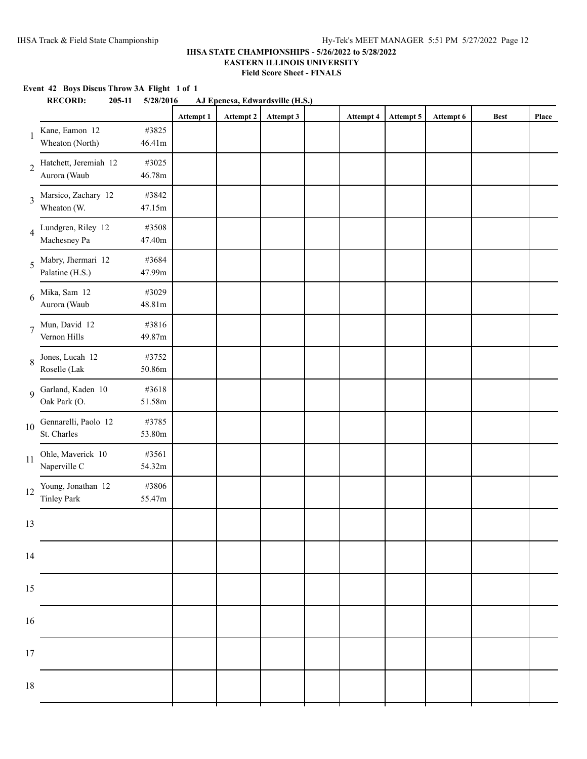### IHSA STATE CHAMPIONSHIPS - 5/26/2022 to 5/28/2022
### EASTERN ILLINOIS UNIVERSITY
### Field Score Sheet - FINALS

**Event 42 Boys Discus Throw 3A Flight 1 of 1**

**RECORD: 205-11 5/28/2016 AJ Epenesa, Edwardsville (H.S.)**

| | | | Attempt 1 | Attempt 2 | Attempt 3 | | Attempt 4 | Attempt 5 | Attempt 6 | Best | Place |
|---|---|---|---|---|---|---|---|---|---|---|---|
| 1 | Kane, Eamon 12<br>Wheaton (North) | #3825<br>46.41m | | | | | | | | | |
| 2 | Hatchett, Jeremiah 12<br>Aurora (Waub | #3025<br>46.78m | | | | | | | | | |
| 3 | Marsico, Zachary 12<br>Wheaton (W. | #3842<br>47.15m | | | | | | | | | |
| 4 | Lundgren, Riley 12<br>Machesney Pa | #3508<br>47.40m | | | | | | | | | |
| 5 | Mabry, Jhermari 12<br>Palatine (H.S.) | #3684<br>47.99m | | | | | | | | | |
| 6 | Mika, Sam 12<br>Aurora (Waub | #3029<br>48.81m | | | | | | | | | |
| 7 | Mun, David 12<br>Vernon Hills | #3816<br>49.87m | | | | | | | | | |
| 8 | Jones, Lucah 12<br>Roselle (Lak | #3752<br>50.86m | | | | | | | | | |
| 9 | Garland, Kaden 10<br>Oak Park (O. | #3618<br>51.58m | | | | | | | | | |
| 10 | Gennarelli, Paolo 12<br>St. Charles | #3785<br>53.80m | | | | | | | | | |
| 11 | Ohle, Maverick 10<br>Naperville C | #3561<br>54.32m | | | | | | | | | |
| 12 | Young, Jonathan 12<br>Tinley Park | #3806<br>55.47m | | | | | | | | | |
| 13 | | | | | | | | | | | |
| 14 | | | | | | | | | | | |
| 15 | | | | | | | | | | | |
| 16 | | | | | | | | | | | |
| 17 | | | | | | | | | | | |
| 18 | | | | | | | | | | | |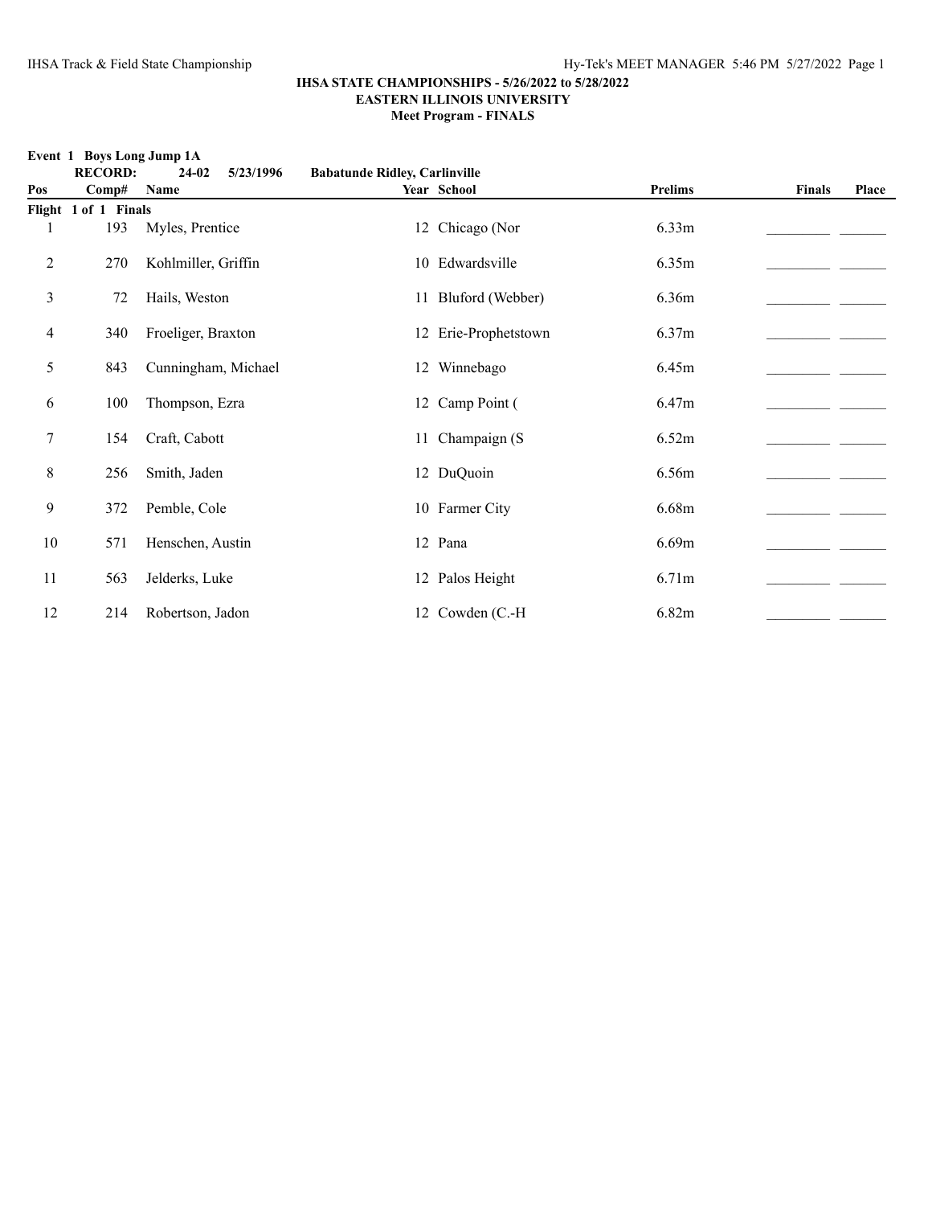**IHSA STATE CHAMPIONSHIPS - 5/26/2022 to 5/28/2022**
**EASTERN ILLINOIS UNIVERSITY**
**Meet Program - FINALS**

**Event 1 Boys Long Jump 1A**

**RECORD: 24-02 5/23/1996 Babatunde Ridley, Carlinville**

| Pos | Comp# | Name | Year | School | Prelims | Finals | Place |
|---|---|---|---|---|---|---|---|
| **Flight 1 of 1 Finals** | | | | | | | |
| 1 | 193 | Myles, Prentice | 12 | Chicago (Nor | 6.33m | _________ | _______ |
| 2 | 270 | Kohlmiller, Griffin | 10 | Edwardsville | 6.35m | _________ | _______ |
| 3 | 72 | Hails, Weston | 11 | Bluford (Webber) | 6.36m | _________ | _______ |
| 4 | 340 | Froeliger, Braxton | 12 | Erie-Prophetstown | 6.37m | _________ | _______ |
| 5 | 843 | Cunningham, Michael | 12 | Winnebago | 6.45m | _________ | _______ |
| 6 | 100 | Thompson, Ezra | 12 | Camp Point ( | 6.47m | _________ | _______ |
| 7 | 154 | Craft, Cabott | 11 | Champaign (S | 6.52m | _________ | _______ |
| 8 | 256 | Smith, Jaden | 12 | DuQuoin | 6.56m | _________ | _______ |
| 9 | 372 | Pemble, Cole | 10 | Farmer City | 6.68m | _________ | _______ |
| 10 | 571 | Henschen, Austin | 12 | Pana | 6.69m | _________ | _______ |
| 11 | 563 | Jelderks, Luke | 12 | Palos Height | 6.71m | _________ | _______ |
| 12 | 214 | Robertson, Jadon | 12 | Cowden (C.-H | 6.82m | _________ | _______ |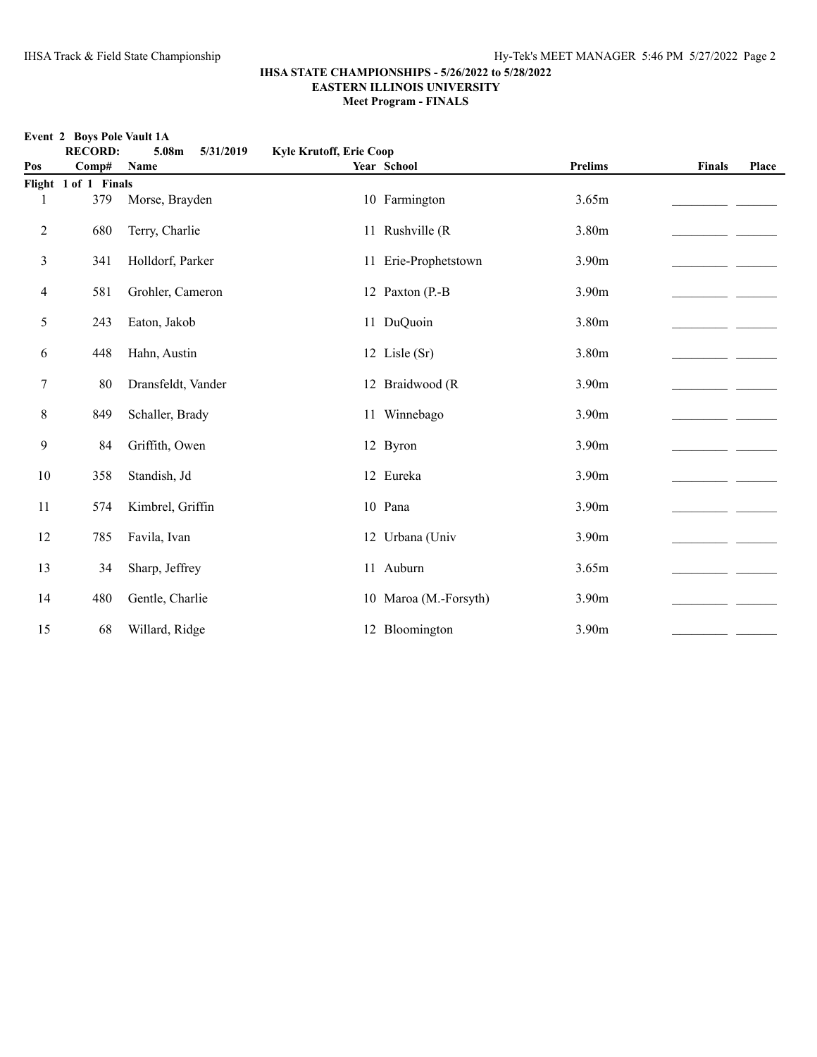**IHSA STATE CHAMPIONSHIPS - 5/26/2022 to 5/28/2022**
**EASTERN ILLINOIS UNIVERSITY**
**Meet Program - FINALS**

**Event 2 Boys Pole Vault 1A**

**RECORD: 5.08m 5/31/2019 Kyle Krutoff, Erie Coop**

| Pos | Comp# | Name | Year | School | Prelims | Finals | Place |
|---|---|---|---|---|---|---|---|
| **Flight 1 of 1 Finals** | | | | | | | |
| 1 | 379 | Morse, Brayden | 10 | Farmington | 3.65m | _________ | _______ |
| 2 | 680 | Terry, Charlie | 11 | Rushville (R | 3.80m | _________ | _______ |
| 3 | 341 | Holldorf, Parker | 11 | Erie-Prophetstown | 3.90m | _________ | _______ |
| 4 | 581 | Grohler, Cameron | 12 | Paxton (P.-B | 3.90m | _________ | _______ |
| 5 | 243 | Eaton, Jakob | 11 | DuQuoin | 3.80m | _________ | _______ |
| 6 | 448 | Hahn, Austin | 12 | Lisle (Sr) | 3.80m | _________ | _______ |
| 7 | 80 | Dransfeldt, Vander | 12 | Braidwood (R | 3.90m | _________ | _______ |
| 8 | 849 | Schaller, Brady | 11 | Winnebago | 3.90m | _________ | _______ |
| 9 | 84 | Griffith, Owen | 12 | Byron | 3.90m | _________ | _______ |
| 10 | 358 | Standish, Jd | 12 | Eureka | 3.90m | _________ | _______ |
| 11 | 574 | Kimbrel, Griffin | 10 | Pana | 3.90m | _________ | _______ |
| 12 | 785 | Favila, Ivan | 12 | Urbana (Univ | 3.90m | _________ | _______ |
| 13 | 34 | Sharp, Jeffrey | 11 | Auburn | 3.65m | _________ | _______ |
| 14 | 480 | Gentle, Charlie | 10 | Maroa (M.-Forsyth) | 3.90m | _________ | _______ |
| 15 | 68 | Willard, Ridge | 12 | Bloomington | 3.90m | _________ | _______ |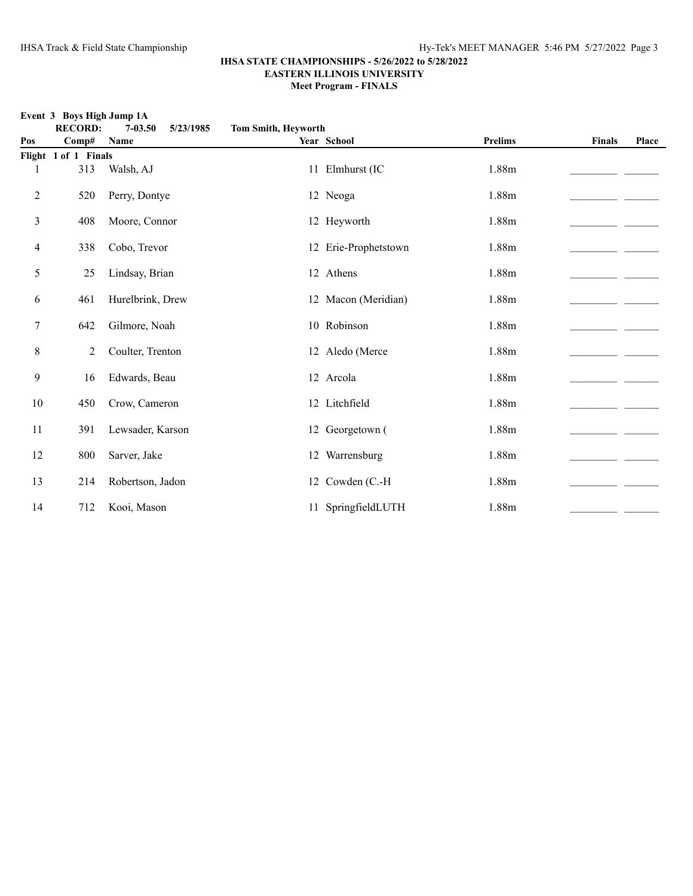## IHSA STATE CHAMPIONSHIPS - 5/26/2022 to 5/28/2022
## EASTERN ILLINOIS UNIVERSITY
## Meet Program - FINALS

**Event 3 Boys High Jump 1A**

**RECORD: 7-03.50 5/23/1985 Tom Smith, Heyworth**

| Pos | Comp# | Name | Year | School | Prelims | Finals | Place |
|---|---|---|---|---|---|---|---|
| **Flight 1 of 1 Finals** | | | | | | | |
| 1 | 313 | Walsh, AJ | 11 | Elmhurst (IC | 1.88m | _________ | _______ |
| 2 | 520 | Perry, Dontye | 12 | Neoga | 1.88m | _________ | _______ |
| 3 | 408 | Moore, Connor | 12 | Heyworth | 1.88m | _________ | _______ |
| 4 | 338 | Cobo, Trevor | 12 | Erie-Prophetstown | 1.88m | _________ | _______ |
| 5 | 25 | Lindsay, Brian | 12 | Athens | 1.88m | _________ | _______ |
| 6 | 461 | Hurelbrink, Drew | 12 | Macon (Meridian) | 1.88m | _________ | _______ |
| 7 | 642 | Gilmore, Noah | 10 | Robinson | 1.88m | _________ | _______ |
| 8 | 2 | Coulter, Trenton | 12 | Aledo (Merce | 1.88m | _________ | _______ |
| 9 | 16 | Edwards, Beau | 12 | Arcola | 1.88m | _________ | _______ |
| 10 | 450 | Crow, Cameron | 12 | Litchfield | 1.88m | _________ | _______ |
| 11 | 391 | Lewsader, Karson | 12 | Georgetown ( | 1.88m | _________ | _______ |
| 12 | 800 | Sarver, Jake | 12 | Warrensburg | 1.88m | _________ | _______ |
| 13 | 214 | Robertson, Jadon | 12 | Cowden (C.-H | 1.88m | _________ | _______ |
| 14 | 712 | Kooi, Mason | 11 | SpringfieldLUTH | 1.88m | _________ | _______ |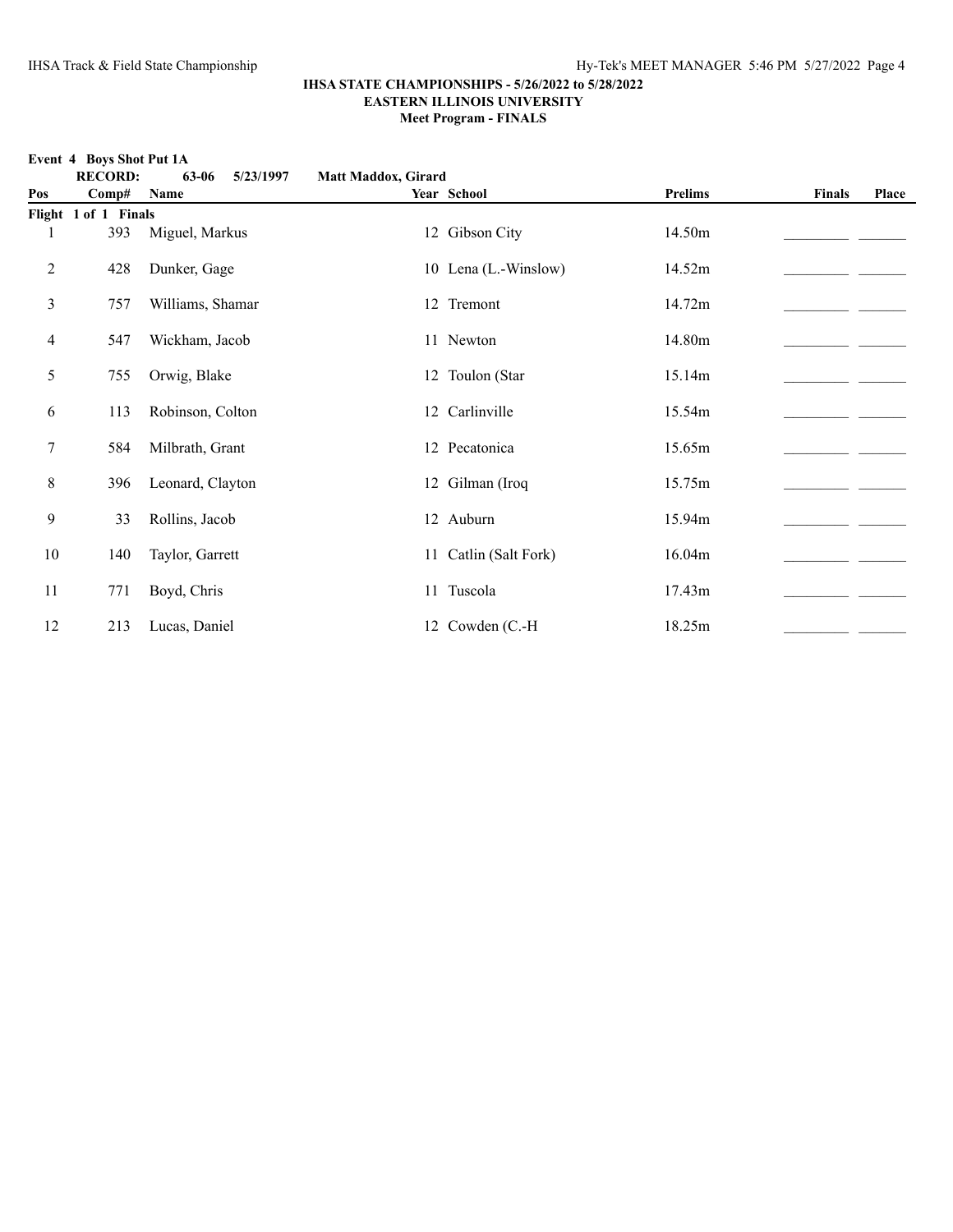**IHSA STATE CHAMPIONSHIPS - 5/26/2022 to 5/28/2022**
**EASTERN ILLINOIS UNIVERSITY**
**Meet Program - FINALS**

**Event 4 Boys Shot Put 1A**

**RECORD: 63-06 5/23/1997 Matt Maddox, Girard**

| Pos | Comp# | Name | Year | School | Prelims | Finals | Place |
|---|---|---|---|---|---|---|---|
| **Flight 1 of 1 Finals** | | | | | | | |
| 1 | 393 | Miguel, Markus | 12 | Gibson City | 14.50m | _________ | _______ |
| 2 | 428 | Dunker, Gage | 10 | Lena (L.-Winslow) | 14.52m | _________ | _______ |
| 3 | 757 | Williams, Shamar | 12 | Tremont | 14.72m | _________ | _______ |
| 4 | 547 | Wickham, Jacob | 11 | Newton | 14.80m | _________ | _______ |
| 5 | 755 | Orwig, Blake | 12 | Toulon (Star | 15.14m | _________ | _______ |
| 6 | 113 | Robinson, Colton | 12 | Carlinville | 15.54m | _________ | _______ |
| 7 | 584 | Milbrath, Grant | 12 | Pecatonica | 15.65m | _________ | _______ |
| 8 | 396 | Leonard, Clayton | 12 | Gilman (Iroq | 15.75m | _________ | _______ |
| 9 | 33 | Rollins, Jacob | 12 | Auburn | 15.94m | _________ | _______ |
| 10 | 140 | Taylor, Garrett | 11 | Catlin (Salt Fork) | 16.04m | _________ | _______ |
| 11 | 771 | Boyd, Chris | 11 | Tuscola | 17.43m | _________ | _______ |
| 12 | 213 | Lucas, Daniel | 12 | Cowden (C.-H | 18.25m | _________ | _______ |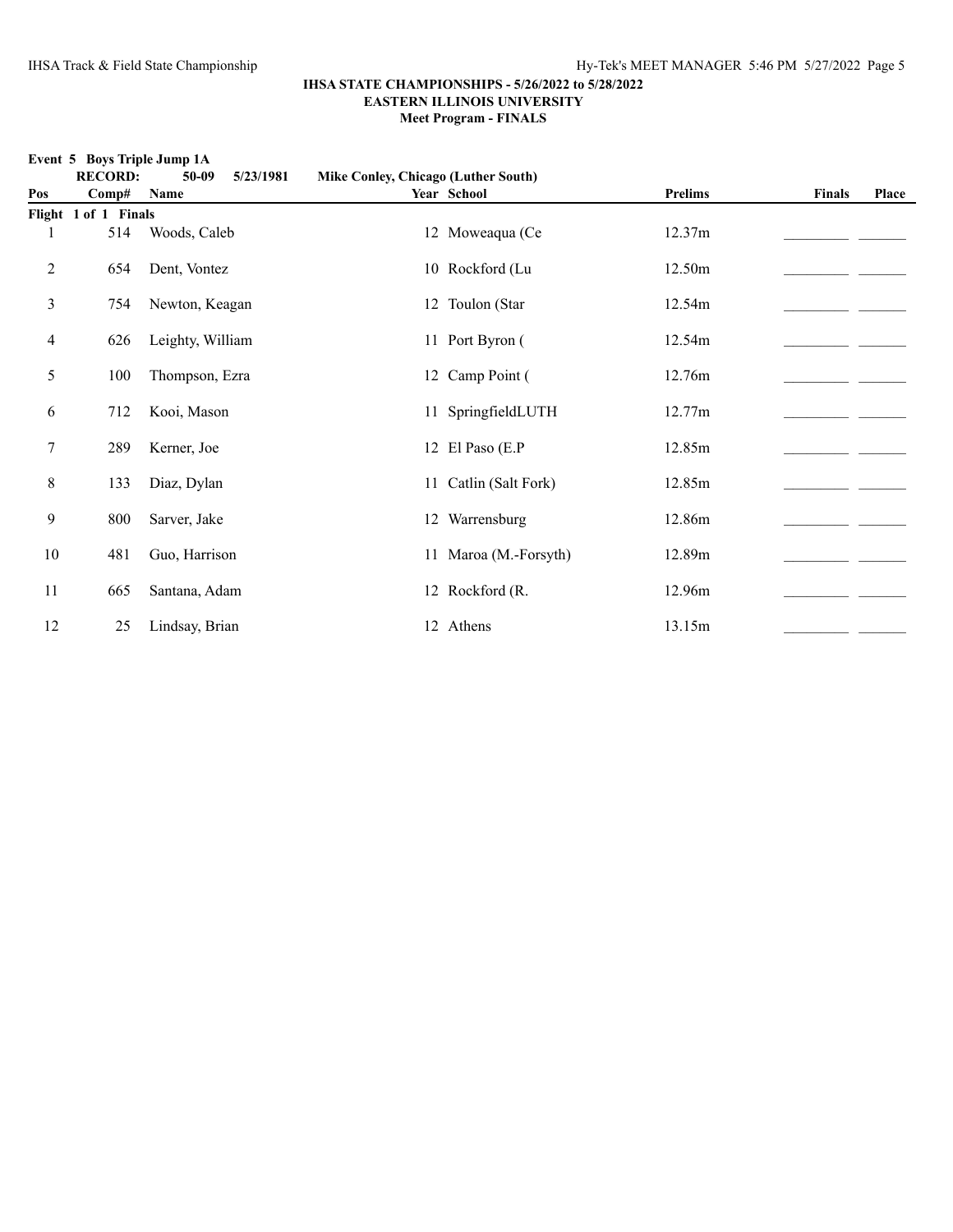**IHSA STATE CHAMPIONSHIPS - 5/26/2022 to 5/28/2022**
**EASTERN ILLINOIS UNIVERSITY**
**Meet Program - FINALS**

**Event 5 Boys Triple Jump 1A**

**RECORD: 50-09 5/23/1981 Mike Conley, Chicago (Luther South)**

| Pos | Comp# | Name | Year | School | Prelims | Finals | Place |
|---|---|---|---|---|---|---|---|
| **Flight 1 of 1 Finals** | | | | | | | |
| 1 | 514 | Woods, Caleb | 12 | Moweaqua (Ce | 12.37m | _________ | _______ |
| 2 | 654 | Dent, Vontez | 10 | Rockford (Lu | 12.50m | _________ | _______ |
| 3 | 754 | Newton, Keagan | 12 | Toulon (Star | 12.54m | _________ | _______ |
| 4 | 626 | Leighty, William | 11 | Port Byron ( | 12.54m | _________ | _______ |
| 5 | 100 | Thompson, Ezra | 12 | Camp Point ( | 12.76m | _________ | _______ |
| 6 | 712 | Kooi, Mason | 11 | SpringfieldLUTH | 12.77m | _________ | _______ |
| 7 | 289 | Kerner, Joe | 12 | El Paso (E.P | 12.85m | _________ | _______ |
| 8 | 133 | Diaz, Dylan | 11 | Catlin (Salt Fork) | 12.85m | _________ | _______ |
| 9 | 800 | Sarver, Jake | 12 | Warrensburg | 12.86m | _________ | _______ |
| 10 | 481 | Guo, Harrison | 11 | Maroa (M.-Forsyth) | 12.89m | _________ | _______ |
| 11 | 665 | Santana, Adam | 12 | Rockford (R. | 12.96m | _________ | _______ |
| 12 | 25 | Lindsay, Brian | 12 | Athens | 13.15m | _________ | _______ |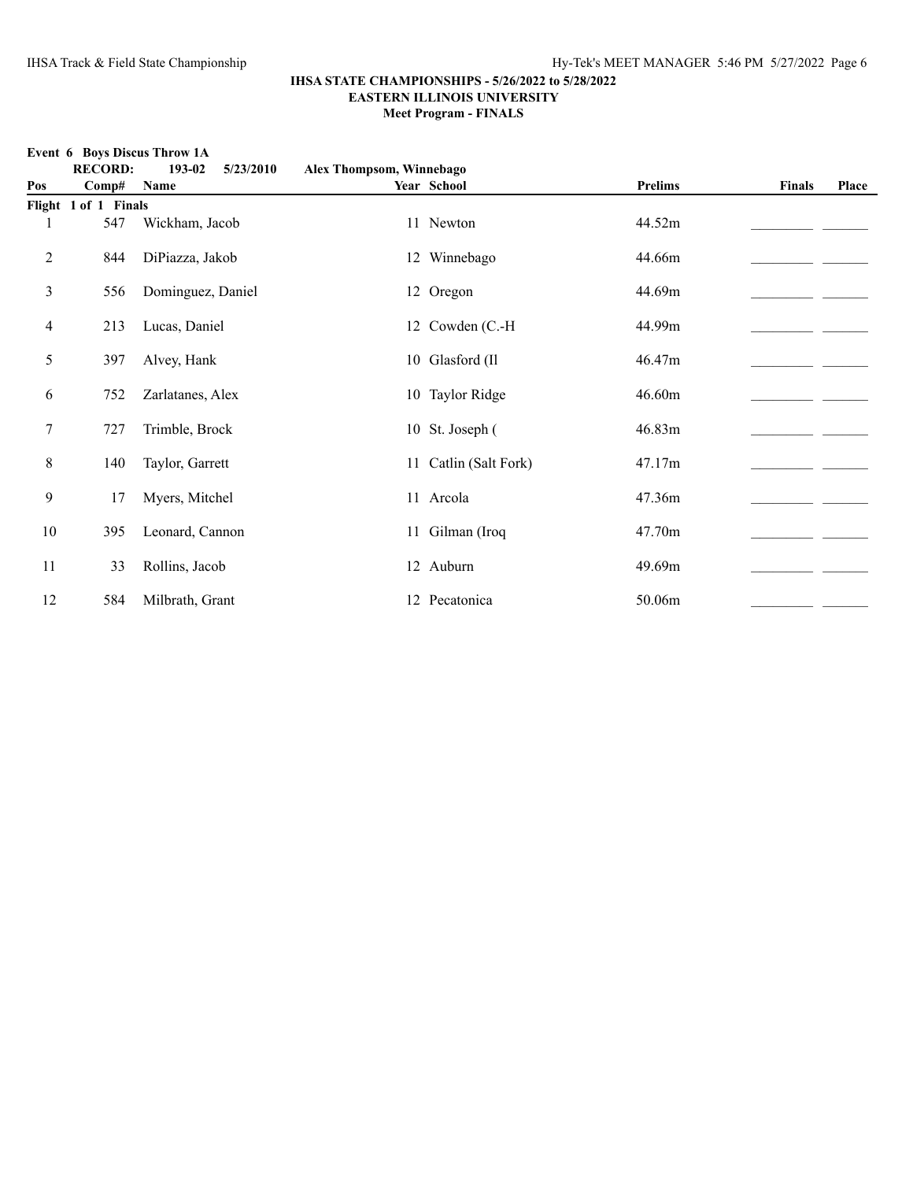**IHSA STATE CHAMPIONSHIPS - 5/26/2022 to 5/28/2022**
**EASTERN ILLINOIS UNIVERSITY**
**Meet Program - FINALS**

**Event 6 Boys Discus Throw 1A**

**RECORD: 193-02 5/23/2010 Alex Thompsom, Winnebago**

| Pos | Comp# | Name | Year | School | Prelims | Finals | Place |
|---|---|---|---|---|---|---|---|
| **Flight 1 of 1 Finals** | | | | | | | |
| 1 | 547 | Wickham, Jacob | 11 | Newton | 44.52m | | |
| 2 | 844 | DiPiazza, Jakob | 12 | Winnebago | 44.66m | | |
| 3 | 556 | Dominguez, Daniel | 12 | Oregon | 44.69m | | |
| 4 | 213 | Lucas, Daniel | 12 | Cowden (C.-H | 44.99m | | |
| 5 | 397 | Alvey, Hank | 10 | Glasford (Il | 46.47m | | |
| 6 | 752 | Zarlatanes, Alex | 10 | Taylor Ridge | 46.60m | | |
| 7 | 727 | Trimble, Brock | 10 | St. Joseph ( | 46.83m | | |
| 8 | 140 | Taylor, Garrett | 11 | Catlin (Salt Fork) | 47.17m | | |
| 9 | 17 | Myers, Mitchel | 11 | Arcola | 47.36m | | |
| 10 | 395 | Leonard, Cannon | 11 | Gilman (Iroq | 47.70m | | |
| 11 | 33 | Rollins, Jacob | 12 | Auburn | 49.69m | | |
| 12 | 584 | Milbrath, Grant | 12 | Pecatonica | 50.06m | | |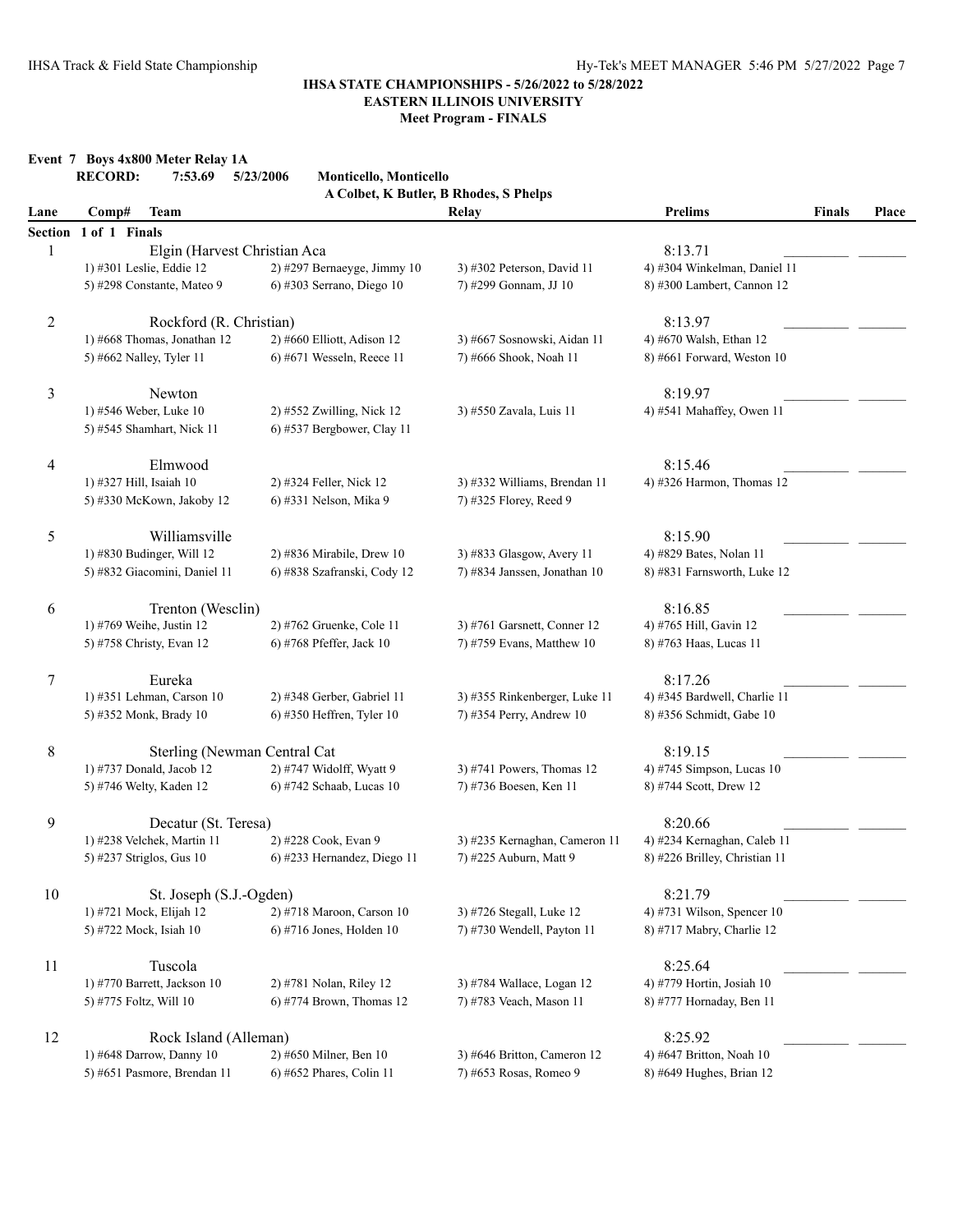## IHSA STATE CHAMPIONSHIPS - 5/26/2022 to 5/28/2022
## EASTERN ILLINOIS UNIVERSITY
### Meet Program - FINALS

**Event 7 Boys 4x800 Meter Relay 1A**

**RECORD: 7:53.69 5/23/2006 Monticello, Monticello**
**A Colbet, K Butler, B Rhodes, S Phelps**

| Lane | Comp# Team | | Relay | Prelims | Finals | Place |
|---|---|---|---|---|---|---|
| **Section 1 of 1 Finals** | | | | | | |
| 1 | Elgin (Harvest Christian Aca | | | 8:13.71 | _________ | _______ |
| | 1) #301 Leslie, Eddie 12 | 2) #297 Bernaeyge, Jimmy 10 | 3) #302 Peterson, David 11 | 4) #304 Winkelman, Daniel 11 | | |
| | 5) #298 Constante, Mateo 9 | 6) #303 Serrano, Diego 10 | 7) #299 Gonnam, JJ 10 | 8) #300 Lambert, Cannon 12 | | |
| 2 | Rockford (R. Christian) | | | 8:13.97 | _________ | _______ |
| | 1) #668 Thomas, Jonathan 12 | 2) #660 Elliott, Adison 12 | 3) #667 Sosnowski, Aidan 11 | 4) #670 Walsh, Ethan 12 | | |
| | 5) #662 Nalley, Tyler 11 | 6) #671 Wesseln, Reece 11 | 7) #666 Shook, Noah 11 | 8) #661 Forward, Weston 10 | | |
| 3 | Newton | | | 8:19.97 | _________ | _______ |
| | 1) #546 Weber, Luke 10 | 2) #552 Zwilling, Nick 12 | 3) #550 Zavala, Luis 11 | 4) #541 Mahaffey, Owen 11 | | |
| | 5) #545 Shamhart, Nick 11 | 6) #537 Bergbower, Clay 11 | | | | |
| 4 | Elmwood | | | 8:15.46 | _________ | _______ |
| | 1) #327 Hill, Isaiah 10 | 2) #324 Feller, Nick 12 | 3) #332 Williams, Brendan 11 | 4) #326 Harmon, Thomas 12 | | |
| | 5) #330 McKown, Jakoby 12 | 6) #331 Nelson, Mika 9 | 7) #325 Florey, Reed 9 | | | |
| 5 | Williamsville | | | 8:15.90 | _________ | _______ |
| | 1) #830 Budinger, Will 12 | 2) #836 Mirabile, Drew 10 | 3) #833 Glasgow, Avery 11 | 4) #829 Bates, Nolan 11 | | |
| | 5) #832 Giacomini, Daniel 11 | 6) #838 Szafranski, Cody 12 | 7) #834 Janssen, Jonathan 10 | 8) #831 Farnsworth, Luke 12 | | |
| 6 | Trenton (Wesclin) | | | 8:16.85 | _________ | _______ |
| | 1) #769 Weihe, Justin 12 | 2) #762 Gruenke, Cole 11 | 3) #761 Garsnett, Conner 12 | 4) #765 Hill, Gavin 12 | | |
| | 5) #758 Christy, Evan 12 | 6) #768 Pfeffer, Jack 10 | 7) #759 Evans, Matthew 10 | 8) #763 Haas, Lucas 11 | | |
| 7 | Eureka | | | 8:17.26 | _________ | _______ |
| | 1) #351 Lehman, Carson 10 | 2) #348 Gerber, Gabriel 11 | 3) #355 Rinkenberger, Luke 11 | 4) #345 Bardwell, Charlie 11 | | |
| | 5) #352 Monk, Brady 10 | 6) #350 Heffren, Tyler 10 | 7) #354 Perry, Andrew 10 | 8) #356 Schmidt, Gabe 10 | | |
| 8 | Sterling (Newman Central Cat | | | 8:19.15 | _________ | _______ |
| | 1) #737 Donald, Jacob 12 | 2) #747 Widolff, Wyatt 9 | 3) #741 Powers, Thomas 12 | 4) #745 Simpson, Lucas 10 | | |
| | 5) #746 Welty, Kaden 12 | 6) #742 Schaab, Lucas 10 | 7) #736 Boesen, Ken 11 | 8) #744 Scott, Drew 12 | | |
| 9 | Decatur (St. Teresa) | | | 8:20.66 | _________ | _______ |
| | 1) #238 Velchek, Martin 11 | 2) #228 Cook, Evan 9 | 3) #235 Kernaghan, Cameron 11 | 4) #234 Kernaghan, Caleb 11 | | |
| | 5) #237 Striglos, Gus 10 | 6) #233 Hernandez, Diego 11 | 7) #225 Auburn, Matt 9 | 8) #226 Brilley, Christian 11 | | |
| 10 | St. Joseph (S.J.-Ogden) | | | 8:21.79 | _________ | _______ |
| | 1) #721 Mock, Elijah 12 | 2) #718 Maroon, Carson 10 | 3) #726 Stegall, Luke 12 | 4) #731 Wilson, Spencer 10 | | |
| | 5) #722 Mock, Isiah 10 | 6) #716 Jones, Holden 10 | 7) #730 Wendell, Payton 11 | 8) #717 Mabry, Charlie 12 | | |
| 11 | Tuscola | | | 8:25.64 | _________ | _______ |
| | 1) #770 Barrett, Jackson 10 | 2) #781 Nolan, Riley 12 | 3) #784 Wallace, Logan 12 | 4) #779 Hortin, Josiah 10 | | |
| | 5) #775 Foltz, Will 10 | 6) #774 Brown, Thomas 12 | 7) #783 Veach, Mason 11 | 8) #777 Hornaday, Ben 11 | | |
| 12 | Rock Island (Alleman) | | | 8:25.92 | _________ | _______ |
| | 1) #648 Darrow, Danny 10 | 2) #650 Milner, Ben 10 | 3) #646 Britton, Cameron 12 | 4) #647 Britton, Noah 10 | | |
| | 5) #651 Pasmore, Brendan 11 | 6) #652 Phares, Colin 11 | 7) #653 Rosas, Romeo 9 | 8) #649 Hughes, Brian 12 | | |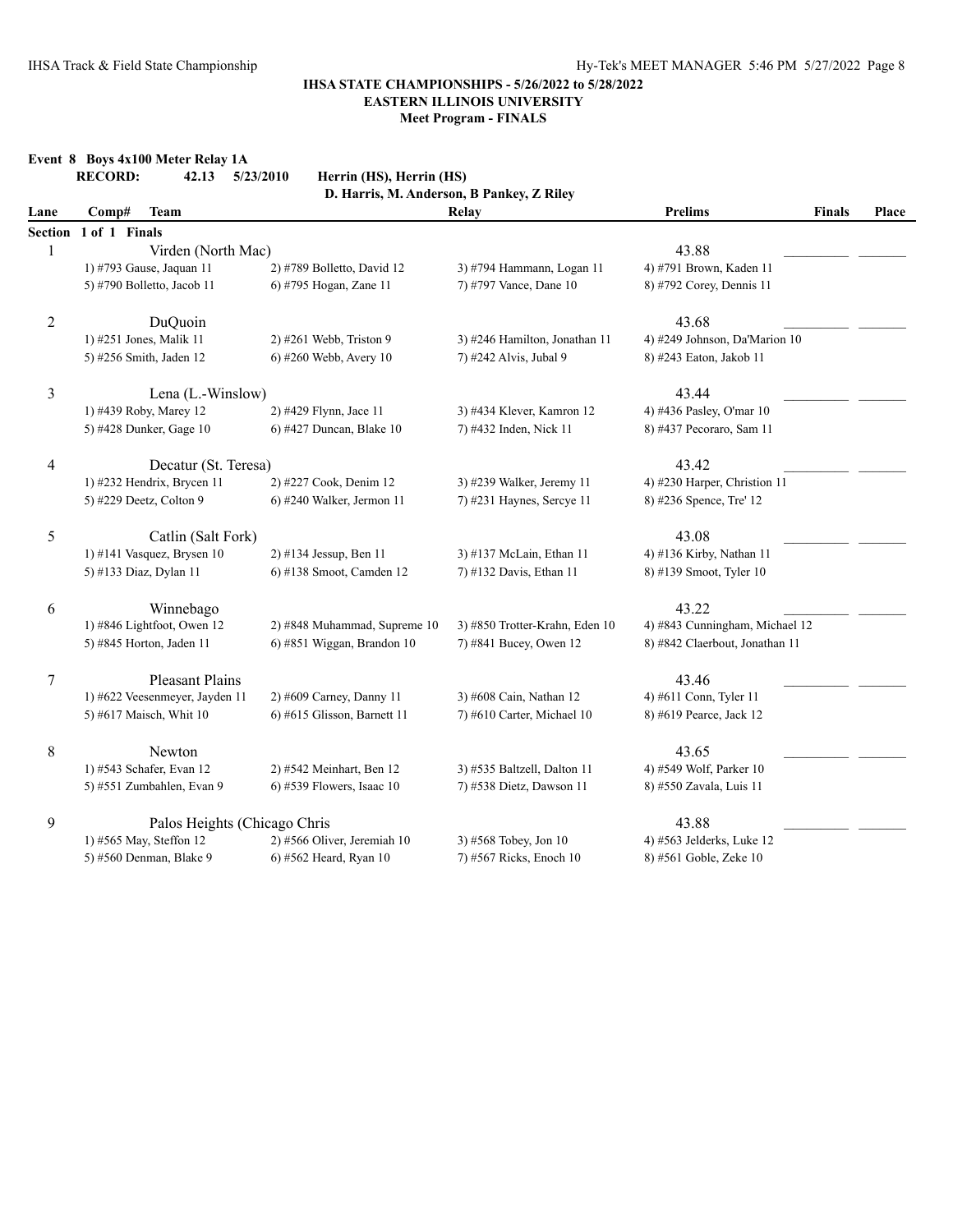**IHSA STATE CHAMPIONSHIPS - 5/26/2022 to 5/28/2022**
**EASTERN ILLINOIS UNIVERSITY**
**Meet Program - FINALS**

**Event 8 Boys 4x100 Meter Relay 1A**

**RECORD: 42.13 5/23/2010 Herrin (HS), Herrin (HS)**
**D. Harris, M. Anderson, B Pankey, Z Riley**

| Lane | Comp# Team | | Relay | Prelims | Finals | Place |
|---|---|---|---|---|---|---|
| **Section 1 of 1 Finals** | | | | | | |
| 1 | Virden (North Mac) | | | 43.88 | _________ | _______ |
| | 1) #793 Gause, Jaquan 11 | 2) #789 Bolletto, David 12 | 3) #794 Hammann, Logan 11 | 4) #791 Brown, Kaden 11 | | |
| | 5) #790 Bolletto, Jacob 11 | 6) #795 Hogan, Zane 11 | 7) #797 Vance, Dane 10 | 8) #792 Corey, Dennis 11 | | |
| 2 | DuQuoin | | | 43.68 | _________ | _______ |
| | 1) #251 Jones, Malik 11 | 2) #261 Webb, Triston 9 | 3) #246 Hamilton, Jonathan 11 | 4) #249 Johnson, Da'Marion 10 | | |
| | 5) #256 Smith, Jaden 12 | 6) #260 Webb, Avery 10 | 7) #242 Alvis, Jubal 9 | 8) #243 Eaton, Jakob 11 | | |
| 3 | Lena (L.-Winslow) | | | 43.44 | _________ | _______ |
| | 1) #439 Roby, Marey 12 | 2) #429 Flynn, Jace 11 | 3) #434 Klever, Kamron 12 | 4) #436 Pasley, O'mar 10 | | |
| | 5) #428 Dunker, Gage 10 | 6) #427 Duncan, Blake 10 | 7) #432 Inden, Nick 11 | 8) #437 Pecoraro, Sam 11 | | |
| 4 | Decatur (St. Teresa) | | | 43.42 | _________ | _______ |
| | 1) #232 Hendrix, Brycen 11 | 2) #227 Cook, Denim 12 | 3) #239 Walker, Jeremy 11 | 4) #230 Harper, Christion 11 | | |
| | 5) #229 Deetz, Colton 9 | 6) #240 Walker, Jermon 11 | 7) #231 Haynes, Sercye 11 | 8) #236 Spence, Tre' 12 | | |
| 5 | Catlin (Salt Fork) | | | 43.08 | _________ | _______ |
| | 1) #141 Vasquez, Brysen 10 | 2) #134 Jessup, Ben 11 | 3) #137 McLain, Ethan 11 | 4) #136 Kirby, Nathan 11 | | |
| | 5) #133 Diaz, Dylan 11 | 6) #138 Smoot, Camden 12 | 7) #132 Davis, Ethan 11 | 8) #139 Smoot, Tyler 10 | | |
| 6 | Winnebago | | | 43.22 | _________ | _______ |
| | 1) #846 Lightfoot, Owen 12 | 2) #848 Muhammad, Supreme 10 | 3) #850 Trotter-Krahn, Eden 10 | 4) #843 Cunningham, Michael 12 | | |
| | 5) #845 Horton, Jaden 11 | 6) #851 Wiggan, Brandon 10 | 7) #841 Bucey, Owen 12 | 8) #842 Claerbout, Jonathan 11 | | |
| 7 | Pleasant Plains | | | 43.46 | _________ | _______ |
| | 1) #622 Veesenmeyer, Jayden 11 | 2) #609 Carney, Danny 11 | 3) #608 Cain, Nathan 12 | 4) #611 Conn, Tyler 11 | | |
| | 5) #617 Maisch, Whit 10 | 6) #615 Glisson, Barnett 11 | 7) #610 Carter, Michael 10 | 8) #619 Pearce, Jack 12 | | |
| 8 | Newton | | | 43.65 | _________ | _______ |
| | 1) #543 Schafer, Evan 12 | 2) #542 Meinhart, Ben 12 | 3) #535 Baltzell, Dalton 11 | 4) #549 Wolf, Parker 10 | | |
| | 5) #551 Zumbahlen, Evan 9 | 6) #539 Flowers, Isaac 10 | 7) #538 Dietz, Dawson 11 | 8) #550 Zavala, Luis 11 | | |
| 9 | Palos Heights (Chicago Chris | | | 43.88 | _________ | _______ |
| | 1) #565 May, Steffon 12 | 2) #566 Oliver, Jeremiah 10 | 3) #568 Tobey, Jon 10 | 4) #563 Jelderks, Luke 12 | | |
| | 5) #560 Denman, Blake 9 | 6) #562 Heard, Ryan 10 | 7) #567 Ricks, Enoch 10 | 8) #561 Goble, Zeke 10 | | |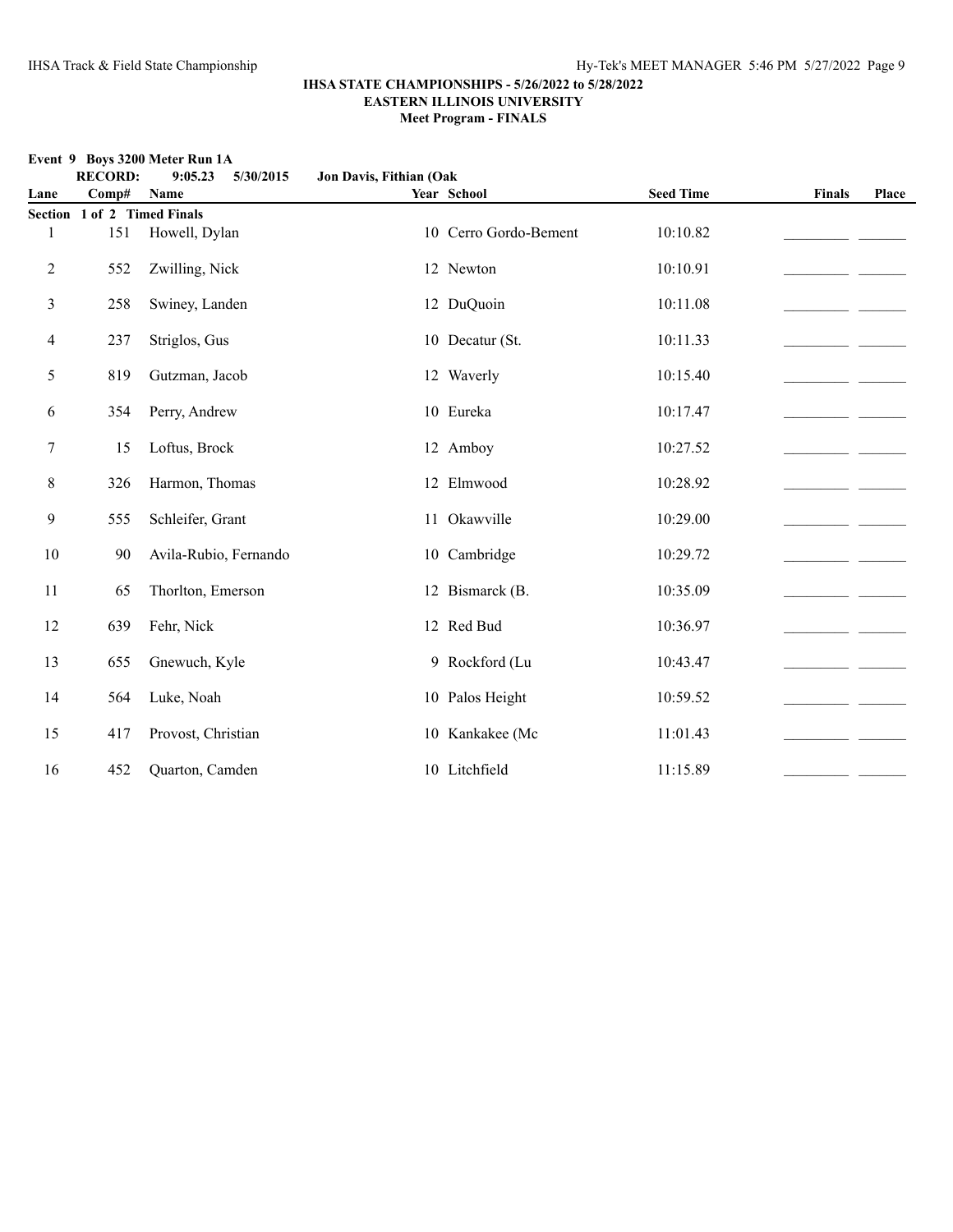## IHSA STATE CHAMPIONSHIPS - 5/26/2022 to 5/28/2022
## EASTERN ILLINOIS UNIVERSITY
### Meet Program - FINALS

**Event 9 Boys 3200 Meter Run 1A**

**RECORD: 9:05.23 5/30/2015 Jon Davis, Fithian (Oak**

| Lane | Comp# | Name | Year | School | Seed Time | Finals | Place |
|---|---|---|---|---|---|---|---|
| **Section 1 of 2 Timed Finals** | | | | | | | |
| 1 | 151 | Howell, Dylan | 10 | Cerro Gordo-Bement | 10:10.82 | _________ | _______ |
| 2 | 552 | Zwilling, Nick | 12 | Newton | 10:10.91 | _________ | _______ |
| 3 | 258 | Swiney, Landen | 12 | DuQuoin | 10:11.08 | _________ | _______ |
| 4 | 237 | Striglos, Gus | 10 | Decatur (St. | 10:11.33 | _________ | _______ |
| 5 | 819 | Gutzman, Jacob | 12 | Waverly | 10:15.40 | _________ | _______ |
| 6 | 354 | Perry, Andrew | 10 | Eureka | 10:17.47 | _________ | _______ |
| 7 | 15 | Loftus, Brock | 12 | Amboy | 10:27.52 | _________ | _______ |
| 8 | 326 | Harmon, Thomas | 12 | Elmwood | 10:28.92 | _________ | _______ |
| 9 | 555 | Schleifer, Grant | 11 | Okawville | 10:29.00 | _________ | _______ |
| 10 | 90 | Avila-Rubio, Fernando | 10 | Cambridge | 10:29.72 | _________ | _______ |
| 11 | 65 | Thorlton, Emerson | 12 | Bismarck (B. | 10:35.09 | _________ | _______ |
| 12 | 639 | Fehr, Nick | 12 | Red Bud | 10:36.97 | _________ | _______ |
| 13 | 655 | Gnewuch, Kyle | 9 | Rockford (Lu | 10:43.47 | _________ | _______ |
| 14 | 564 | Luke, Noah | 10 | Palos Height | 10:59.52 | _________ | _______ |
| 15 | 417 | Provost, Christian | 10 | Kankakee (Mc | 11:01.43 | _________ | _______ |
| 16 | 452 | Quarton, Camden | 10 | Litchfield | 11:15.89 | _________ | _______ |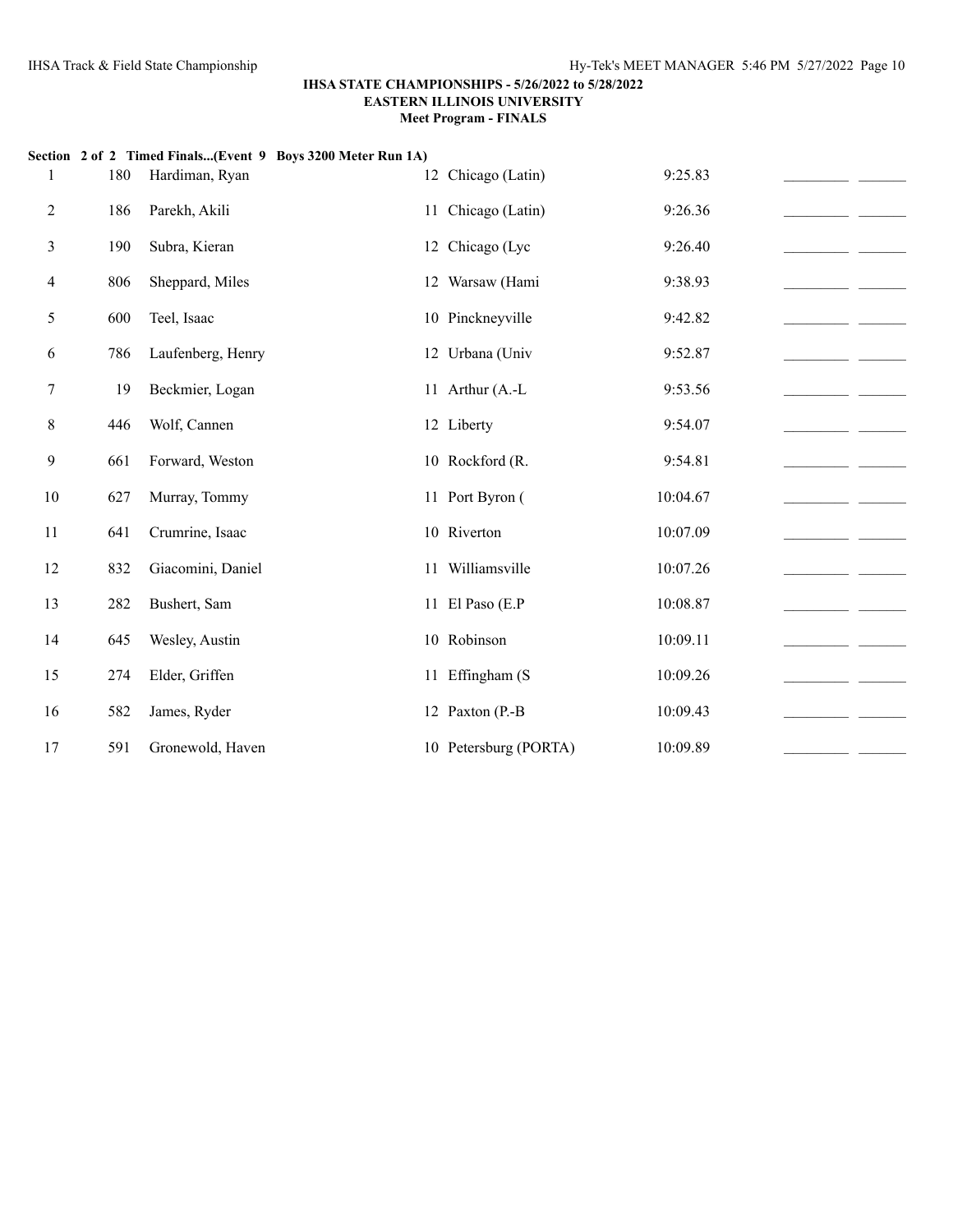**IHSA STATE CHAMPIONSHIPS - 5/26/2022 to 5/28/2022**
**EASTERN ILLINOIS UNIVERSITY**
**Meet Program - FINALS**

**Section 2 of 2 Timed Finals...(Event 9 Boys 3200 Meter Run 1A)**

| Lane | No. | Name | Yr | School | Seed | | |
|---|---|---|---|---|---|---|---|
| 1 | 180 | Hardiman, Ryan | 12 | Chicago (Latin) | 9:25.83 | _________ | _______ |
| 2 | 186 | Parekh, Akili | 11 | Chicago (Latin) | 9:26.36 | _________ | _______ |
| 3 | 190 | Subra, Kieran | 12 | Chicago (Lyc | 9:26.40 | _________ | _______ |
| 4 | 806 | Sheppard, Miles | 12 | Warsaw (Hami | 9:38.93 | _________ | _______ |
| 5 | 600 | Teel, Isaac | 10 | Pinckneyville | 9:42.82 | _________ | _______ |
| 6 | 786 | Laufenberg, Henry | 12 | Urbana (Univ | 9:52.87 | _________ | _______ |
| 7 | 19 | Beckmier, Logan | 11 | Arthur (A.-L | 9:53.56 | _________ | _______ |
| 8 | 446 | Wolf, Cannen | 12 | Liberty | 9:54.07 | _________ | _______ |
| 9 | 661 | Forward, Weston | 10 | Rockford (R. | 9:54.81 | _________ | _______ |
| 10 | 627 | Murray, Tommy | 11 | Port Byron ( | 10:04.67 | _________ | _______ |
| 11 | 641 | Crumrine, Isaac | 10 | Riverton | 10:07.09 | _________ | _______ |
| 12 | 832 | Giacomini, Daniel | 11 | Williamsville | 10:07.26 | _________ | _______ |
| 13 | 282 | Bushert, Sam | 11 | El Paso (E.P | 10:08.87 | _________ | _______ |
| 14 | 645 | Wesley, Austin | 10 | Robinson | 10:09.11 | _________ | _______ |
| 15 | 274 | Elder, Griffen | 11 | Effingham (S | 10:09.26 | _________ | _______ |
| 16 | 582 | James, Ryder | 12 | Paxton (P.-B | 10:09.43 | _________ | _______ |
| 17 | 591 | Gronewold, Haven | 10 | Petersburg (PORTA) | 10:09.89 | _________ | _______ |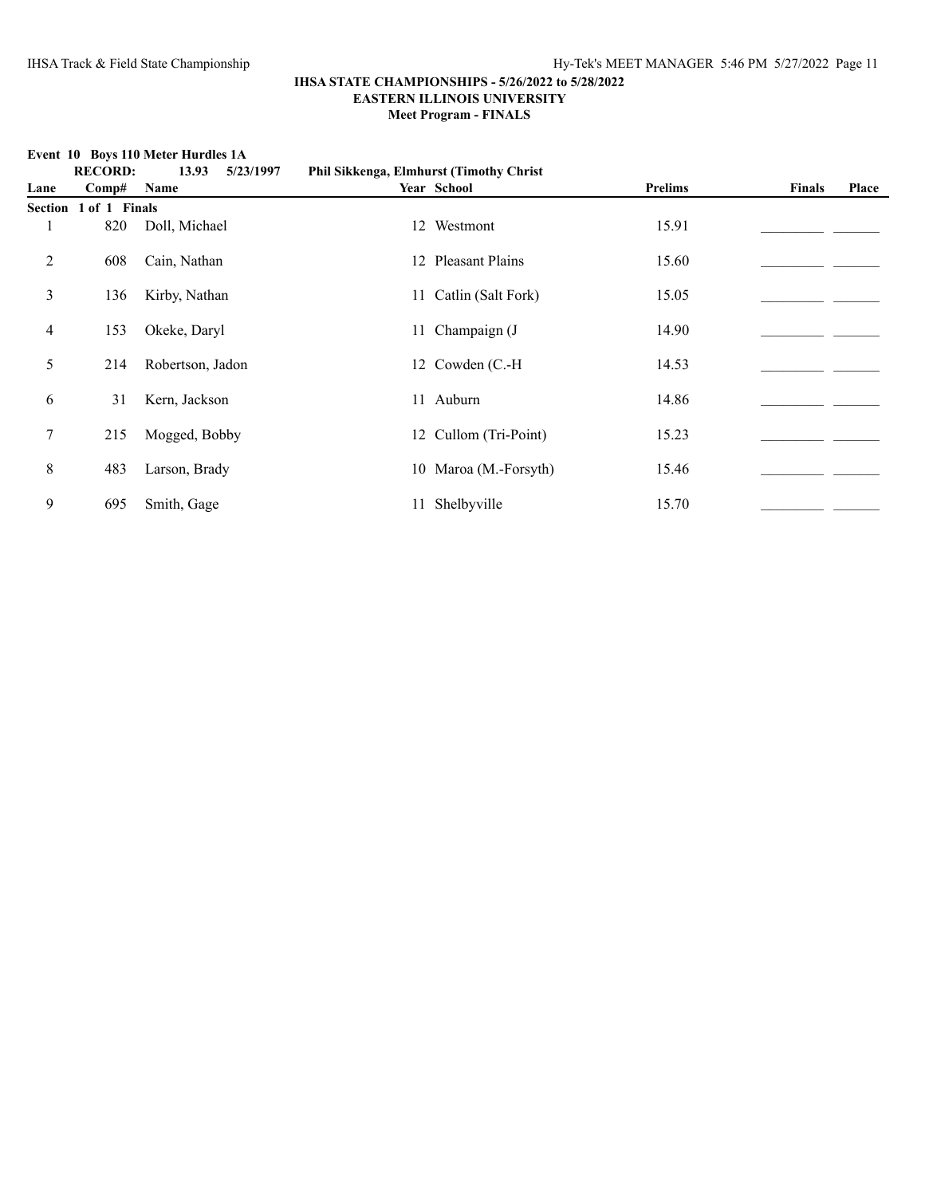**IHSA STATE CHAMPIONSHIPS - 5/26/2022 to 5/28/2022**
**EASTERN ILLINOIS UNIVERSITY**
**Meet Program - FINALS**

**Event 10 Boys 110 Meter Hurdles 1A**

**RECORD: 13.93 5/23/1997 Phil Sikkenga, Elmhurst (Timothy Christ**

| Lane | Comp# | Name | Year | School | Prelims | Finals | Place |
|---|---|---|---|---|---|---|---|
| **Section 1 of 1 Finals** | | | | | | | |
| 1 | 820 | Doll, Michael | 12 | Westmont | 15.91 | _________ | _______ |
| 2 | 608 | Cain, Nathan | 12 | Pleasant Plains | 15.60 | _________ | _______ |
| 3 | 136 | Kirby, Nathan | 11 | Catlin (Salt Fork) | 15.05 | _________ | _______ |
| 4 | 153 | Okeke, Daryl | 11 | Champaign (J | 14.90 | _________ | _______ |
| 5 | 214 | Robertson, Jadon | 12 | Cowden (C.-H | 14.53 | _________ | _______ |
| 6 | 31 | Kern, Jackson | 11 | Auburn | 14.86 | _________ | _______ |
| 7 | 215 | Mogged, Bobby | 12 | Cullom (Tri-Point) | 15.23 | _________ | _______ |
| 8 | 483 | Larson, Brady | 10 | Maroa (M.-Forsyth) | 15.46 | _________ | _______ |
| 9 | 695 | Smith, Gage | 11 | Shelbyville | 15.70 | _________ | _______ |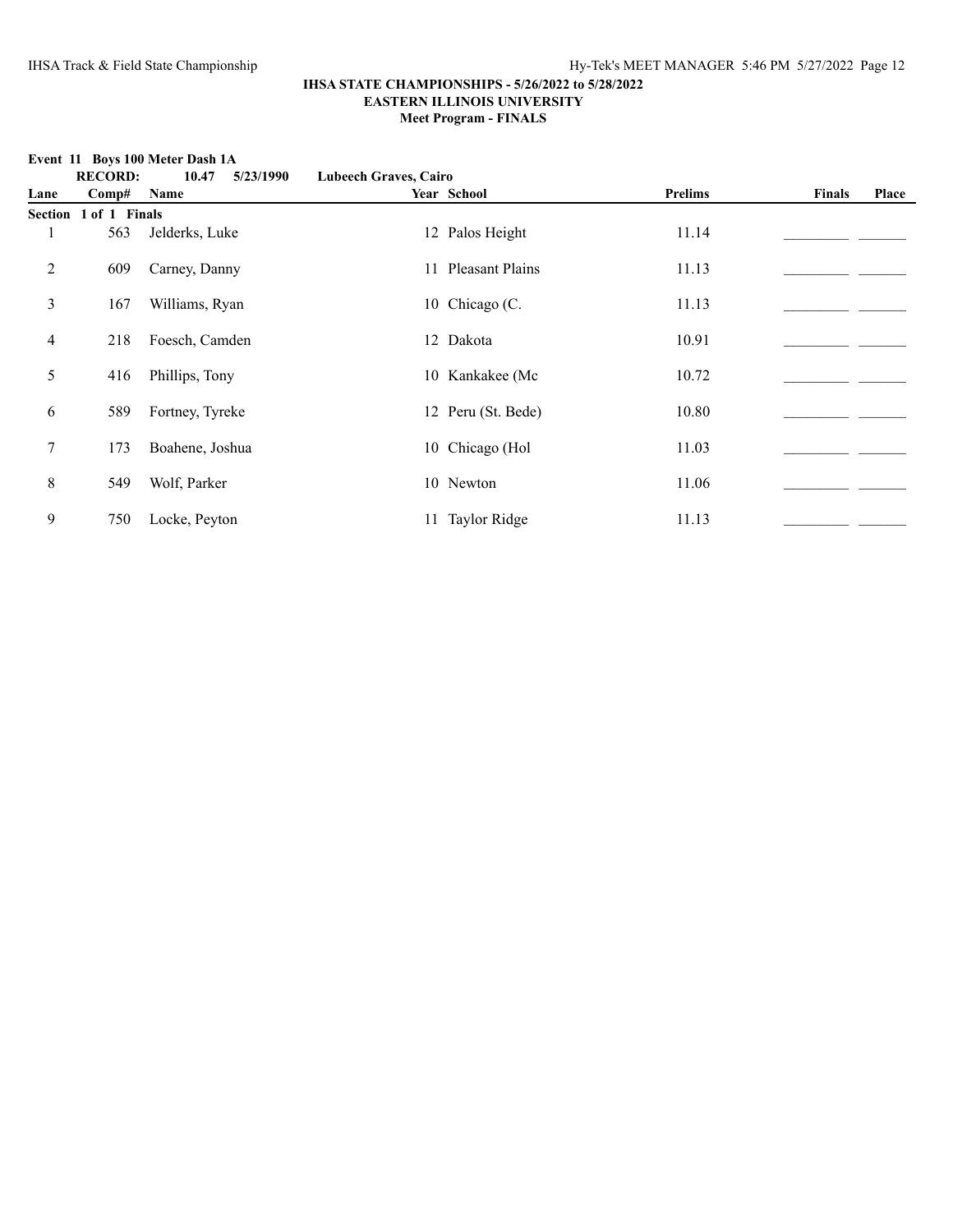## IHSA STATE CHAMPIONSHIPS - 5/26/2022 to 5/28/2022
## EASTERN ILLINOIS UNIVERSITY
## Meet Program - FINALS

**Event 11 Boys 100 Meter Dash 1A**

**RECORD: 10.47 5/23/1990 Lubeech Graves, Cairo**

| Lane | Comp# | Name | Year | School | Prelims | Finals | Place |
|---|---|---|---|---|---|---|---|
| **Section 1 of 1 Finals** | | | | | | | |
| 1 | 563 | Jelderks, Luke | 12 | Palos Height | 11.14 | ________ | ______ |
| 2 | 609 | Carney, Danny | 11 | Pleasant Plains | 11.13 | ________ | ______ |
| 3 | 167 | Williams, Ryan | 10 | Chicago (C. | 11.13 | ________ | ______ |
| 4 | 218 | Foesch, Camden | 12 | Dakota | 10.91 | ________ | ______ |
| 5 | 416 | Phillips, Tony | 10 | Kankakee (Mc | 10.72 | ________ | ______ |
| 6 | 589 | Fortney, Tyreke | 12 | Peru (St. Bede) | 10.80 | ________ | ______ |
| 7 | 173 | Boahene, Joshua | 10 | Chicago (Hol | 11.03 | ________ | ______ |
| 8 | 549 | Wolf, Parker | 10 | Newton | 11.06 | ________ | ______ |
| 9 | 750 | Locke, Peyton | 11 | Taylor Ridge | 11.13 | ________ | ______ |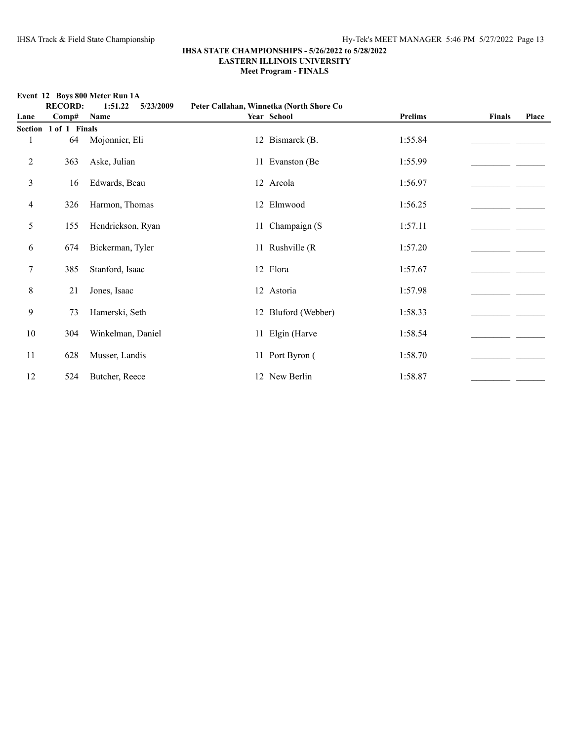**IHSA STATE CHAMPIONSHIPS - 5/26/2022 to 5/28/2022**
**EASTERN ILLINOIS UNIVERSITY**
**Meet Program - FINALS**

**Event 12 Boys 800 Meter Run 1A**

**RECORD: 1:51.22 5/23/2009 Peter Callahan, Winnetka (North Shore Co**

| Lane | Comp# | Name | Year | School | Prelims | Finals | Place |
|---|---|---|---|---|---|---|---|
| **Section 1 of 1 Finals** | | | | | | | |
| 1 | 64 | Mojonnier, Eli | 12 | Bismarck (B. | 1:55.84 | _________ | _______ |
| 2 | 363 | Aske, Julian | 11 | Evanston (Be | 1:55.99 | _________ | _______ |
| 3 | 16 | Edwards, Beau | 12 | Arcola | 1:56.97 | _________ | _______ |
| 4 | 326 | Harmon, Thomas | 12 | Elmwood | 1:56.25 | _________ | _______ |
| 5 | 155 | Hendrickson, Ryan | 11 | Champaign (S | 1:57.11 | _________ | _______ |
| 6 | 674 | Bickerman, Tyler | 11 | Rushville (R | 1:57.20 | _________ | _______ |
| 7 | 385 | Stanford, Isaac | 12 | Flora | 1:57.67 | _________ | _______ |
| 8 | 21 | Jones, Isaac | 12 | Astoria | 1:57.98 | _________ | _______ |
| 9 | 73 | Hamerski, Seth | 12 | Bluford (Webber) | 1:58.33 | _________ | _______ |
| 10 | 304 | Winkelman, Daniel | 11 | Elgin (Harve | 1:58.54 | _________ | _______ |
| 11 | 628 | Musser, Landis | 11 | Port Byron ( | 1:58.70 | _________ | _______ |
| 12 | 524 | Butcher, Reece | 12 | New Berlin | 1:58.87 | _________ | _______ |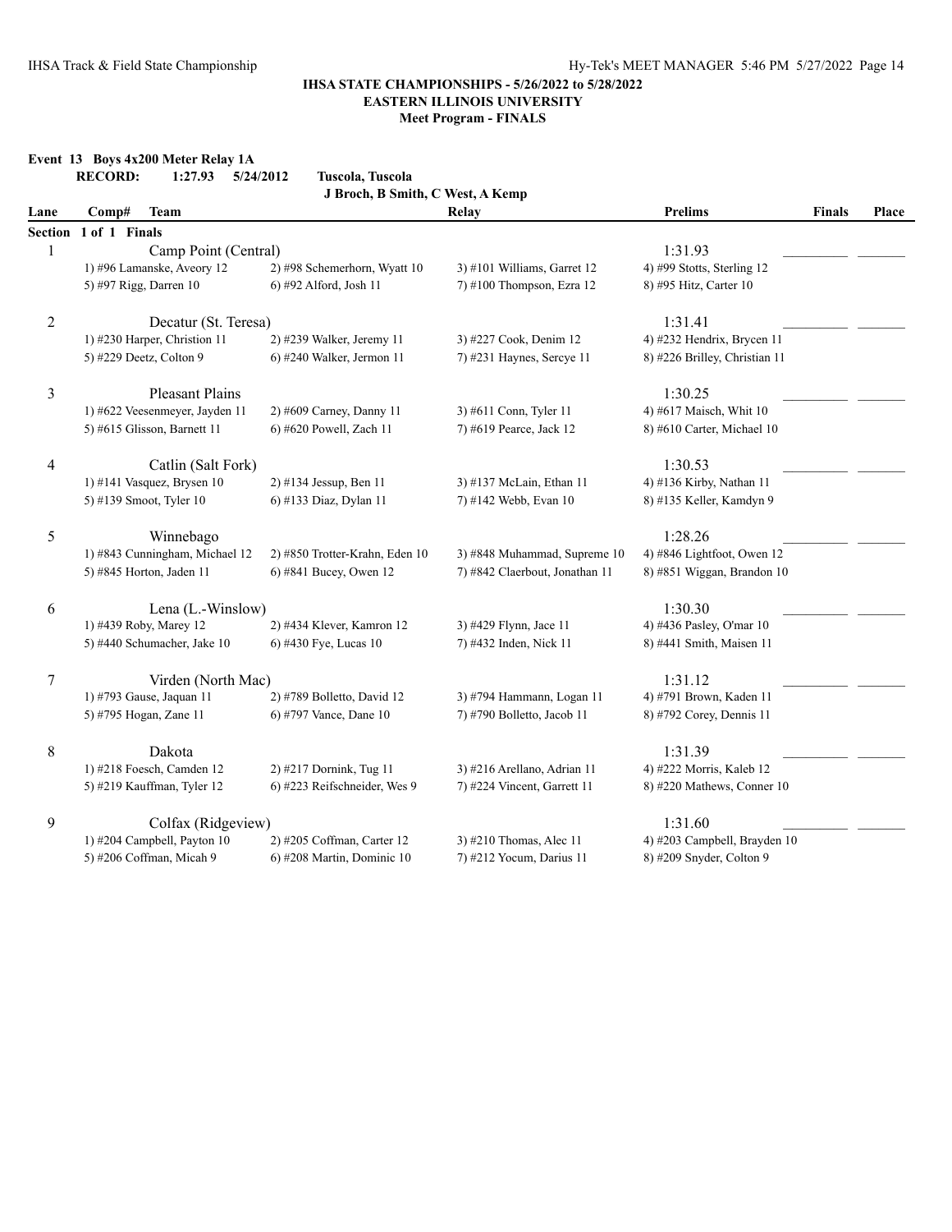**IHSA STATE CHAMPIONSHIPS - 5/26/2022 to 5/28/2022**
**EASTERN ILLINOIS UNIVERSITY**
**Meet Program - FINALS**

**Event 13 Boys 4x200 Meter Relay 1A**

**RECORD: 1:27.93 5/24/2012 Tuscola, Tuscola**
**J Broch, B Smith, C West, A Kemp**

| Lane | Comp# Team | | Relay | Prelims | Finals | Place |
|---|---|---|---|---|---|---|
| **Section 1 of 1 Finals** | | | | | | |
| 1 | Camp Point (Central) | | | 1:31.93 | _________ | _______ |
| | 1) #96 Lamanske, Aveory 12 | 2) #98 Schemerhorn, Wyatt 10 | 3) #101 Williams, Garret 12 | 4) #99 Stotts, Sterling 12 | | |
| | 5) #97 Rigg, Darren 10 | 6) #92 Alford, Josh 11 | 7) #100 Thompson, Ezra 12 | 8) #95 Hitz, Carter 10 | | |
| 2 | Decatur (St. Teresa) | | | 1:31.41 | _________ | _______ |
| | 1) #230 Harper, Christion 11 | 2) #239 Walker, Jeremy 11 | 3) #227 Cook, Denim 12 | 4) #232 Hendrix, Brycen 11 | | |
| | 5) #229 Deetz, Colton 9 | 6) #240 Walker, Jermon 11 | 7) #231 Haynes, Sercye 11 | 8) #226 Brilley, Christian 11 | | |
| 3 | Pleasant Plains | | | 1:30.25 | _________ | _______ |
| | 1) #622 Veesenmeyer, Jayden 11 | 2) #609 Carney, Danny 11 | 3) #611 Conn, Tyler 11 | 4) #617 Maisch, Whit 10 | | |
| | 5) #615 Glisson, Barnett 11 | 6) #620 Powell, Zach 11 | 7) #619 Pearce, Jack 12 | 8) #610 Carter, Michael 10 | | |
| 4 | Catlin (Salt Fork) | | | 1:30.53 | _________ | _______ |
| | 1) #141 Vasquez, Brysen 10 | 2) #134 Jessup, Ben 11 | 3) #137 McLain, Ethan 11 | 4) #136 Kirby, Nathan 11 | | |
| | 5) #139 Smoot, Tyler 10 | 6) #133 Diaz, Dylan 11 | 7) #142 Webb, Evan 10 | 8) #135 Keller, Kamdyn 9 | | |
| 5 | Winnebago | | | 1:28.26 | _________ | _______ |
| | 1) #843 Cunningham, Michael 12 | 2) #850 Trotter-Krahn, Eden 10 | 3) #848 Muhammad, Supreme 10 | 4) #846 Lightfoot, Owen 12 | | |
| | 5) #845 Horton, Jaden 11 | 6) #841 Bucey, Owen 12 | 7) #842 Claerbout, Jonathan 11 | 8) #851 Wiggan, Brandon 10 | | |
| 6 | Lena (L.-Winslow) | | | 1:30.30 | _________ | _______ |
| | 1) #439 Roby, Marey 12 | 2) #434 Klever, Kamron 12 | 3) #429 Flynn, Jace 11 | 4) #436 Pasley, O'mar 10 | | |
| | 5) #440 Schumacher, Jake 10 | 6) #430 Fye, Lucas 10 | 7) #432 Inden, Nick 11 | 8) #441 Smith, Maisen 11 | | |
| 7 | Virden (North Mac) | | | 1:31.12 | _________ | _______ |
| | 1) #793 Gause, Jaquan 11 | 2) #789 Bolletto, David 12 | 3) #794 Hammann, Logan 11 | 4) #791 Brown, Kaden 11 | | |
| | 5) #795 Hogan, Zane 11 | 6) #797 Vance, Dane 10 | 7) #790 Bolletto, Jacob 11 | 8) #792 Corey, Dennis 11 | | |
| 8 | Dakota | | | 1:31.39 | _________ | _______ |
| | 1) #218 Foesch, Camden 12 | 2) #217 Dornink, Tug 11 | 3) #216 Arellano, Adrian 11 | 4) #222 Morris, Kaleb 12 | | |
| | 5) #219 Kauffman, Tyler 12 | 6) #223 Reifschneider, Wes 9 | 7) #224 Vincent, Garrett 11 | 8) #220 Mathews, Conner 10 | | |
| 9 | Colfax (Ridgeview) | | | 1:31.60 | _________ | _______ |
| | 1) #204 Campbell, Payton 10 | 2) #205 Coffman, Carter 12 | 3) #210 Thomas, Alec 11 | 4) #203 Campbell, Brayden 10 | | |
| | 5) #206 Coffman, Micah 9 | 6) #208 Martin, Dominic 10 | 7) #212 Yocum, Darius 11 | 8) #209 Snyder, Colton 9 | | |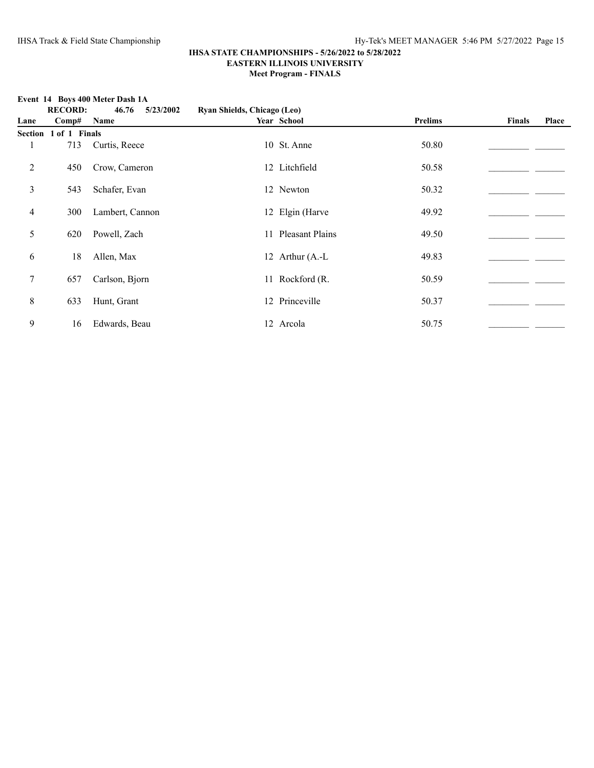**IHSA STATE CHAMPIONSHIPS - 5/26/2022 to 5/28/2022**
**EASTERN ILLINOIS UNIVERSITY**
**Meet Program - FINALS**

**Event 14 Boys 400 Meter Dash 1A**

**RECORD: 46.76 5/23/2002 Ryan Shields, Chicago (Leo)**

| Lane | Comp# | Name | Year | School | Prelims | Finals | Place |
|---|---|---|---|---|---|---|---|
| **Section 1 of 1 Finals** | | | | | | | |
| 1 | 713 | Curtis, Reece | 10 | St. Anne | 50.80 | _________ | _______ |
| 2 | 450 | Crow, Cameron | 12 | Litchfield | 50.58 | _________ | _______ |
| 3 | 543 | Schafer, Evan | 12 | Newton | 50.32 | _________ | _______ |
| 4 | 300 | Lambert, Cannon | 12 | Elgin (Harve | 49.92 | _________ | _______ |
| 5 | 620 | Powell, Zach | 11 | Pleasant Plains | 49.50 | _________ | _______ |
| 6 | 18 | Allen, Max | 12 | Arthur (A.-L | 49.83 | _________ | _______ |
| 7 | 657 | Carlson, Bjorn | 11 | Rockford (R. | 50.59 | _________ | _______ |
| 8 | 633 | Hunt, Grant | 12 | Princeville | 50.37 | _________ | _______ |
| 9 | 16 | Edwards, Beau | 12 | Arcola | 50.75 | _________ | _______ |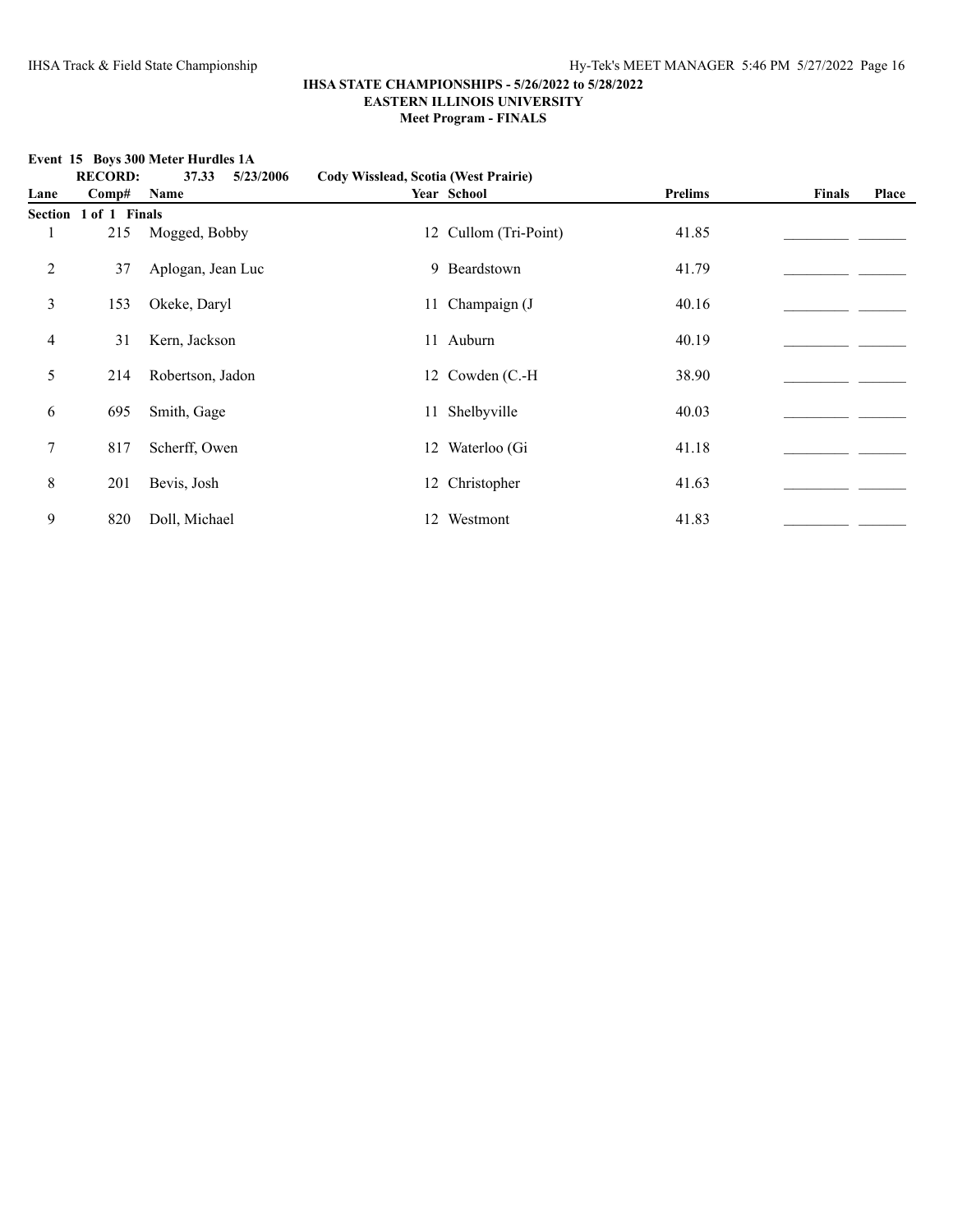**IHSA STATE CHAMPIONSHIPS - 5/26/2022 to 5/28/2022**
**EASTERN ILLINOIS UNIVERSITY**
**Meet Program - FINALS**

**Event 15 Boys 300 Meter Hurdles 1A**

**RECORD: 37.33 5/23/2006 Cody Wisslead, Scotia (West Prairie)**

| Lane | Comp# | Name | Year | School | Prelims | Finals | Place |
|---|---|---|---|---|---|---|---|
| **Section 1 of 1 Finals** | | | | | | | |
| 1 | 215 | Mogged, Bobby | 12 | Cullom (Tri-Point) | 41.85 | _________ | _______ |
| 2 | 37 | Aplogan, Jean Luc | 9 | Beardstown | 41.79 | _________ | _______ |
| 3 | 153 | Okeke, Daryl | 11 | Champaign (J | 40.16 | _________ | _______ |
| 4 | 31 | Kern, Jackson | 11 | Auburn | 40.19 | _________ | _______ |
| 5 | 214 | Robertson, Jadon | 12 | Cowden (C.-H | 38.90 | _________ | _______ |
| 6 | 695 | Smith, Gage | 11 | Shelbyville | 40.03 | _________ | _______ |
| 7 | 817 | Scherff, Owen | 12 | Waterloo (Gi | 41.18 | _________ | _______ |
| 8 | 201 | Bevis, Josh | 12 | Christopher | 41.63 | _________ | _______ |
| 9 | 820 | Doll, Michael | 12 | Westmont | 41.83 | _________ | _______ |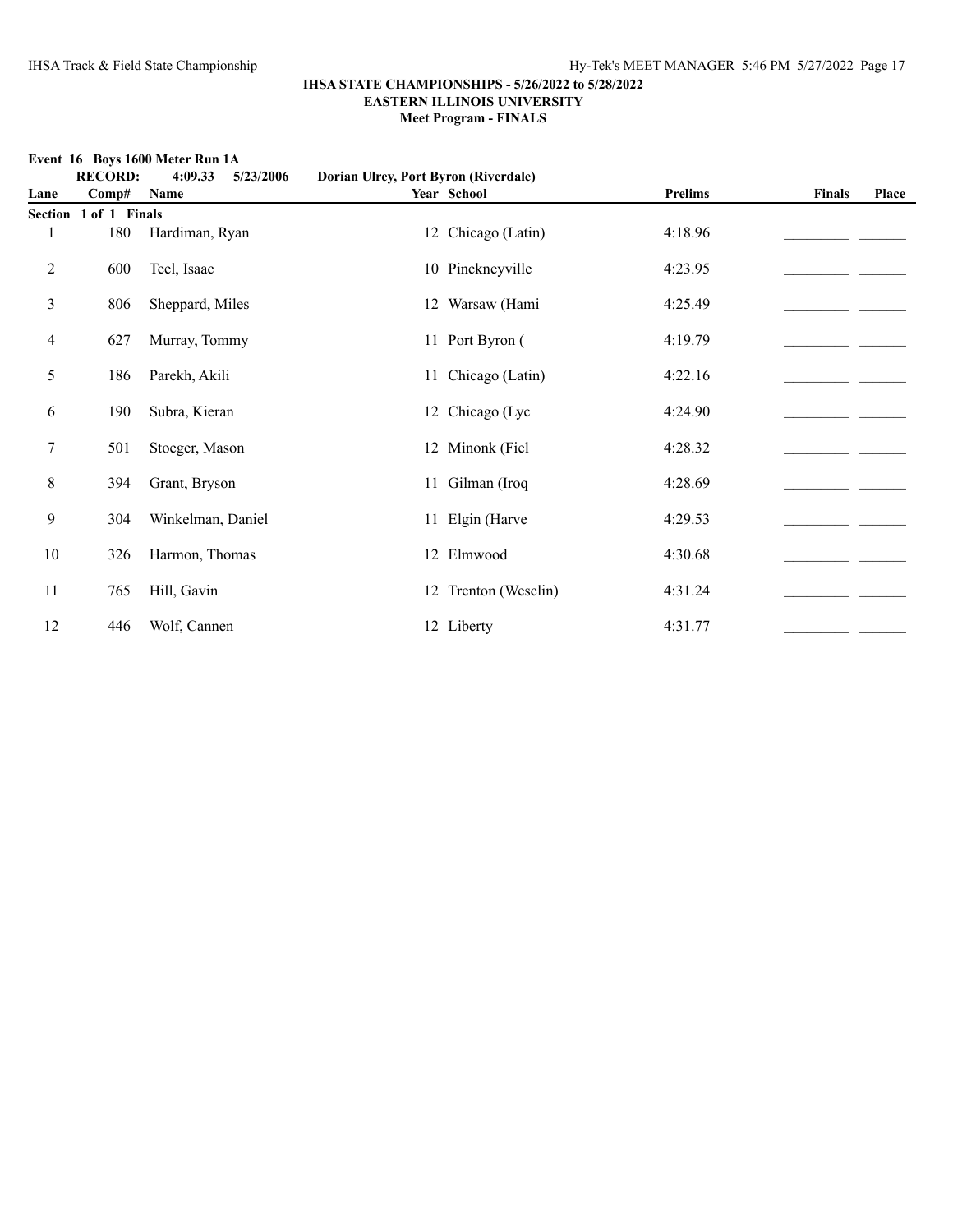**IHSA STATE CHAMPIONSHIPS - 5/26/2022 to 5/28/2022**
**EASTERN ILLINOIS UNIVERSITY**
**Meet Program - FINALS**

**Event 16 Boys 1600 Meter Run 1A**

**RECORD: 4:09.33 5/23/2006 Dorian Ulrey, Port Byron (Riverdale)**

| Lane | Comp# | Name | Year | School | Prelims | Finals | Place |
|---|---|---|---|---|---|---|---|
| **Section 1 of 1 Finals** | | | | | | | |
| 1 | 180 | Hardiman, Ryan | 12 | Chicago (Latin) | 4:18.96 | _________ | _______ |
| 2 | 600 | Teel, Isaac | 10 | Pinckneyville | 4:23.95 | _________ | _______ |
| 3 | 806 | Sheppard, Miles | 12 | Warsaw (Hami | 4:25.49 | _________ | _______ |
| 4 | 627 | Murray, Tommy | 11 | Port Byron ( | 4:19.79 | _________ | _______ |
| 5 | 186 | Parekh, Akili | 11 | Chicago (Latin) | 4:22.16 | _________ | _______ |
| 6 | 190 | Subra, Kieran | 12 | Chicago (Lyc | 4:24.90 | _________ | _______ |
| 7 | 501 | Stoeger, Mason | 12 | Minonk (Fiel | 4:28.32 | _________ | _______ |
| 8 | 394 | Grant, Bryson | 11 | Gilman (Iroq | 4:28.69 | _________ | _______ |
| 9 | 304 | Winkelman, Daniel | 11 | Elgin (Harve | 4:29.53 | _________ | _______ |
| 10 | 326 | Harmon, Thomas | 12 | Elmwood | 4:30.68 | _________ | _______ |
| 11 | 765 | Hill, Gavin | 12 | Trenton (Wesclin) | 4:31.24 | _________ | _______ |
| 12 | 446 | Wolf, Cannen | 12 | Liberty | 4:31.77 | _________ | _______ |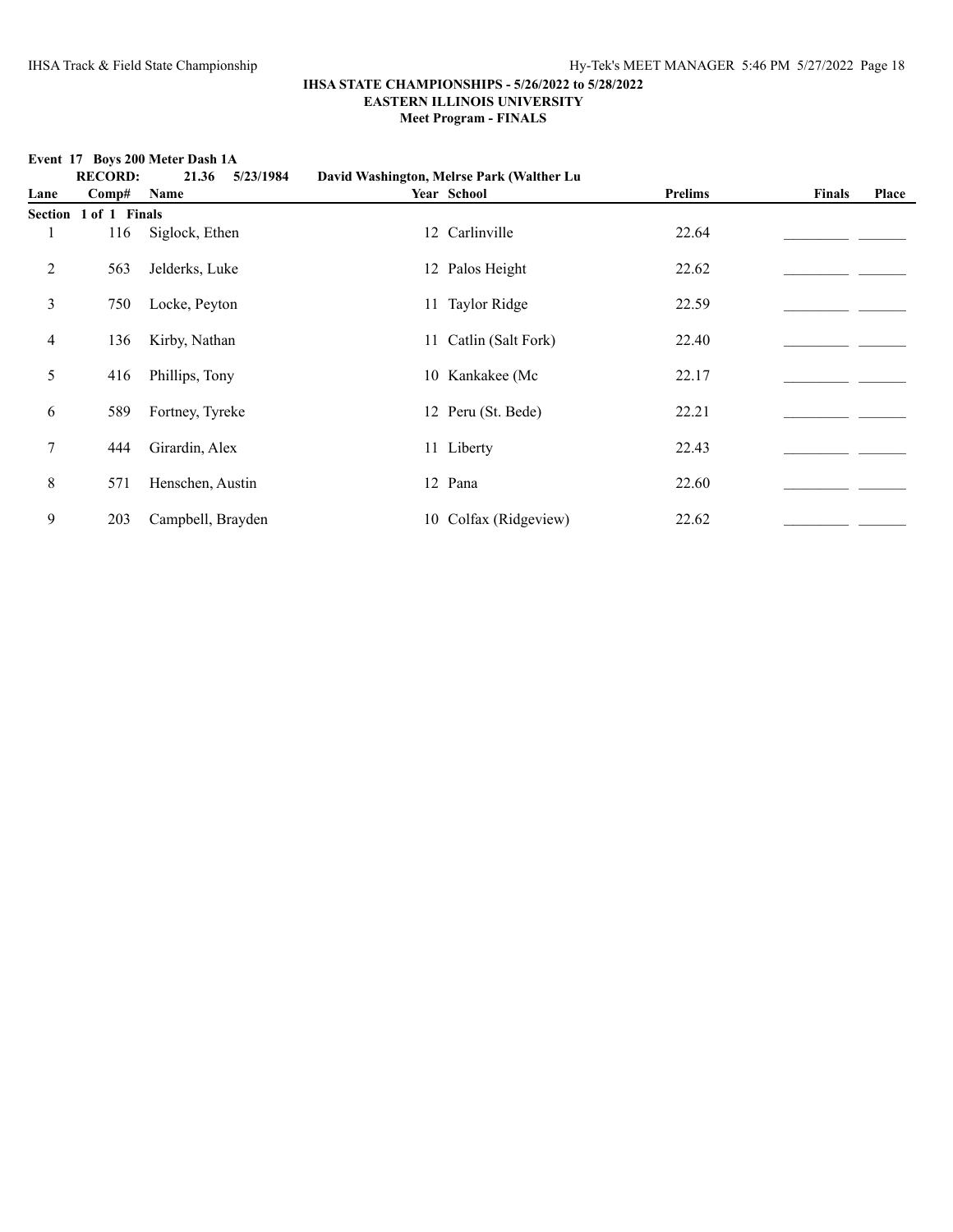**IHSA STATE CHAMPIONSHIPS - 5/26/2022 to 5/28/2022**
**EASTERN ILLINOIS UNIVERSITY**
**Meet Program - FINALS**

**Event 17 Boys 200 Meter Dash 1A**

**RECORD: 21.36 5/23/1984 David Washington, Melrse Park (Walther Lu**

| Lane | Comp# | Name | Year | School | Prelims | Finals | Place |
|---|---|---|---|---|---|---|---|
| **Section 1 of 1 Finals** | | | | | | | |
| 1 | 116 | Siglock, Ethen | 12 | Carlinville | 22.64 | _________ | _______ |
| 2 | 563 | Jelderks, Luke | 12 | Palos Height | 22.62 | _________ | _______ |
| 3 | 750 | Locke, Peyton | 11 | Taylor Ridge | 22.59 | _________ | _______ |
| 4 | 136 | Kirby, Nathan | 11 | Catlin (Salt Fork) | 22.40 | _________ | _______ |
| 5 | 416 | Phillips, Tony | 10 | Kankakee (Mc | 22.17 | _________ | _______ |
| 6 | 589 | Fortney, Tyreke | 12 | Peru (St. Bede) | 22.21 | _________ | _______ |
| 7 | 444 | Girardin, Alex | 11 | Liberty | 22.43 | _________ | _______ |
| 8 | 571 | Henschen, Austin | 12 | Pana | 22.60 | _________ | _______ |
| 9 | 203 | Campbell, Brayden | 10 | Colfax (Ridgeview) | 22.62 | _________ | _______ |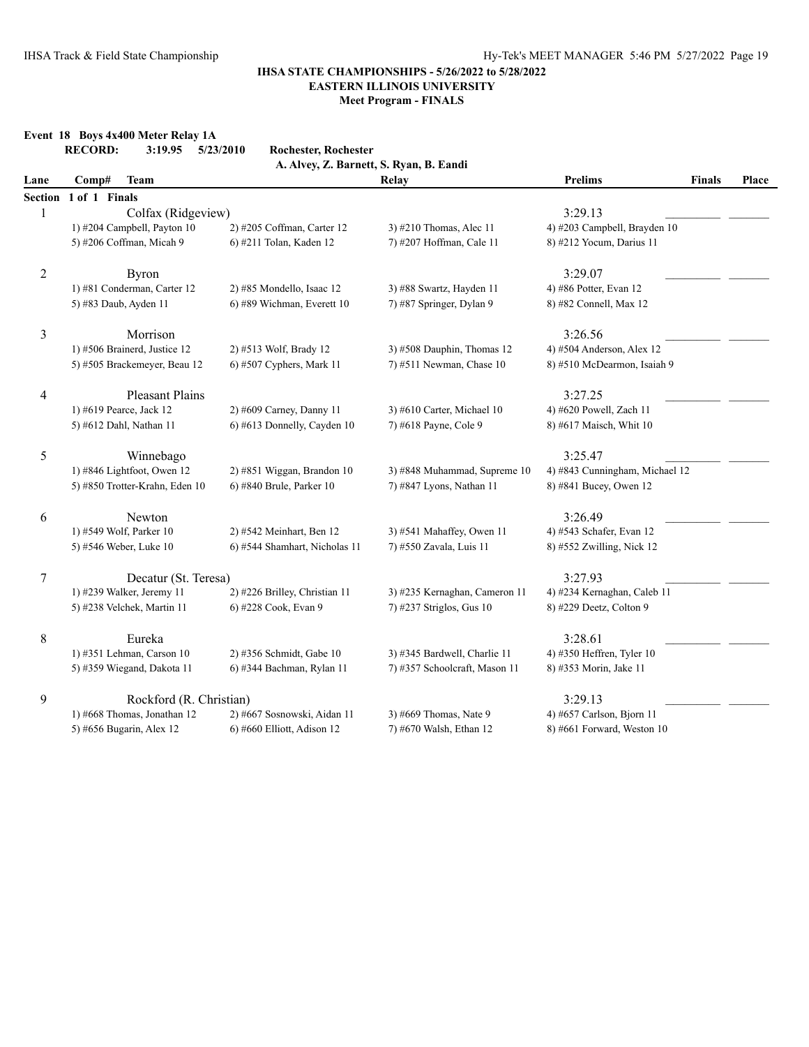## IHSA STATE CHAMPIONSHIPS - 5/26/2022 to 5/28/2022
## EASTERN ILLINOIS UNIVERSITY
## Meet Program - FINALS

**Event 18 Boys 4x400 Meter Relay 1A**

**RECORD: 3:19.95 5/23/2010 Rochester, Rochester**
**A. Alvey, Z. Barnett, S. Ryan, B. Eandi**

| Lane | Comp# Team | | Relay | Prelims | Finals | Place |
|---|---|---|---|---|---|---|
| **Section 1 of 1 Finals** | | | | | | |
| 1 | Colfax (Ridgeview) | | | 3:29.13 | _________ | _______ |
| | 1) #204 Campbell, Payton 10 | 2) #205 Coffman, Carter 12 | 3) #210 Thomas, Alec 11 | 4) #203 Campbell, Brayden 10 | | |
| | 5) #206 Coffman, Micah 9 | 6) #211 Tolan, Kaden 12 | 7) #207 Hoffman, Cale 11 | 8) #212 Yocum, Darius 11 | | |
| 2 | Byron | | | 3:29.07 | _________ | _______ |
| | 1) #81 Conderman, Carter 12 | 2) #85 Mondello, Isaac 12 | 3) #88 Swartz, Hayden 11 | 4) #86 Potter, Evan 12 | | |
| | 5) #83 Daub, Ayden 11 | 6) #89 Wichman, Everett 10 | 7) #87 Springer, Dylan 9 | 8) #82 Connell, Max 12 | | |
| 3 | Morrison | | | 3:26.56 | _________ | _______ |
| | 1) #506 Brainerd, Justice 12 | 2) #513 Wolf, Brady 12 | 3) #508 Dauphin, Thomas 12 | 4) #504 Anderson, Alex 12 | | |
| | 5) #505 Brackemeyer, Beau 12 | 6) #507 Cyphers, Mark 11 | 7) #511 Newman, Chase 10 | 8) #510 McDearmon, Isaiah 9 | | |
| 4 | Pleasant Plains | | | 3:27.25 | _________ | _______ |
| | 1) #619 Pearce, Jack 12 | 2) #609 Carney, Danny 11 | 3) #610 Carter, Michael 10 | 4) #620 Powell, Zach 11 | | |
| | 5) #612 Dahl, Nathan 11 | 6) #613 Donnelly, Cayden 10 | 7) #618 Payne, Cole 9 | 8) #617 Maisch, Whit 10 | | |
| 5 | Winnebago | | | 3:25.47 | _________ | _______ |
| | 1) #846 Lightfoot, Owen 12 | 2) #851 Wiggan, Brandon 10 | 3) #848 Muhammad, Supreme 10 | 4) #843 Cunningham, Michael 12 | | |
| | 5) #850 Trotter-Krahn, Eden 10 | 6) #840 Brule, Parker 10 | 7) #847 Lyons, Nathan 11 | 8) #841 Bucey, Owen 12 | | |
| 6 | Newton | | | 3:26.49 | _________ | _______ |
| | 1) #549 Wolf, Parker 10 | 2) #542 Meinhart, Ben 12 | 3) #541 Mahaffey, Owen 11 | 4) #543 Schafer, Evan 12 | | |
| | 5) #546 Weber, Luke 10 | 6) #544 Shamhart, Nicholas 11 | 7) #550 Zavala, Luis 11 | 8) #552 Zwilling, Nick 12 | | |
| 7 | Decatur (St. Teresa) | | | 3:27.93 | _________ | _______ |
| | 1) #239 Walker, Jeremy 11 | 2) #226 Brilley, Christian 11 | 3) #235 Kernaghan, Cameron 11 | 4) #234 Kernaghan, Caleb 11 | | |
| | 5) #238 Velchek, Martin 11 | 6) #228 Cook, Evan 9 | 7) #237 Striglos, Gus 10 | 8) #229 Deetz, Colton 9 | | |
| 8 | Eureka | | | 3:28.61 | _________ | _______ |
| | 1) #351 Lehman, Carson 10 | 2) #356 Schmidt, Gabe 10 | 3) #345 Bardwell, Charlie 11 | 4) #350 Heffren, Tyler 10 | | |
| | 5) #359 Wiegand, Dakota 11 | 6) #344 Bachman, Rylan 11 | 7) #357 Schoolcraft, Mason 11 | 8) #353 Morin, Jake 11 | | |
| 9 | Rockford (R. Christian) | | | 3:29.13 | _________ | _______ |
| | 1) #668 Thomas, Jonathan 12 | 2) #667 Sosnowski, Aidan 11 | 3) #669 Thomas, Nate 9 | 4) #657 Carlson, Bjorn 11 | | |
| | 5) #656 Bugarin, Alex 12 | 6) #660 Elliott, Adison 12 | 7) #670 Walsh, Ethan 12 | 8) #661 Forward, Weston 10 | | |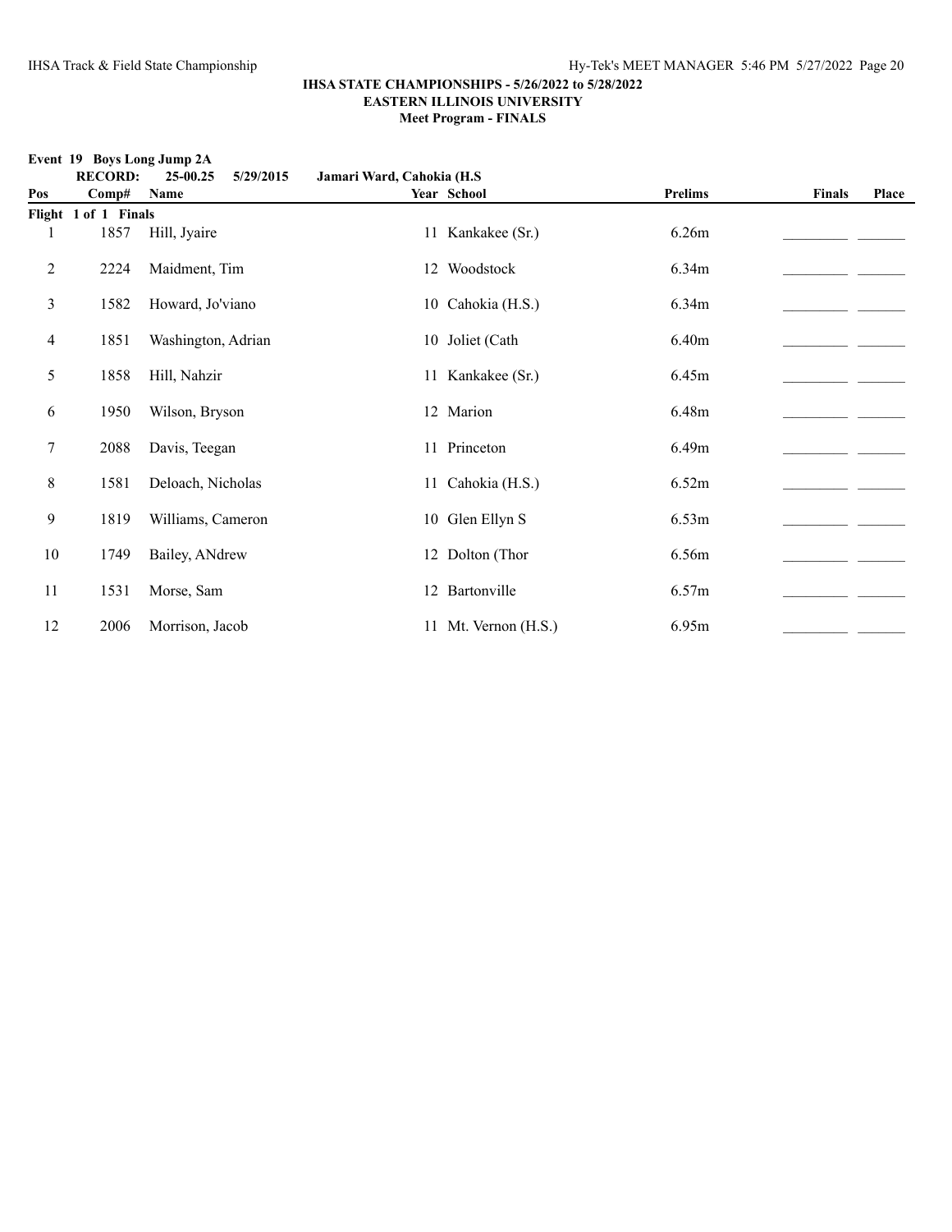## IHSA STATE CHAMPIONSHIPS - 5/26/2022 to 5/28/2022
## EASTERN ILLINOIS UNIVERSITY
### Meet Program - FINALS

**Event 19 Boys Long Jump 2A**

**RECORD: 25-00.25 5/29/2015 Jamari Ward, Cahokia (H.S**

| Pos | Comp# | Name | Year | School | Prelims | Finals | Place |
|---|---|---|---|---|---|---|---|
| **Flight 1 of 1 Finals** | | | | | | | |
| 1 | 1857 | Hill, Jyaire | 11 | Kankakee (Sr.) | 6.26m | _________ | _______ |
| 2 | 2224 | Maidment, Tim | 12 | Woodstock | 6.34m | _________ | _______ |
| 3 | 1582 | Howard, Jo'viano | 10 | Cahokia (H.S.) | 6.34m | _________ | _______ |
| 4 | 1851 | Washington, Adrian | 10 | Joliet (Cath | 6.40m | _________ | _______ |
| 5 | 1858 | Hill, Nahzir | 11 | Kankakee (Sr.) | 6.45m | _________ | _______ |
| 6 | 1950 | Wilson, Bryson | 12 | Marion | 6.48m | _________ | _______ |
| 7 | 2088 | Davis, Teegan | 11 | Princeton | 6.49m | _________ | _______ |
| 8 | 1581 | Deloach, Nicholas | 11 | Cahokia (H.S.) | 6.52m | _________ | _______ |
| 9 | 1819 | Williams, Cameron | 10 | Glen Ellyn S | 6.53m | _________ | _______ |
| 10 | 1749 | Bailey, ANdrew | 12 | Dolton (Thor | 6.56m | _________ | _______ |
| 11 | 1531 | Morse, Sam | 12 | Bartonville | 6.57m | _________ | _______ |
| 12 | 2006 | Morrison, Jacob | 11 | Mt. Vernon (H.S.) | 6.95m | _________ | _______ |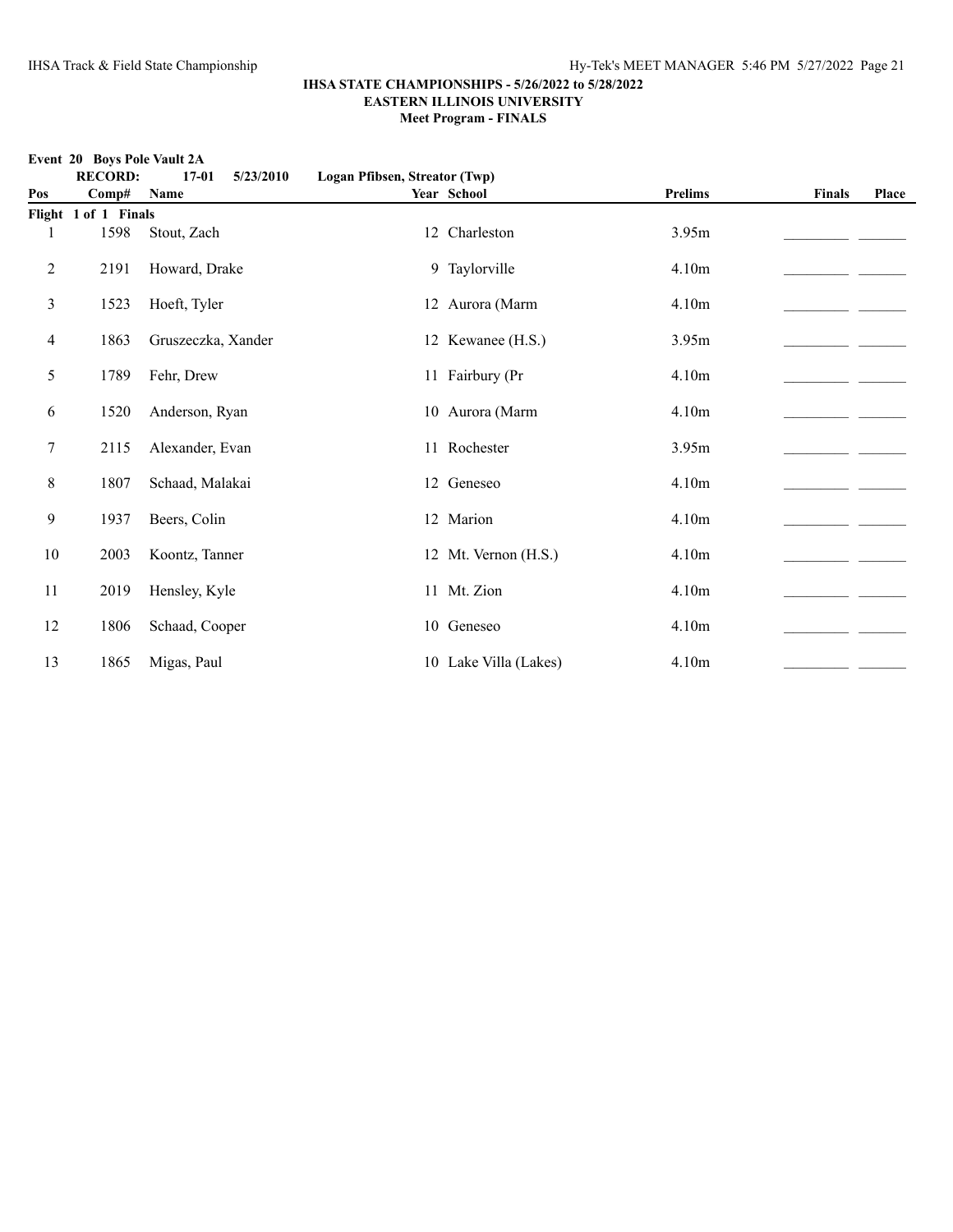**IHSA STATE CHAMPIONSHIPS - 5/26/2022 to 5/28/2022**
**EASTERN ILLINOIS UNIVERSITY**
**Meet Program - FINALS**

**Event 20 Boys Pole Vault 2A**

**RECORD: 17-01 5/23/2010 Logan Pfibsen, Streator (Twp)**

| Pos | Comp# | Name | Year | School | Prelims | Finals | Place |
|---|---|---|---|---|---|---|---|
| **Flight 1 of 1 Finals** | | | | | | | |
| 1 | 1598 | Stout, Zach | 12 | Charleston | 3.95m | _________ | _______ |
| 2 | 2191 | Howard, Drake | 9 | Taylorville | 4.10m | _________ | _______ |
| 3 | 1523 | Hoeft, Tyler | 12 | Aurora (Marm | 4.10m | _________ | _______ |
| 4 | 1863 | Gruszeczka, Xander | 12 | Kewanee (H.S.) | 3.95m | _________ | _______ |
| 5 | 1789 | Fehr, Drew | 11 | Fairbury (Pr | 4.10m | _________ | _______ |
| 6 | 1520 | Anderson, Ryan | 10 | Aurora (Marm | 4.10m | _________ | _______ |
| 7 | 2115 | Alexander, Evan | 11 | Rochester | 3.95m | _________ | _______ |
| 8 | 1807 | Schaad, Malakai | 12 | Geneseo | 4.10m | _________ | _______ |
| 9 | 1937 | Beers, Colin | 12 | Marion | 4.10m | _________ | _______ |
| 10 | 2003 | Koontz, Tanner | 12 | Mt. Vernon (H.S.) | 4.10m | _________ | _______ |
| 11 | 2019 | Hensley, Kyle | 11 | Mt. Zion | 4.10m | _________ | _______ |
| 12 | 1806 | Schaad, Cooper | 10 | Geneseo | 4.10m | _________ | _______ |
| 13 | 1865 | Migas, Paul | 10 | Lake Villa (Lakes) | 4.10m | _________ | _______ |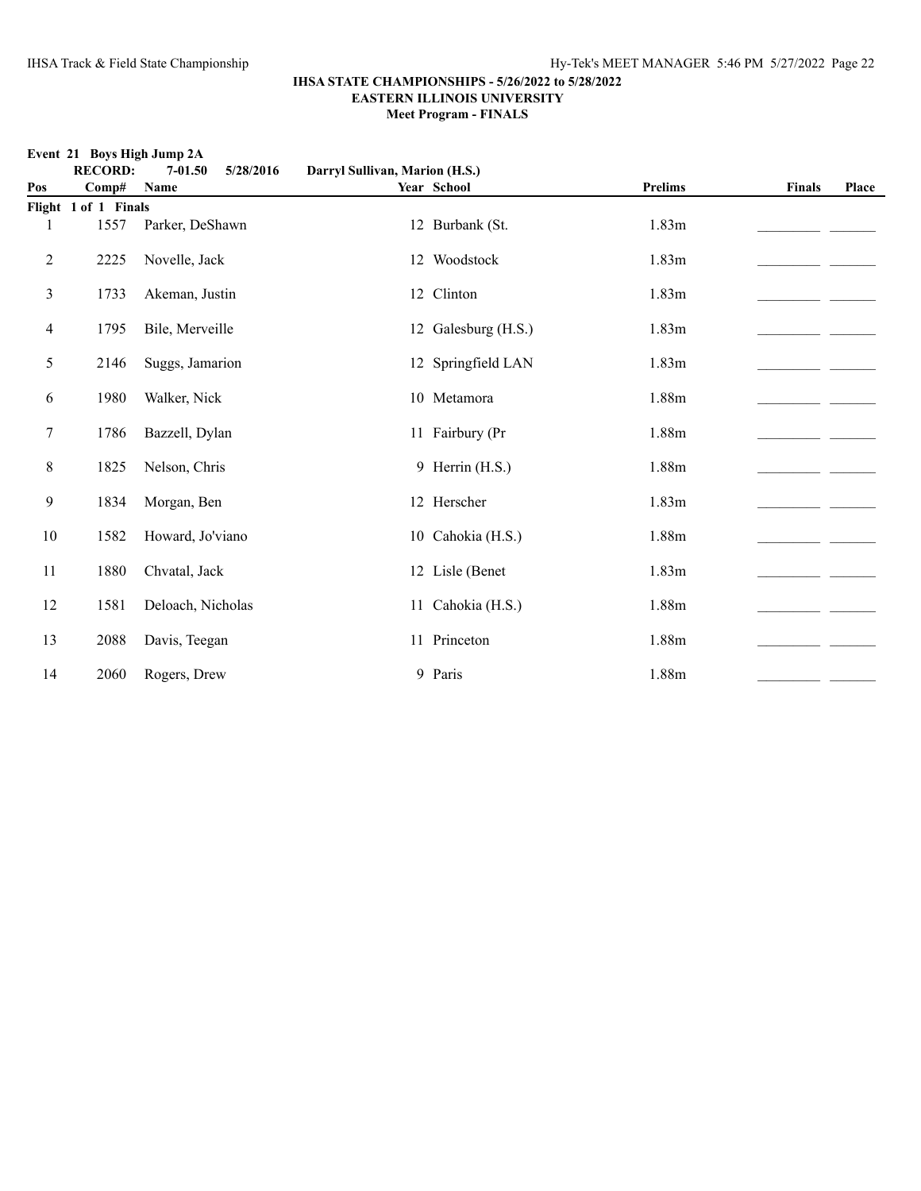**IHSA STATE CHAMPIONSHIPS - 5/26/2022 to 5/28/2022**
**EASTERN ILLINOIS UNIVERSITY**
**Meet Program - FINALS**

**Event 21 Boys High Jump 2A**

**RECORD: 7-01.50 5/28/2016 Darryl Sullivan, Marion (H.S.)**

| Pos | Comp# | Name | Year | School | Prelims | Finals | Place |
|---|---|---|---|---|---|---|---|
| **Flight 1 of 1 Finals** | | | | | | | |
| 1 | 1557 | Parker, DeShawn | 12 | Burbank (St. | 1.83m | _________ | _______ |
| 2 | 2225 | Novelle, Jack | 12 | Woodstock | 1.83m | _________ | _______ |
| 3 | 1733 | Akeman, Justin | 12 | Clinton | 1.83m | _________ | _______ |
| 4 | 1795 | Bile, Merveille | 12 | Galesburg (H.S.) | 1.83m | _________ | _______ |
| 5 | 2146 | Suggs, Jamarion | 12 | Springfield LAN | 1.83m | _________ | _______ |
| 6 | 1980 | Walker, Nick | 10 | Metamora | 1.88m | _________ | _______ |
| 7 | 1786 | Bazzell, Dylan | 11 | Fairbury (Pr | 1.88m | _________ | _______ |
| 8 | 1825 | Nelson, Chris | 9 | Herrin (H.S.) | 1.88m | _________ | _______ |
| 9 | 1834 | Morgan, Ben | 12 | Herscher | 1.83m | _________ | _______ |
| 10 | 1582 | Howard, Jo'viano | 10 | Cahokia (H.S.) | 1.88m | _________ | _______ |
| 11 | 1880 | Chvatal, Jack | 12 | Lisle (Benet | 1.83m | _________ | _______ |
| 12 | 1581 | Deloach, Nicholas | 11 | Cahokia (H.S.) | 1.88m | _________ | _______ |
| 13 | 2088 | Davis, Teegan | 11 | Princeton | 1.88m | _________ | _______ |
| 14 | 2060 | Rogers, Drew | 9 | Paris | 1.88m | _________ | _______ |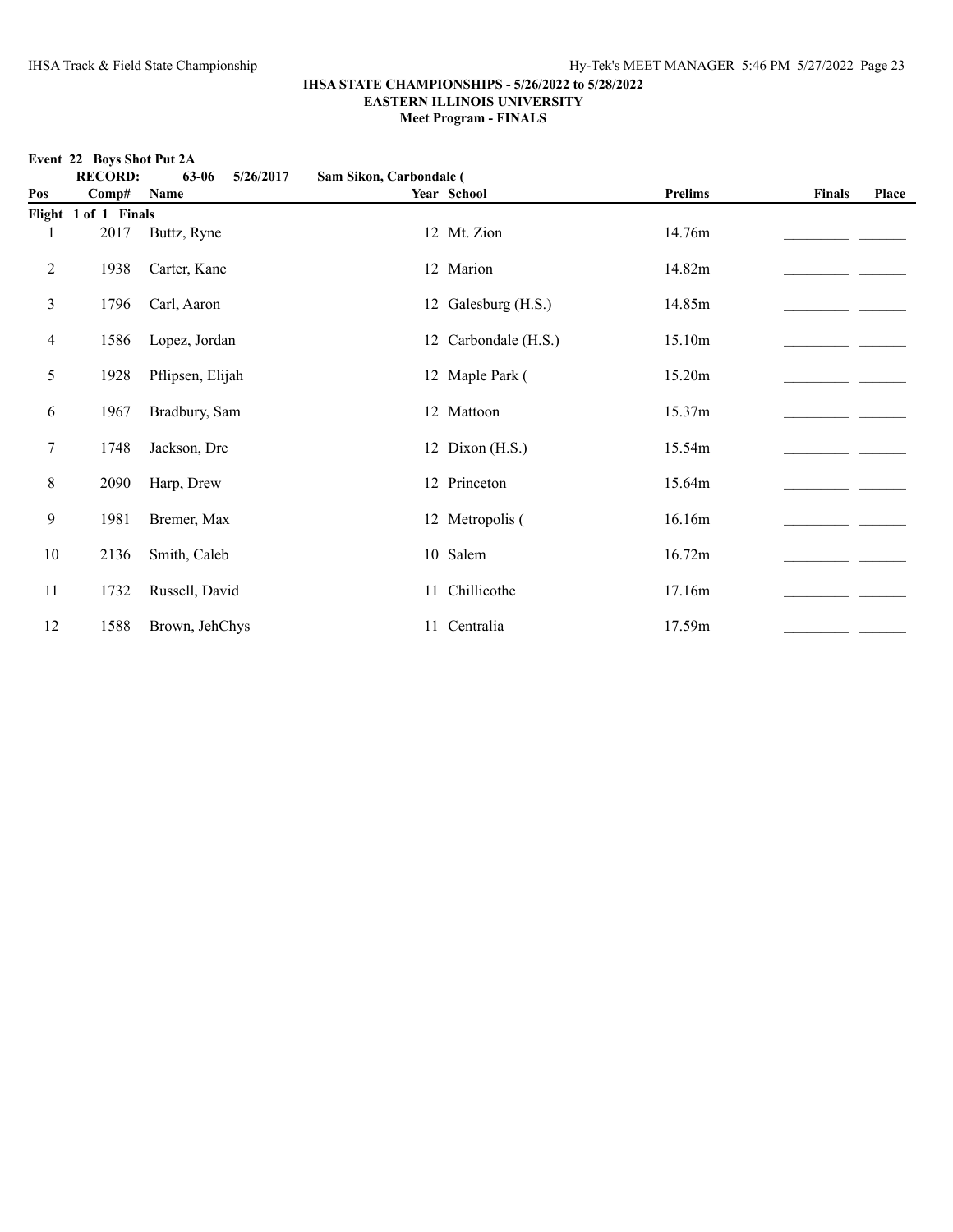**IHSA STATE CHAMPIONSHIPS - 5/26/2022 to 5/28/2022**
**EASTERN ILLINOIS UNIVERSITY**
**Meet Program - FINALS**

**Event 22 Boys Shot Put 2A**

**RECORD: 63-06 5/26/2017 Sam Sikon, Carbondale (**

| Pos | Comp# | Name | Year | School | Prelims | Finals | Place |
|---|---|---|---|---|---|---|---|
| **Flight 1 of 1 Finals** | | | | | | | |
| 1 | 2017 | Buttz, Ryne | 12 | Mt. Zion | 14.76m | _________ | _______ |
| 2 | 1938 | Carter, Kane | 12 | Marion | 14.82m | _________ | _______ |
| 3 | 1796 | Carl, Aaron | 12 | Galesburg (H.S.) | 14.85m | _________ | _______ |
| 4 | 1586 | Lopez, Jordan | 12 | Carbondale (H.S.) | 15.10m | _________ | _______ |
| 5 | 1928 | Pflipsen, Elijah | 12 | Maple Park ( | 15.20m | _________ | _______ |
| 6 | 1967 | Bradbury, Sam | 12 | Mattoon | 15.37m | _________ | _______ |
| 7 | 1748 | Jackson, Dre | 12 | Dixon (H.S.) | 15.54m | _________ | _______ |
| 8 | 2090 | Harp, Drew | 12 | Princeton | 15.64m | _________ | _______ |
| 9 | 1981 | Bremer, Max | 12 | Metropolis ( | 16.16m | _________ | _______ |
| 10 | 2136 | Smith, Caleb | 10 | Salem | 16.72m | _________ | _______ |
| 11 | 1732 | Russell, David | 11 | Chillicothe | 17.16m | _________ | _______ |
| 12 | 1588 | Brown, JehChys | 11 | Centralia | 17.59m | _________ | _______ |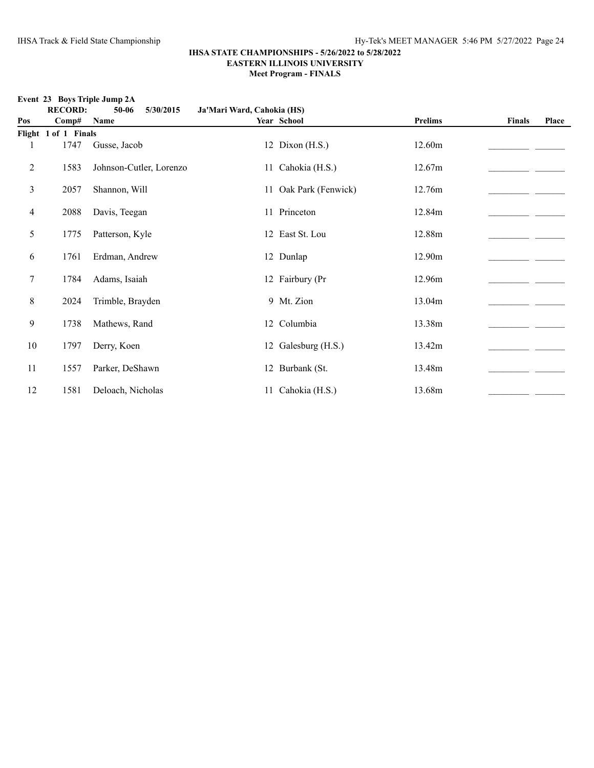**IHSA STATE CHAMPIONSHIPS - 5/26/2022 to 5/28/2022**
**EASTERN ILLINOIS UNIVERSITY**
**Meet Program - FINALS**

**Event 23 Boys Triple Jump 2A**

**RECORD: 50-06 5/30/2015 Ja'Mari Ward, Cahokia (HS)**

| Pos | Comp# | Name | Year | School | Prelims | Finals | Place |
|---|---|---|---|---|---|---|---|
| **Flight 1 of 1 Finals** | | | | | | | |
| 1 | 1747 | Gusse, Jacob | 12 | Dixon (H.S.) | 12.60m | _________ | _______ |
| 2 | 1583 | Johnson-Cutler, Lorenzo | 11 | Cahokia (H.S.) | 12.67m | _________ | _______ |
| 3 | 2057 | Shannon, Will | 11 | Oak Park (Fenwick) | 12.76m | _________ | _______ |
| 4 | 2088 | Davis, Teegan | 11 | Princeton | 12.84m | _________ | _______ |
| 5 | 1775 | Patterson, Kyle | 12 | East St. Lou | 12.88m | _________ | _______ |
| 6 | 1761 | Erdman, Andrew | 12 | Dunlap | 12.90m | _________ | _______ |
| 7 | 1784 | Adams, Isaiah | 12 | Fairbury (Pr | 12.96m | _________ | _______ |
| 8 | 2024 | Trimble, Brayden | 9 | Mt. Zion | 13.04m | _________ | _______ |
| 9 | 1738 | Mathews, Rand | 12 | Columbia | 13.38m | _________ | _______ |
| 10 | 1797 | Derry, Koen | 12 | Galesburg (H.S.) | 13.42m | _________ | _______ |
| 11 | 1557 | Parker, DeShawn | 12 | Burbank (St. | 13.48m | _________ | _______ |
| 12 | 1581 | Deloach, Nicholas | 11 | Cahokia (H.S.) | 13.68m | _________ | _______ |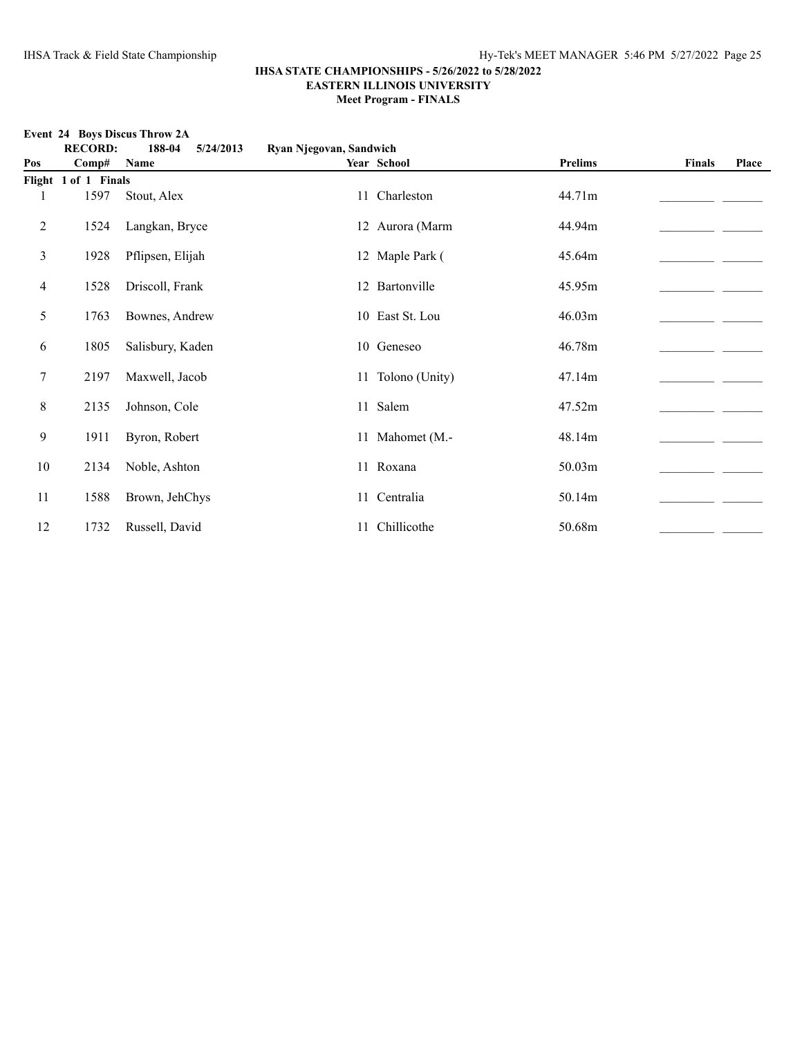**IHSA STATE CHAMPIONSHIPS - 5/26/2022 to 5/28/2022**
**EASTERN ILLINOIS UNIVERSITY**
**Meet Program - FINALS**

**Event 24 Boys Discus Throw 2A**

**RECORD: 188-04 5/24/2013 Ryan Njegovan, Sandwich**

| Pos | Comp# | Name | Year | School | Prelims | Finals | Place |
|---|---|---|---|---|---|---|---|
| **Flight 1 of 1 Finals** | | | | | | | |
| 1 | 1597 | Stout, Alex | 11 | Charleston | 44.71m | _________ | _______ |
| 2 | 1524 | Langkan, Bryce | 12 | Aurora (Marm | 44.94m | _________ | _______ |
| 3 | 1928 | Pflipsen, Elijah | 12 | Maple Park ( | 45.64m | _________ | _______ |
| 4 | 1528 | Driscoll, Frank | 12 | Bartonville | 45.95m | _________ | _______ |
| 5 | 1763 | Bownes, Andrew | 10 | East St. Lou | 46.03m | _________ | _______ |
| 6 | 1805 | Salisbury, Kaden | 10 | Geneseo | 46.78m | _________ | _______ |
| 7 | 2197 | Maxwell, Jacob | 11 | Tolono (Unity) | 47.14m | _________ | _______ |
| 8 | 2135 | Johnson, Cole | 11 | Salem | 47.52m | _________ | _______ |
| 9 | 1911 | Byron, Robert | 11 | Mahomet (M.- | 48.14m | _________ | _______ |
| 10 | 2134 | Noble, Ashton | 11 | Roxana | 50.03m | _________ | _______ |
| 11 | 1588 | Brown, JehChys | 11 | Centralia | 50.14m | _________ | _______ |
| 12 | 1732 | Russell, David | 11 | Chillicothe | 50.68m | _________ | _______ |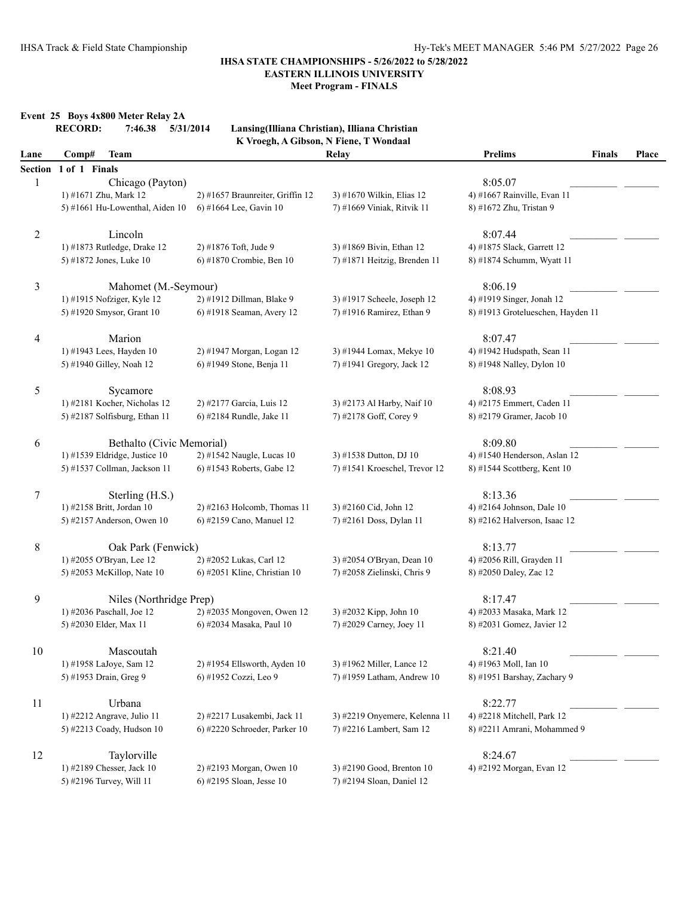**IHSA STATE CHAMPIONSHIPS - 5/26/2022 to 5/28/2022**
**EASTERN ILLINOIS UNIVERSITY**
**Meet Program - FINALS**

**Event 25 Boys 4x800 Meter Relay 2A**

**RECORD: 7:46.38 5/31/2014 Lansing(Illiana Christian), Illiana Christian**
**K Vroegh, A Gibson, N Fiene, T Wondaal**

| Lane | Comp# Team | | Relay | Prelims | Finals | Place |
|---|---|---|---|---|---|---|
| **Section 1 of 1 Finals** | | | | | | |
| 1 | Chicago (Payton) | | | 8:05.07 | _________ | _______ |
| | 1) #1671 Zhu, Mark 12 | 2) #1657 Braunreiter, Griffin 12 | 3) #1670 Wilkin, Elias 12 | 4) #1667 Rainville, Evan 11 | | |
| | 5) #1661 Hu-Lowenthal, Aiden 10 | 6) #1664 Lee, Gavin 10 | 7) #1669 Viniak, Ritvik 11 | 8) #1672 Zhu, Tristan 9 | | |
| 2 | Lincoln | | | 8:07.44 | _________ | _______ |
| | 1) #1873 Rutledge, Drake 12 | 2) #1876 Toft, Jude 9 | 3) #1869 Bivin, Ethan 12 | 4) #1875 Slack, Garrett 12 | | |
| | 5) #1872 Jones, Luke 10 | 6) #1870 Crombie, Ben 10 | 7) #1871 Heitzig, Brenden 11 | 8) #1874 Schumm, Wyatt 11 | | |
| 3 | Mahomet (M.-Seymour) | | | 8:06.19 | _________ | _______ |
| | 1) #1915 Nofziger, Kyle 12 | 2) #1912 Dillman, Blake 9 | 3) #1917 Scheele, Joseph 12 | 4) #1919 Singer, Jonah 12 | | |
| | 5) #1920 Smysor, Grant 10 | 6) #1918 Seaman, Avery 12 | 7) #1916 Ramirez, Ethan 9 | 8) #1913 Grotelueschen, Hayden 11 | | |
| 4 | Marion | | | 8:07.47 | _________ | _______ |
| | 1) #1943 Lees, Hayden 10 | 2) #1947 Morgan, Logan 12 | 3) #1944 Lomax, Mekye 10 | 4) #1942 Hudspath, Sean 11 | | |
| | 5) #1940 Gilley, Noah 12 | 6) #1949 Stone, Benja 11 | 7) #1941 Gregory, Jack 12 | 8) #1948 Nalley, Dylon 10 | | |
| 5 | Sycamore | | | 8:08.93 | _________ | _______ |
| | 1) #2181 Kocher, Nicholas 12 | 2) #2177 Garcia, Luis 12 | 3) #2173 Al Harby, Naif 10 | 4) #2175 Emmert, Caden 11 | | |
| | 5) #2187 Solfisburg, Ethan 11 | 6) #2184 Rundle, Jake 11 | 7) #2178 Goff, Corey 9 | 8) #2179 Gramer, Jacob 10 | | |
| 6 | Bethalto (Civic Memorial) | | | 8:09.80 | _________ | _______ |
| | 1) #1539 Eldridge, Justice 10 | 2) #1542 Naugle, Lucas 10 | 3) #1538 Dutton, DJ 10 | 4) #1540 Henderson, Aslan 12 | | |
| | 5) #1537 Collman, Jackson 11 | 6) #1543 Roberts, Gabe 12 | 7) #1541 Kroeschel, Trevor 12 | 8) #1544 Scottberg, Kent 10 | | |
| 7 | Sterling (H.S.) | | | 8:13.36 | _________ | _______ |
| | 1) #2158 Britt, Jordan 10 | 2) #2163 Holcomb, Thomas 11 | 3) #2160 Cid, John 12 | 4) #2164 Johnson, Dale 10 | | |
| | 5) #2157 Anderson, Owen 10 | 6) #2159 Cano, Manuel 12 | 7) #2161 Doss, Dylan 11 | 8) #2162 Halverson, Isaac 12 | | |
| 8 | Oak Park (Fenwick) | | | 8:13.77 | _________ | _______ |
| | 1) #2055 O'Bryan, Lee 12 | 2) #2052 Lukas, Carl 12 | 3) #2054 O'Bryan, Dean 10 | 4) #2056 Rill, Grayden 11 | | |
| | 5) #2053 McKillop, Nate 10 | 6) #2051 Kline, Christian 10 | 7) #2058 Zielinski, Chris 9 | 8) #2050 Daley, Zac 12 | | |
| 9 | Niles (Northridge Prep) | | | 8:17.47 | _________ | _______ |
| | 1) #2036 Paschall, Joe 12 | 2) #2035 Mongoven, Owen 12 | 3) #2032 Kipp, John 10 | 4) #2033 Masaka, Mark 12 | | |
| | 5) #2030 Elder, Max 11 | 6) #2034 Masaka, Paul 10 | 7) #2029 Carney, Joey 11 | 8) #2031 Gomez, Javier 12 | | |
| 10 | Mascoutah | | | 8:21.40 | _________ | _______ |
| | 1) #1958 LaJoye, Sam 12 | 2) #1954 Ellsworth, Ayden 10 | 3) #1962 Miller, Lance 12 | 4) #1963 Moll, Ian 10 | | |
| | 5) #1953 Drain, Greg 9 | 6) #1952 Cozzi, Leo 9 | 7) #1959 Latham, Andrew 10 | 8) #1951 Barshay, Zachary 9 | | |
| 11 | Urbana | | | 8:22.77 | _________ | _______ |
| | 1) #2212 Angrave, Julio 11 | 2) #2217 Lusakembi, Jack 11 | 3) #2219 Onyemere, Kelenna 11 | 4) #2218 Mitchell, Park 12 | | |
| | 5) #2213 Coady, Hudson 10 | 6) #2220 Schroeder, Parker 10 | 7) #2216 Lambert, Sam 12 | 8) #2211 Amrani, Mohammed 9 | | |
| 12 | Taylorville | | | 8:24.67 | _________ | _______ |
| | 1) #2189 Chesser, Jack 10 | 2) #2193 Morgan, Owen 10 | 3) #2190 Good, Brenton 10 | 4) #2192 Morgan, Evan 12 | | |
| | 5) #2196 Turvey, Will 11 | 6) #2195 Sloan, Jesse 10 | 7) #2194 Sloan, Daniel 12 | | | |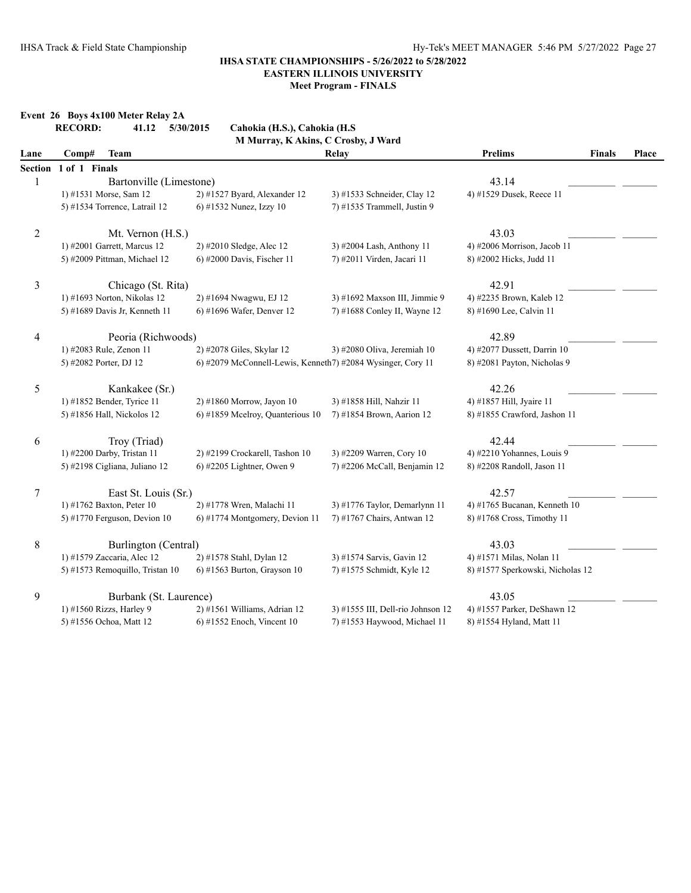**IHSA STATE CHAMPIONSHIPS - 5/26/2022 to 5/28/2022**
**EASTERN ILLINOIS UNIVERSITY**
**Meet Program - FINALS**

**Event 26 Boys 4x100 Meter Relay 2A**

**RECORD: 41.12 5/30/2015 Cahokia (H.S.), Cahokia (H.S**
**M Murray, K Akins, C Crosby, J Ward**

| Lane | Comp# Team | | Relay | | Prelims | Finals | Place |
|---|---|---|---|---|---|---|---|
| **Section 1 of 1 Finals** | | | | | | | |
| 1 | Bartonville (Limestone) | | | | 43.14 | _________ | _______ |
| | 1) #1531 Morse, Sam 12 | 2) #1527 Byard, Alexander 12 | 3) #1533 Schneider, Clay 12 | 4) #1529 Dusek, Reece 11 | | | |
| | 5) #1534 Torrence, Latrail 12 | 6) #1532 Nunez, Izzy 10 | 7) #1535 Trammell, Justin 9 | | | | |
| 2 | Mt. Vernon (H.S.) | | | | 43.03 | _________ | _______ |
| | 1) #2001 Garrett, Marcus 12 | 2) #2010 Sledge, Alec 12 | 3) #2004 Lash, Anthony 11 | 4) #2006 Morrison, Jacob 11 | | | |
| | 5) #2009 Pittman, Michael 12 | 6) #2000 Davis, Fischer 11 | 7) #2011 Virden, Jacari 11 | 8) #2002 Hicks, Judd 11 | | | |
| 3 | Chicago (St. Rita) | | | | 42.91 | _________ | _______ |
| | 1) #1693 Norton, Nikolas 12 | 2) #1694 Nwagwu, EJ 12 | 3) #1692 Maxson III, Jimmie 9 | 4) #2235 Brown, Kaleb 12 | | | |
| | 5) #1689 Davis Jr, Kenneth 11 | 6) #1696 Wafer, Denver 12 | 7) #1688 Conley II, Wayne 12 | 8) #1690 Lee, Calvin 11 | | | |
| 4 | Peoria (Richwoods) | | | | 42.89 | _________ | _______ |
| | 1) #2083 Rule, Zenon 11 | 2) #2078 Giles, Skylar 12 | 3) #2080 Oliva, Jeremiah 10 | 4) #2077 Dussett, Darrin 10 | | | |
| | 5) #2082 Porter, DJ 12 | 6) #2079 McConnell-Lewis, Kenneth | 7) #2084 Wysinger, Cory 11 | 8) #2081 Payton, Nicholas 9 | | | |
| 5 | Kankakee (Sr.) | | | | 42.26 | _________ | _______ |
| | 1) #1852 Bender, Tyrice 11 | 2) #1860 Morrow, Jayon 10 | 3) #1858 Hill, Nahzir 11 | 4) #1857 Hill, Jyaire 11 | | | |
| | 5) #1856 Hall, Nickolos 12 | 6) #1859 Mcelroy, Quanterious 10 | 7) #1854 Brown, Aarion 12 | 8) #1855 Crawford, Jashon 11 | | | |
| 6 | Troy (Triad) | | | | 42.44 | _________ | _______ |
| | 1) #2200 Darby, Tristan 11 | 2) #2199 Crockarell, Tashon 10 | 3) #2209 Warren, Cory 10 | 4) #2210 Yohannes, Louis 9 | | | |
| | 5) #2198 Cigliana, Juliano 12 | 6) #2205 Lightner, Owen 9 | 7) #2206 McCall, Benjamin 12 | 8) #2208 Randoll, Jason 11 | | | |
| 7 | East St. Louis (Sr.) | | | | 42.57 | _________ | _______ |
| | 1) #1762 Baxton, Peter 10 | 2) #1778 Wren, Malachi 11 | 3) #1776 Taylor, Demarlynn 11 | 4) #1765 Bucanan, Kenneth 10 | | | |
| | 5) #1770 Ferguson, Devion 10 | 6) #1774 Montgomery, Devion 11 | 7) #1767 Chairs, Antwan 12 | 8) #1768 Cross, Timothy 11 | | | |
| 8 | Burlington (Central) | | | | 43.03 | _________ | _______ |
| | 1) #1579 Zaccaria, Alec 12 | 2) #1578 Stahl, Dylan 12 | 3) #1574 Sarvis, Gavin 12 | 4) #1571 Milas, Nolan 11 | | | |
| | 5) #1573 Remoquillo, Tristan 10 | 6) #1563 Burton, Grayson 10 | 7) #1575 Schmidt, Kyle 12 | 8) #1577 Sperkowski, Nicholas 12 | | | |
| 9 | Burbank (St. Laurence) | | | | 43.05 | _________ | _______ |
| | 1) #1560 Rizzs, Harley 9 | 2) #1561 Williams, Adrian 12 | 3) #1555 III, Dell-rio Johnson 12 | 4) #1557 Parker, DeShawn 12 | | | |
| | 5) #1556 Ochoa, Matt 12 | 6) #1552 Enoch, Vincent 10 | 7) #1553 Haywood, Michael 11 | 8) #1554 Hyland, Matt 11 | | | |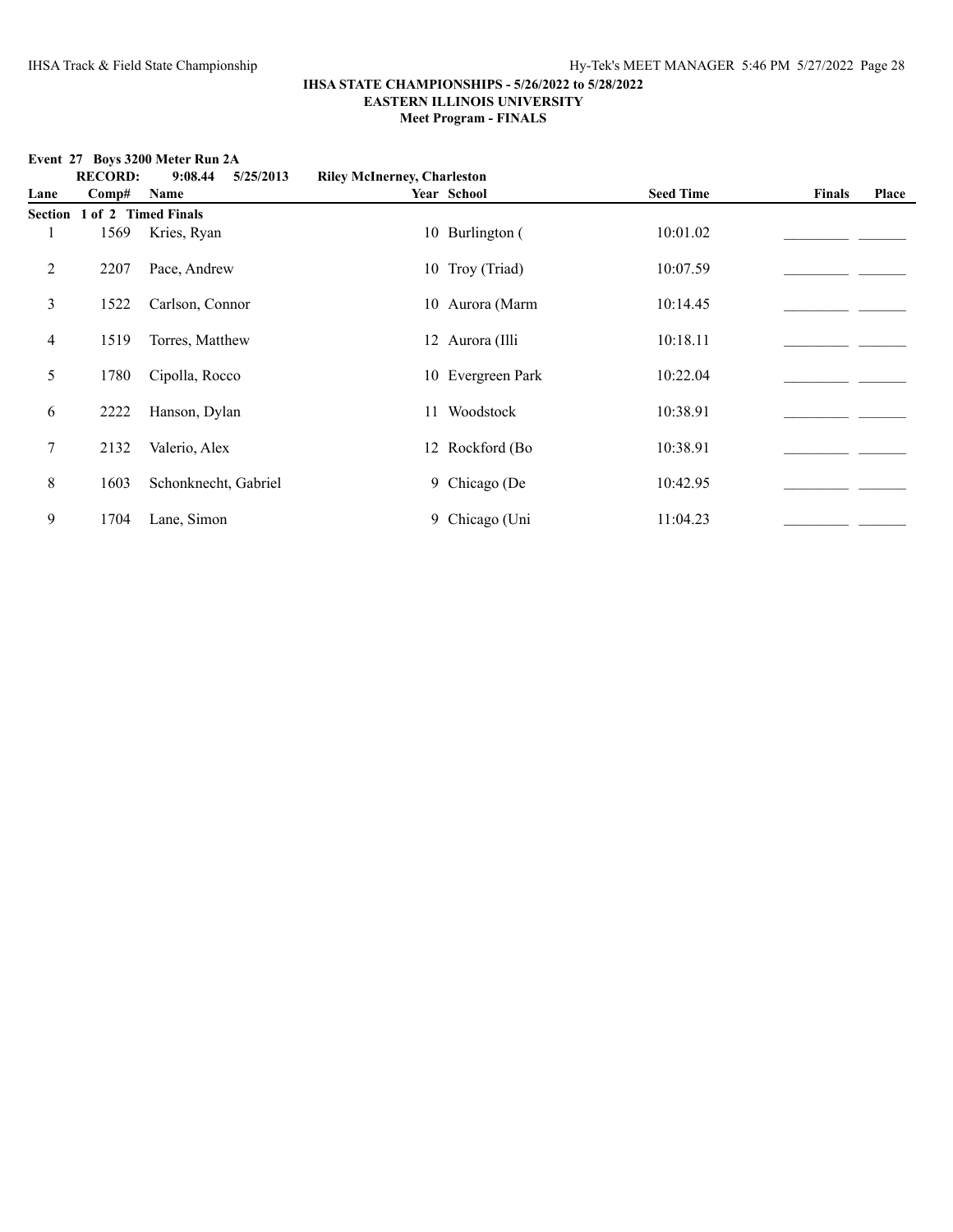**IHSA STATE CHAMPIONSHIPS - 5/26/2022 to 5/28/2022**
**EASTERN ILLINOIS UNIVERSITY**
**Meet Program - FINALS**

**Event 27 Boys 3200 Meter Run 2A**

**RECORD: 9:08.44 5/25/2013 Riley McInerney, Charleston**

| Lane | Comp# | Name | Year | School | Seed Time | Finals | Place |
|---|---|---|---|---|---|---|---|
| **Section 1 of 2 Timed Finals** | | | | | | | |
| 1 | 1569 | Kries, Ryan | 10 | Burlington ( | 10:01.02 | ________ | ______ |
| 2 | 2207 | Pace, Andrew | 10 | Troy (Triad) | 10:07.59 | ________ | ______ |
| 3 | 1522 | Carlson, Connor | 10 | Aurora (Marm | 10:14.45 | ________ | ______ |
| 4 | 1519 | Torres, Matthew | 12 | Aurora (Illi | 10:18.11 | ________ | ______ |
| 5 | 1780 | Cipolla, Rocco | 10 | Evergreen Park | 10:22.04 | ________ | ______ |
| 6 | 2222 | Hanson, Dylan | 11 | Woodstock | 10:38.91 | ________ | ______ |
| 7 | 2132 | Valerio, Alex | 12 | Rockford (Bo | 10:38.91 | ________ | ______ |
| 8 | 1603 | Schonknecht, Gabriel | 9 | Chicago (De | 10:42.95 | ________ | ______ |
| 9 | 1704 | Lane, Simon | 9 | Chicago (Uni | 11:04.23 | ________ | ______ |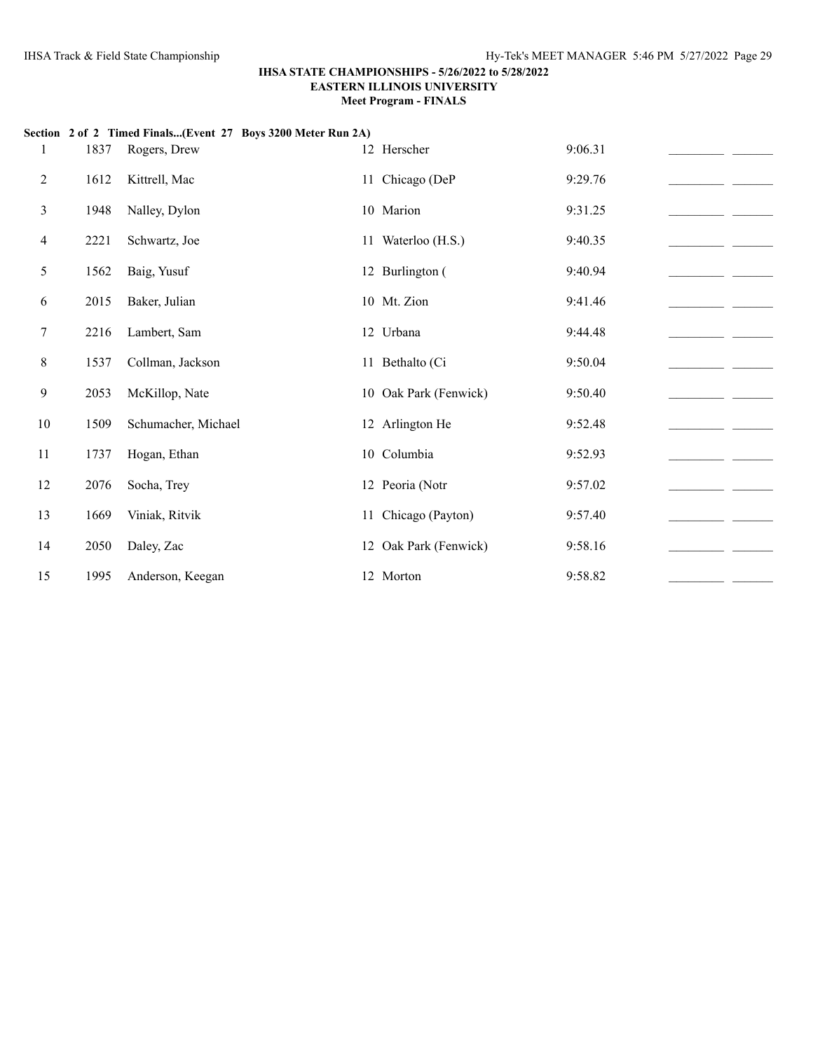**IHSA STATE CHAMPIONSHIPS - 5/26/2022 to 5/28/2022**
**EASTERN ILLINOIS UNIVERSITY**
**Meet Program - FINALS**

**Section 2 of 2 Timed Finals...(Event 27 Boys 3200 Meter Run 2A)**

| | | | | | | |
|---|---|---|---|---|---|---|
| 1 | 1837 | Rogers, Drew | 12 Herscher | 9:06.31 | _________ | ______ |
| 2 | 1612 | Kittrell, Mac | 11 Chicago (DeP | 9:29.76 | _________ | ______ |
| 3 | 1948 | Nalley, Dylon | 10 Marion | 9:31.25 | _________ | ______ |
| 4 | 2221 | Schwartz, Joe | 11 Waterloo (H.S.) | 9:40.35 | _________ | ______ |
| 5 | 1562 | Baig, Yusuf | 12 Burlington ( | 9:40.94 | _________ | ______ |
| 6 | 2015 | Baker, Julian | 10 Mt. Zion | 9:41.46 | _________ | ______ |
| 7 | 2216 | Lambert, Sam | 12 Urbana | 9:44.48 | _________ | ______ |
| 8 | 1537 | Collman, Jackson | 11 Bethalto (Ci | 9:50.04 | _________ | ______ |
| 9 | 2053 | McKillop, Nate | 10 Oak Park (Fenwick) | 9:50.40 | _________ | ______ |
| 10 | 1509 | Schumacher, Michael | 12 Arlington He | 9:52.48 | _________ | ______ |
| 11 | 1737 | Hogan, Ethan | 10 Columbia | 9:52.93 | _________ | ______ |
| 12 | 2076 | Socha, Trey | 12 Peoria (Notr | 9:57.02 | _________ | ______ |
| 13 | 1669 | Viniak, Ritvik | 11 Chicago (Payton) | 9:57.40 | _________ | ______ |
| 14 | 2050 | Daley, Zac | 12 Oak Park (Fenwick) | 9:58.16 | _________ | ______ |
| 15 | 1995 | Anderson, Keegan | 12 Morton | 9:58.82 | _________ | ______ |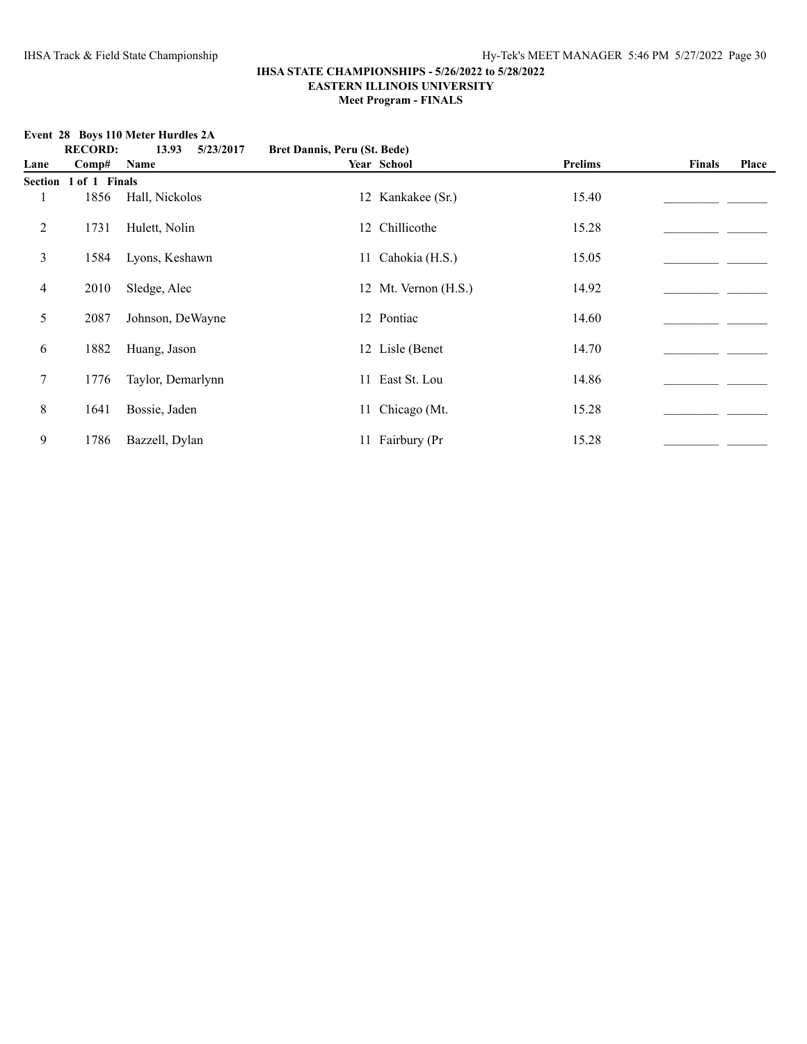### IHSA STATE CHAMPIONSHIPS - 5/26/2022 to 5/28/2022
### EASTERN ILLINOIS UNIVERSITY
### Meet Program - FINALS

**Event 28 Boys 110 Meter Hurdles 2A**

**RECORD: 13.93 5/23/2017 Bret Dannis, Peru (St. Bede)**

| Lane | Comp# | Name | Year | School | Prelims | Finals | Place |
|---|---|---|---|---|---|---|---|
| **Section 1 of 1 Finals** | | | | | | | |
| 1 | 1856 | Hall, Nickolos | 12 | Kankakee (Sr.) | 15.40 | _________ | _______ |
| 2 | 1731 | Hulett, Nolin | 12 | Chillicothe | 15.28 | _________ | _______ |
| 3 | 1584 | Lyons, Keshawn | 11 | Cahokia (H.S.) | 15.05 | _________ | _______ |
| 4 | 2010 | Sledge, Alec | 12 | Mt. Vernon (H.S.) | 14.92 | _________ | _______ |
| 5 | 2087 | Johnson, DeWayne | 12 | Pontiac | 14.60 | _________ | _______ |
| 6 | 1882 | Huang, Jason | 12 | Lisle (Benet | 14.70 | _________ | _______ |
| 7 | 1776 | Taylor, Demarlynn | 11 | East St. Lou | 14.86 | _________ | _______ |
| 8 | 1641 | Bossie, Jaden | 11 | Chicago (Mt. | 15.28 | _________ | _______ |
| 9 | 1786 | Bazzell, Dylan | 11 | Fairbury (Pr | 15.28 | _________ | _______ |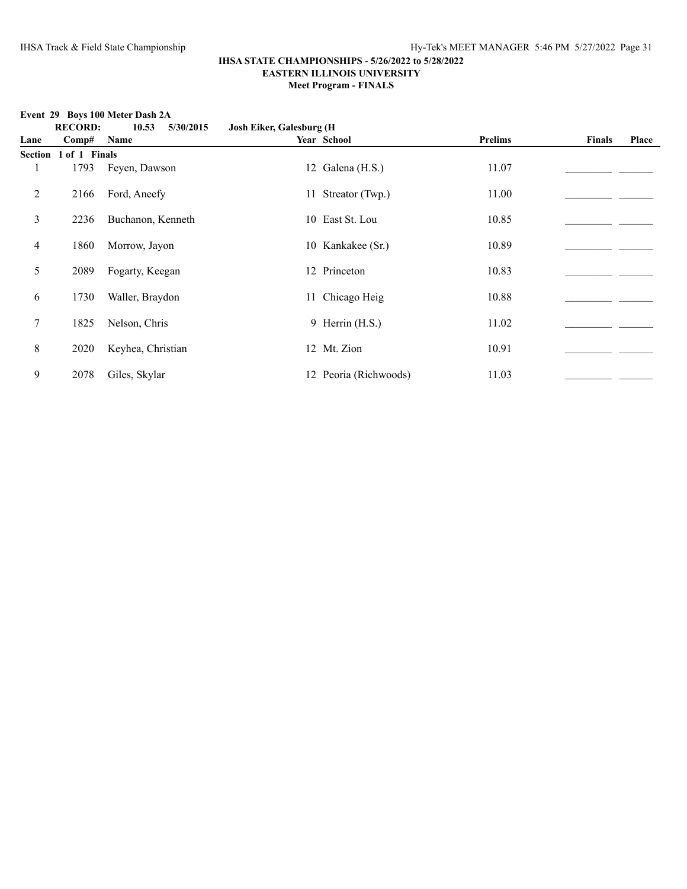**IHSA STATE CHAMPIONSHIPS - 5/26/2022 to 5/28/2022**
**EASTERN ILLINOIS UNIVERSITY**
**Meet Program - FINALS**

**Event 29 Boys 100 Meter Dash 2A**

**RECORD: 10.53 5/30/2015 Josh Eiker, Galesburg (H**

| Lane | Comp# | Name | Year | School | Prelims | Finals | Place |
|---|---|---|---|---|---|---|---|
| **Section 1 of 1 Finals** | | | | | | | |
| 1 | 1793 | Feyen, Dawson | 12 | Galena (H.S.) | 11.07 | _________ | _______ |
| 2 | 2166 | Ford, Aneefy | 11 | Streator (Twp.) | 11.00 | _________ | _______ |
| 3 | 2236 | Buchanon, Kenneth | 10 | East St. Lou | 10.85 | _________ | _______ |
| 4 | 1860 | Morrow, Jayon | 10 | Kankakee (Sr.) | 10.89 | _________ | _______ |
| 5 | 2089 | Fogarty, Keegan | 12 | Princeton | 10.83 | _________ | _______ |
| 6 | 1730 | Waller, Braydon | 11 | Chicago Heig | 10.88 | _________ | _______ |
| 7 | 1825 | Nelson, Chris | 9 | Herrin (H.S.) | 11.02 | _________ | _______ |
| 8 | 2020 | Keyhea, Christian | 12 | Mt. Zion | 10.91 | _________ | _______ |
| 9 | 2078 | Giles, Skylar | 12 | Peoria (Richwoods) | 11.03 | _________ | _______ |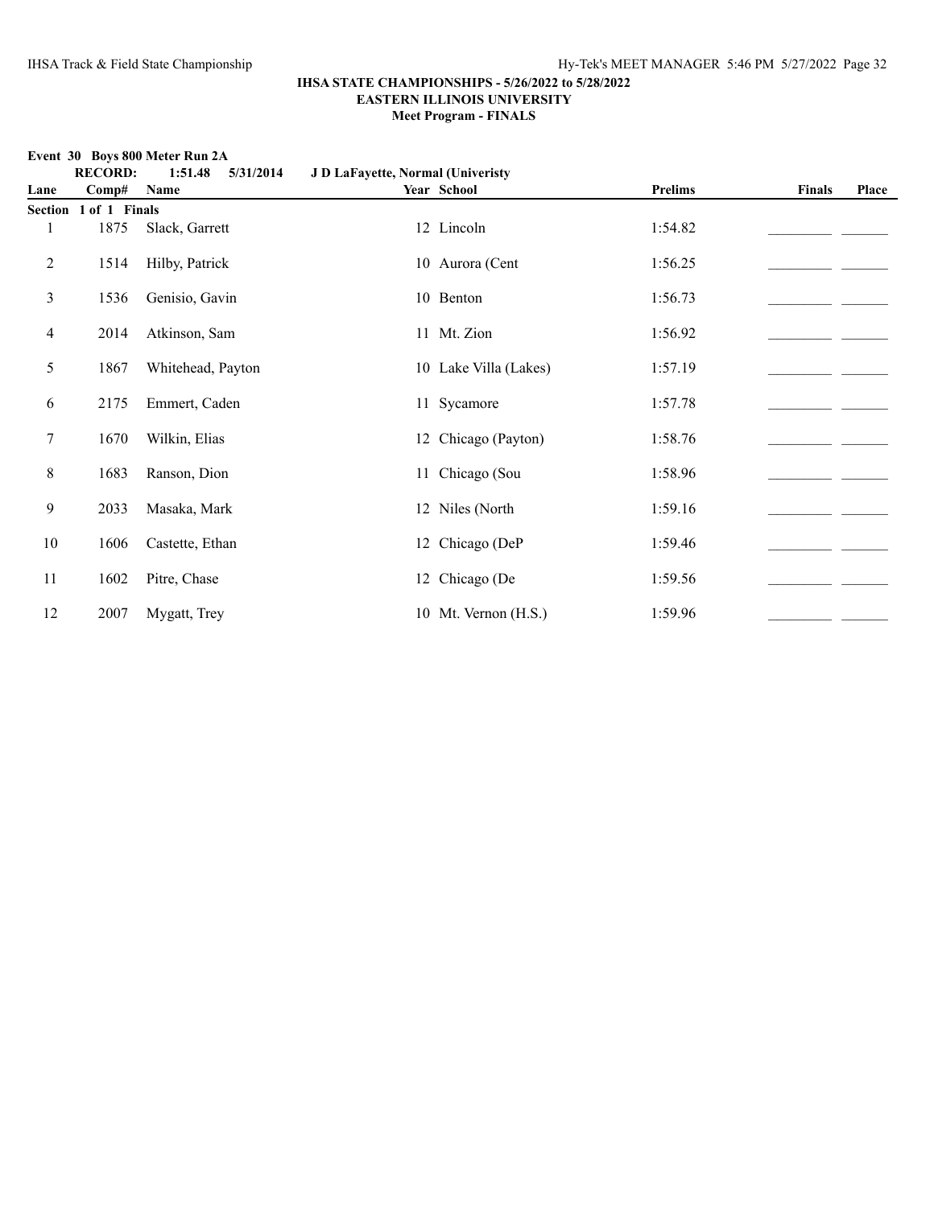**IHSA STATE CHAMPIONSHIPS - 5/26/2022 to 5/28/2022**
**EASTERN ILLINOIS UNIVERSITY**
**Meet Program - FINALS**

**Event 30 Boys 800 Meter Run 2A**

**RECORD: 1:51.48 5/31/2014 J D LaFayette, Normal (Univeristy**

| Lane | Comp# | Name | Year | School | Prelims | Finals | Place |
|---|---|---|---|---|---|---|---|
| **Section 1 of 1 Finals** | | | | | | | |
| 1 | 1875 | Slack, Garrett | 12 | Lincoln | 1:54.82 | _________ | _______ |
| 2 | 1514 | Hilby, Patrick | 10 | Aurora (Cent | 1:56.25 | _________ | _______ |
| 3 | 1536 | Genisio, Gavin | 10 | Benton | 1:56.73 | _________ | _______ |
| 4 | 2014 | Atkinson, Sam | 11 | Mt. Zion | 1:56.92 | _________ | _______ |
| 5 | 1867 | Whitehead, Payton | 10 | Lake Villa (Lakes) | 1:57.19 | _________ | _______ |
| 6 | 2175 | Emmert, Caden | 11 | Sycamore | 1:57.78 | _________ | _______ |
| 7 | 1670 | Wilkin, Elias | 12 | Chicago (Payton) | 1:58.76 | _________ | _______ |
| 8 | 1683 | Ranson, Dion | 11 | Chicago (Sou | 1:58.96 | _________ | _______ |
| 9 | 2033 | Masaka, Mark | 12 | Niles (North | 1:59.16 | _________ | _______ |
| 10 | 1606 | Castette, Ethan | 12 | Chicago (DeP | 1:59.46 | _________ | _______ |
| 11 | 1602 | Pitre, Chase | 12 | Chicago (De | 1:59.56 | _________ | _______ |
| 12 | 2007 | Mygatt, Trey | 10 | Mt. Vernon (H.S.) | 1:59.96 | _________ | _______ |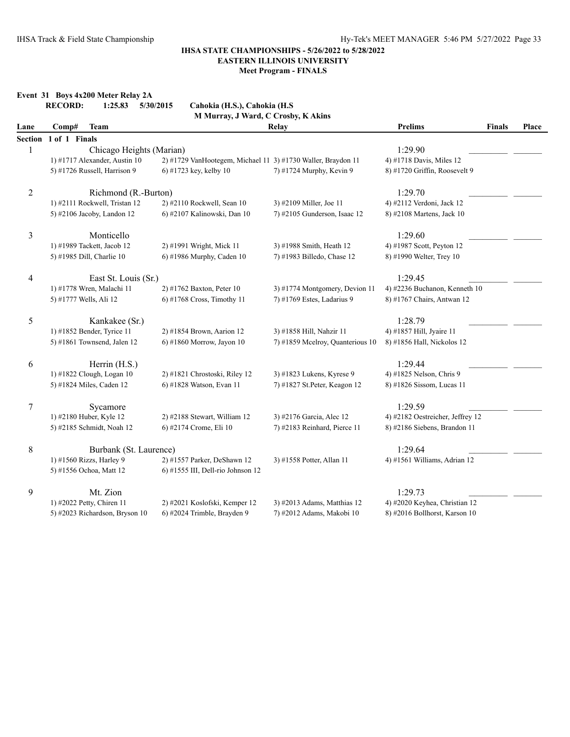## IHSA STATE CHAMPIONSHIPS - 5/26/2022 to 5/28/2022
## EASTERN ILLINOIS UNIVERSITY
## Meet Program - FINALS

**Event 31 Boys 4x200 Meter Relay 2A**

**RECORD: 1:25.83 5/30/2015 Cahokia (H.S.), Cahokia (H.S**
**M Murray, J Ward, C Crosby, K Akins**

| Lane | Comp# Team | | Relay | Prelims | Finals | Place |
|---|---|---|---|---|---|---|
| **Section 1 of 1 Finals** | | | | | | |
| 1 | Chicago Heights (Marian) | | | 1:29.90 | _________ | _______ |
| | 1) #1717 Alexander, Austin 10 | 2) #1729 VanHootegem, Michael 11 | 3) #1730 Waller, Braydon 11 | 4) #1718 Davis, Miles 12 | | |
| | 5) #1726 Russell, Harrison 9 | 6) #1723 key, kelby 10 | 7) #1724 Murphy, Kevin 9 | 8) #1720 Griffin, Roosevelt 9 | | |
| 2 | Richmond (R.-Burton) | | | 1:29.70 | _________ | _______ |
| | 1) #2111 Rockwell, Tristan 12 | 2) #2110 Rockwell, Sean 10 | 3) #2109 Miller, Joe 11 | 4) #2112 Verdoni, Jack 12 | | |
| | 5) #2106 Jacoby, Landon 12 | 6) #2107 Kalinowski, Dan 10 | 7) #2105 Gunderson, Isaac 12 | 8) #2108 Martens, Jack 10 | | |
| 3 | Monticello | | | 1:29.60 | _________ | _______ |
| | 1) #1989 Tackett, Jacob 12 | 2) #1991 Wright, Mick 11 | 3) #1988 Smith, Heath 12 | 4) #1987 Scott, Peyton 12 | | |
| | 5) #1985 Dill, Charlie 10 | 6) #1986 Murphy, Caden 10 | 7) #1983 Billedo, Chase 12 | 8) #1990 Welter, Trey 10 | | |
| 4 | East St. Louis (Sr.) | | | 1:29.45 | _________ | _______ |
| | 1) #1778 Wren, Malachi 11 | 2) #1762 Baxton, Peter 10 | 3) #1774 Montgomery, Devion 11 | 4) #2236 Buchanon, Kenneth 10 | | |
| | 5) #1777 Wells, Ali 12 | 6) #1768 Cross, Timothy 11 | 7) #1769 Estes, Ladarius 9 | 8) #1767 Chairs, Antwan 12 | | |
| 5 | Kankakee (Sr.) | | | 1:28.79 | _________ | _______ |
| | 1) #1852 Bender, Tyrice 11 | 2) #1854 Brown, Aarion 12 | 3) #1858 Hill, Nahzir 11 | 4) #1857 Hill, Jyaire 11 | | |
| | 5) #1861 Townsend, Jalen 12 | 6) #1860 Morrow, Jayon 10 | 7) #1859 Mcelroy, Quanterious 10 | 8) #1856 Hall, Nickolos 12 | | |
| 6 | Herrin (H.S.) | | | 1:29.44 | _________ | _______ |
| | 1) #1822 Clough, Logan 10 | 2) #1821 Chrostoski, Riley 12 | 3) #1823 Lukens, Kyrese 9 | 4) #1825 Nelson, Chris 9 | | |
| | 5) #1824 Miles, Caden 12 | 6) #1828 Watson, Evan 11 | 7) #1827 St.Peter, Keagon 12 | 8) #1826 Sissom, Lucas 11 | | |
| 7 | Sycamore | | | 1:29.59 | _________ | _______ |
| | 1) #2180 Huber, Kyle 12 | 2) #2188 Stewart, William 12 | 3) #2176 Garcia, Alec 12 | 4) #2182 Oestreicher, Jeffrey 12 | | |
| | 5) #2185 Schmidt, Noah 12 | 6) #2174 Crome, Eli 10 | 7) #2183 Reinhard, Pierce 11 | 8) #2186 Siebens, Brandon 11 | | |
| 8 | Burbank (St. Laurence) | | | 1:29.64 | _________ | _______ |
| | 1) #1560 Rizzs, Harley 9 | 2) #1557 Parker, DeShawn 12 | 3) #1558 Potter, Allan 11 | 4) #1561 Williams, Adrian 12 | | |
| | 5) #1556 Ochoa, Matt 12 | 6) #1555 III, Dell-rio Johnson 12 | | | | |
| 9 | Mt. Zion | | | 1:29.73 | _________ | _______ |
| | 1) #2022 Petty, Chiren 11 | 2) #2021 Koslofski, Kemper 12 | 3) #2013 Adams, Matthias 12 | 4) #2020 Keyhea, Christian 12 | | |
| | 5) #2023 Richardson, Bryson 10 | 6) #2024 Trimble, Brayden 9 | 7) #2012 Adams, Makobi 10 | 8) #2016 Bollhorst, Karson 10 | | |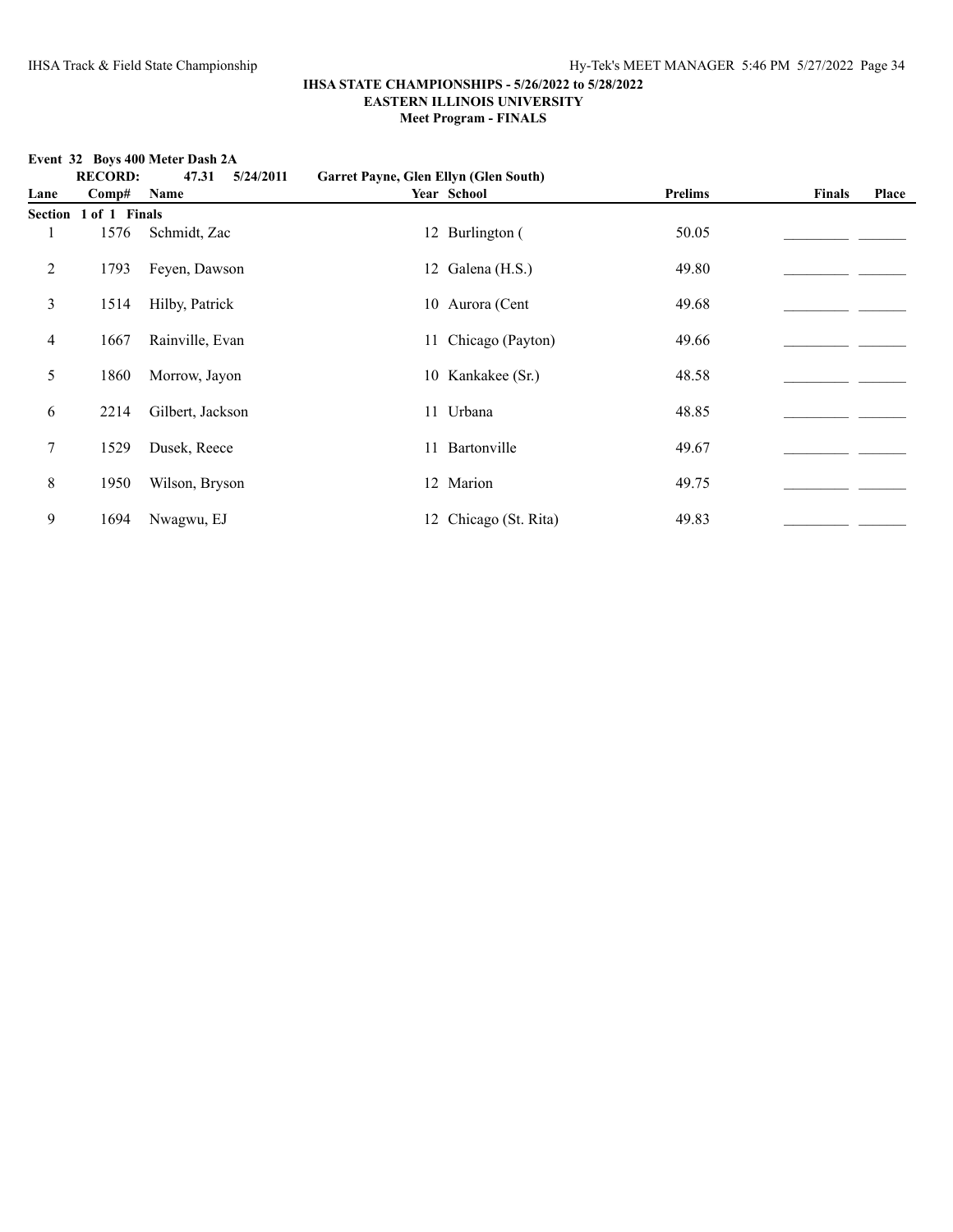## IHSA STATE CHAMPIONSHIPS - 5/26/2022 to 5/28/2022
## EASTERN ILLINOIS UNIVERSITY
## Meet Program - FINALS

**Event 32 Boys 400 Meter Dash 2A**

**RECORD: 47.31 5/24/2011 Garret Payne, Glen Ellyn (Glen South)**

| Lane | Comp# | Name | Year | School | Prelims | Finals | Place |
|---|---|---|---|---|---|---|---|
| **Section 1 of 1 Finals** | | | | | | | |
| 1 | 1576 | Schmidt, Zac | 12 | Burlington ( | 50.05 | | |
| 2 | 1793 | Feyen, Dawson | 12 | Galena (H.S.) | 49.80 | | |
| 3 | 1514 | Hilby, Patrick | 10 | Aurora (Cent | 49.68 | | |
| 4 | 1667 | Rainville, Evan | 11 | Chicago (Payton) | 49.66 | | |
| 5 | 1860 | Morrow, Jayon | 10 | Kankakee (Sr.) | 48.58 | | |
| 6 | 2214 | Gilbert, Jackson | 11 | Urbana | 48.85 | | |
| 7 | 1529 | Dusek, Reece | 11 | Bartonville | 49.67 | | |
| 8 | 1950 | Wilson, Bryson | 12 | Marion | 49.75 | | |
| 9 | 1694 | Nwagwu, EJ | 12 | Chicago (St. Rita) | 49.83 | | |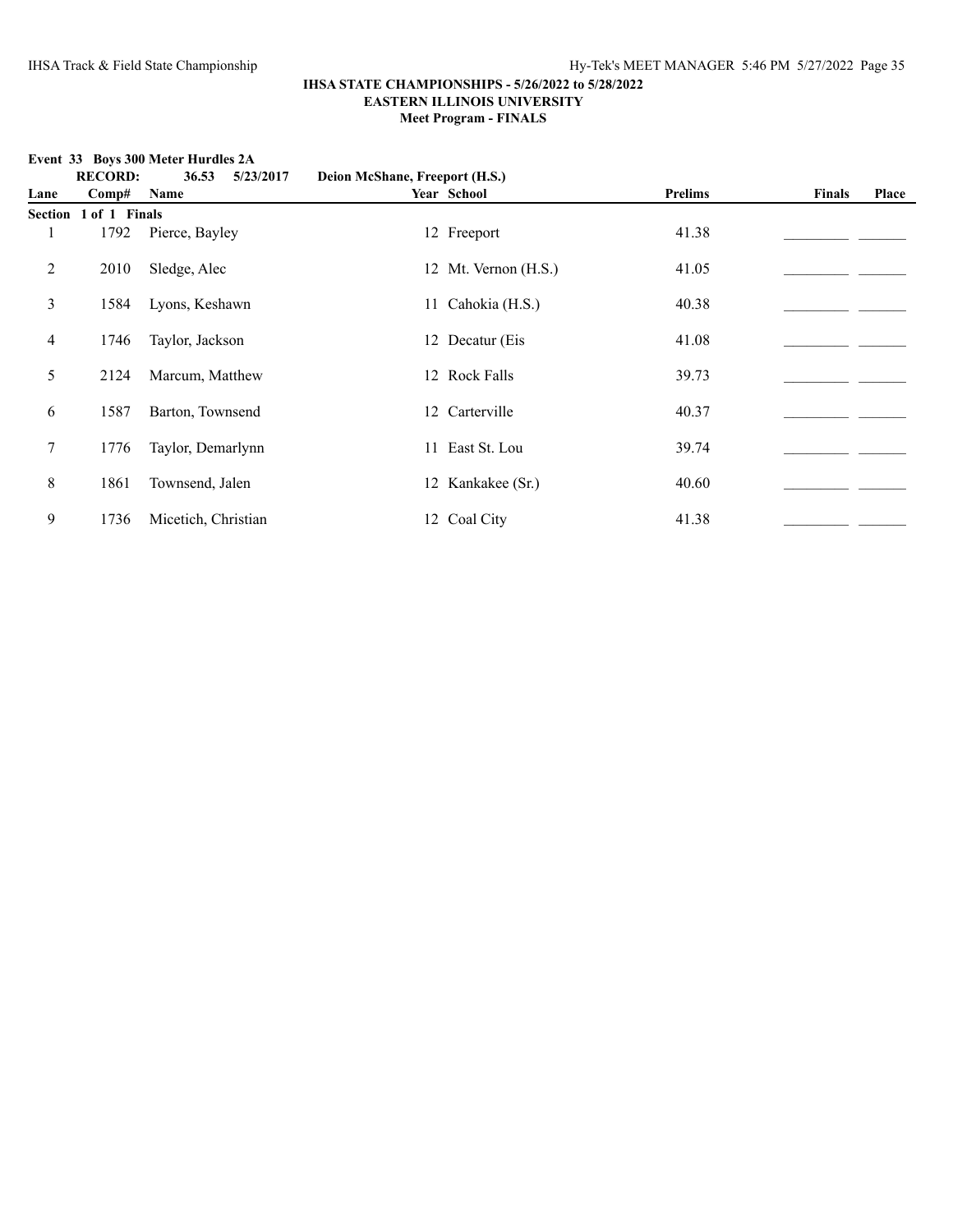**IHSA STATE CHAMPIONSHIPS - 5/26/2022 to 5/28/2022**
**EASTERN ILLINOIS UNIVERSITY**
**Meet Program - FINALS**

**Event 33 Boys 300 Meter Hurdles 2A**

**RECORD: 36.53 5/23/2017 Deion McShane, Freeport (H.S.)**

| Lane | Comp# | Name | Year | School | Prelims | Finals | Place |
|---|---|---|---|---|---|---|---|
| **Section 1 of 1 Finals** | | | | | | | |
| 1 | 1792 | Pierce, Bayley | 12 | Freeport | 41.38 | _________ | _______ |
| 2 | 2010 | Sledge, Alec | 12 | Mt. Vernon (H.S.) | 41.05 | _________ | _______ |
| 3 | 1584 | Lyons, Keshawn | 11 | Cahokia (H.S.) | 40.38 | _________ | _______ |
| 4 | 1746 | Taylor, Jackson | 12 | Decatur (Eis | 41.08 | _________ | _______ |
| 5 | 2124 | Marcum, Matthew | 12 | Rock Falls | 39.73 | _________ | _______ |
| 6 | 1587 | Barton, Townsend | 12 | Carterville | 40.37 | _________ | _______ |
| 7 | 1776 | Taylor, Demarlynn | 11 | East St. Lou | 39.74 | _________ | _______ |
| 8 | 1861 | Townsend, Jalen | 12 | Kankakee (Sr.) | 40.60 | _________ | _______ |
| 9 | 1736 | Micetich, Christian | 12 | Coal City | 41.38 | _________ | _______ |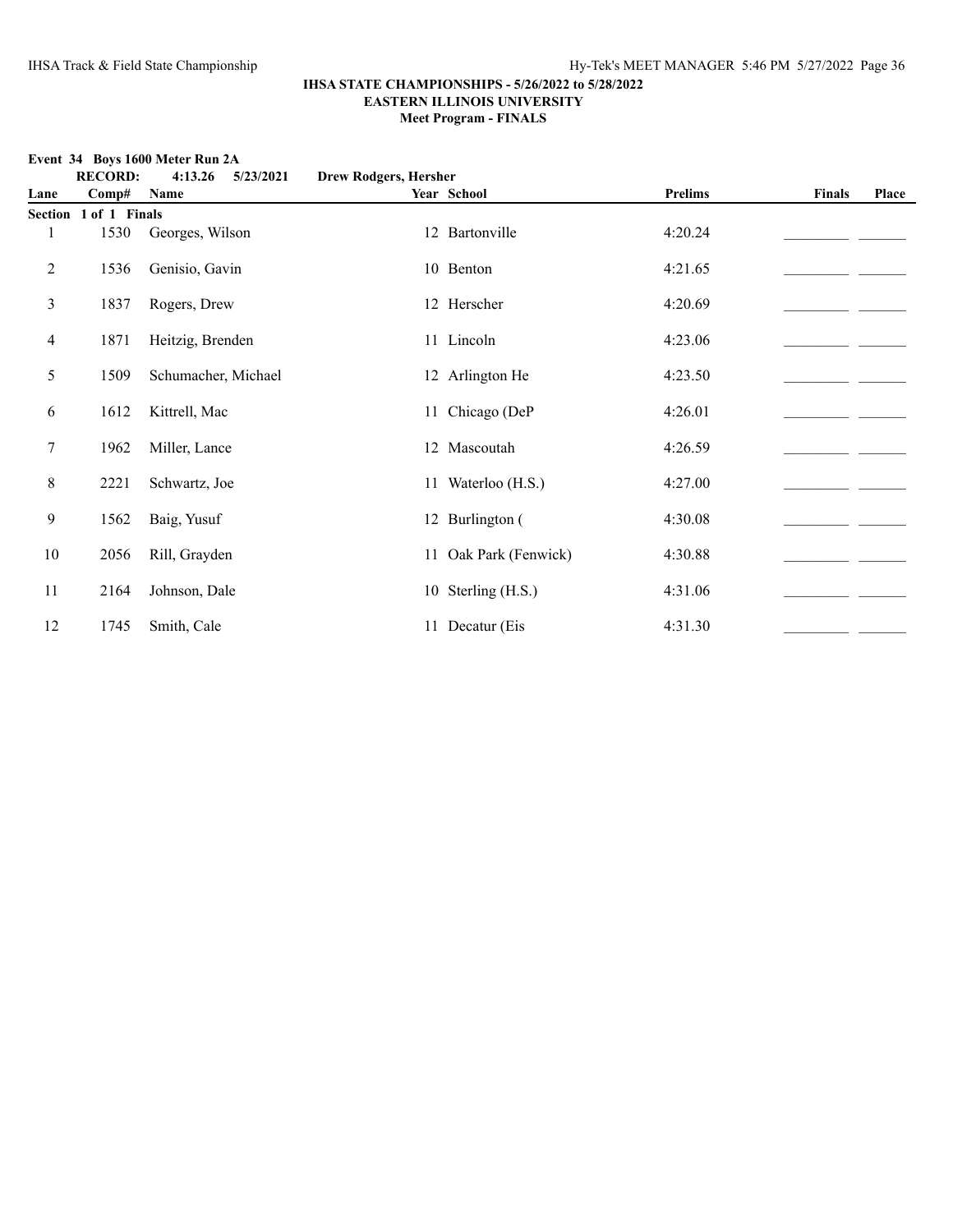**IHSA STATE CHAMPIONSHIPS - 5/26/2022 to 5/28/2022**
**EASTERN ILLINOIS UNIVERSITY**
**Meet Program - FINALS**

**Event 34 Boys 1600 Meter Run 2A**

**RECORD: 4:13.26 5/23/2021 Drew Rodgers, Hersher**

| Lane | Comp# | Name | Year | School | Prelims | Finals | Place |
|---|---|---|---|---|---|---|---|
| **Section 1 of 1 Finals** | | | | | | | |
| 1 | 1530 | Georges, Wilson | 12 | Bartonville | 4:20.24 | _________ | _______ |
| 2 | 1536 | Genisio, Gavin | 10 | Benton | 4:21.65 | _________ | _______ |
| 3 | 1837 | Rogers, Drew | 12 | Herscher | 4:20.69 | _________ | _______ |
| 4 | 1871 | Heitzig, Brenden | 11 | Lincoln | 4:23.06 | _________ | _______ |
| 5 | 1509 | Schumacher, Michael | 12 | Arlington He | 4:23.50 | _________ | _______ |
| 6 | 1612 | Kittrell, Mac | 11 | Chicago (DeP | 4:26.01 | _________ | _______ |
| 7 | 1962 | Miller, Lance | 12 | Mascoutah | 4:26.59 | _________ | _______ |
| 8 | 2221 | Schwartz, Joe | 11 | Waterloo (H.S.) | 4:27.00 | _________ | _______ |
| 9 | 1562 | Baig, Yusuf | 12 | Burlington ( | 4:30.08 | _________ | _______ |
| 10 | 2056 | Rill, Grayden | 11 | Oak Park (Fenwick) | 4:30.88 | _________ | _______ |
| 11 | 2164 | Johnson, Dale | 10 | Sterling (H.S.) | 4:31.06 | _________ | _______ |
| 12 | 1745 | Smith, Cale | 11 | Decatur (Eis | 4:31.30 | _________ | _______ |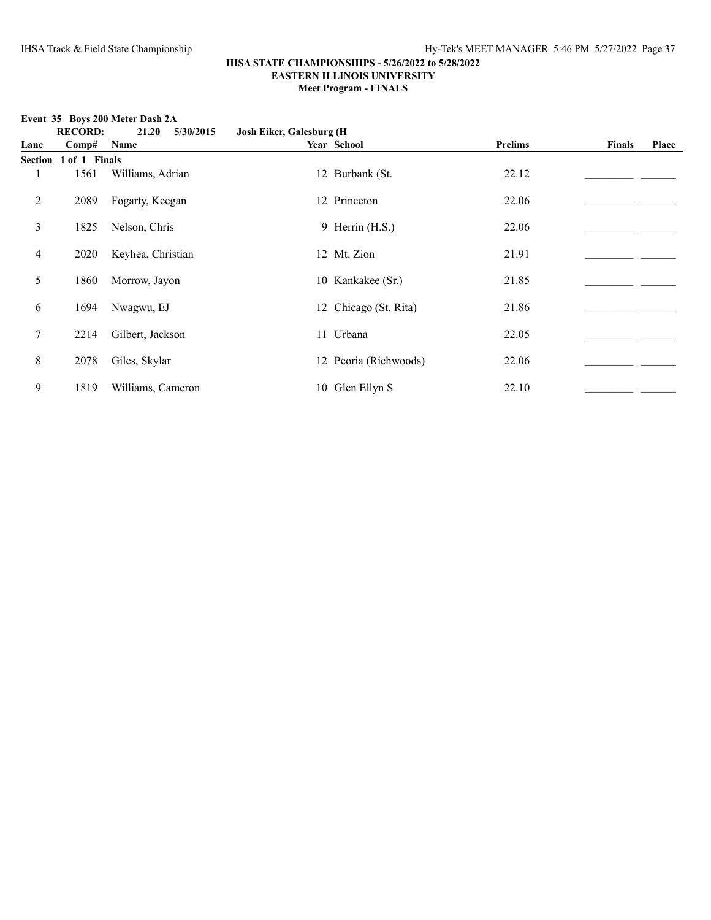**IHSA STATE CHAMPIONSHIPS - 5/26/2022 to 5/28/2022**
**EASTERN ILLINOIS UNIVERSITY**
**Meet Program - FINALS**

**Event 35 Boys 200 Meter Dash 2A**

**RECORD: 21.20 5/30/2015 Josh Eiker, Galesburg (H**

| Lane | Comp# | Name | Year | School | Prelims | Finals | Place |
|---|---|---|---|---|---|---|---|
| **Section 1 of 1 Finals** | | | | | | | |
| 1 | 1561 | Williams, Adrian | 12 | Burbank (St. | 22.12 | _________ | _______ |
| 2 | 2089 | Fogarty, Keegan | 12 | Princeton | 22.06 | _________ | _______ |
| 3 | 1825 | Nelson, Chris | 9 | Herrin (H.S.) | 22.06 | _________ | _______ |
| 4 | 2020 | Keyhea, Christian | 12 | Mt. Zion | 21.91 | _________ | _______ |
| 5 | 1860 | Morrow, Jayon | 10 | Kankakee (Sr.) | 21.85 | _________ | _______ |
| 6 | 1694 | Nwagwu, EJ | 12 | Chicago (St. Rita) | 21.86 | _________ | _______ |
| 7 | 2214 | Gilbert, Jackson | 11 | Urbana | 22.05 | _________ | _______ |
| 8 | 2078 | Giles, Skylar | 12 | Peoria (Richwoods) | 22.06 | _________ | _______ |
| 9 | 1819 | Williams, Cameron | 10 | Glen Ellyn S | 22.10 | _________ | _______ |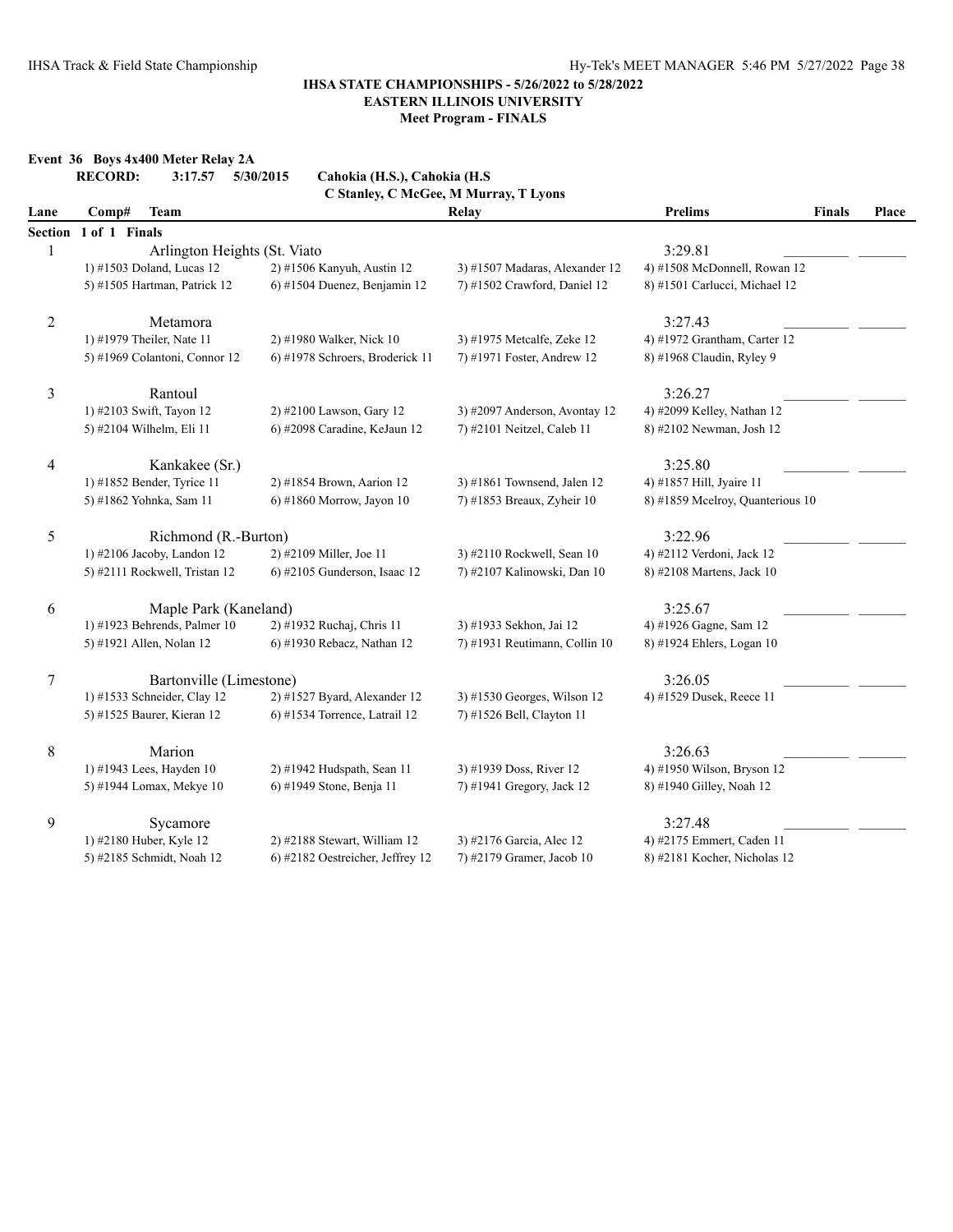**IHSA STATE CHAMPIONSHIPS - 5/26/2022 to 5/28/2022**
**EASTERN ILLINOIS UNIVERSITY**
**Meet Program - FINALS**

**Event 36 Boys 4x400 Meter Relay 2A**

**RECORD: 3:17.57 5/30/2015 Cahokia (H.S.), Cahokia (H.S**
**C Stanley, C McGee, M Murray, T Lyons**

| Lane | Comp# Team | | Relay | Prelims | Finals | Place |
|---|---|---|---|---|---|---|
| **Section 1 of 1 Finals** | | | | | | |
| 1 | Arlington Heights (St. Viato | | | 3:29.81 | _________ | _______ |
| | 1) #1503 Doland, Lucas 12 | 2) #1506 Kanyuh, Austin 12 | 3) #1507 Madaras, Alexander 12 | 4) #1508 McDonnell, Rowan 12 | | |
| | 5) #1505 Hartman, Patrick 12 | 6) #1504 Duenez, Benjamin 12 | 7) #1502 Crawford, Daniel 12 | 8) #1501 Carlucci, Michael 12 | | |
| 2 | Metamora | | | 3:27.43 | _________ | _______ |
| | 1) #1979 Theiler, Nate 11 | 2) #1980 Walker, Nick 10 | 3) #1975 Metcalfe, Zeke 12 | 4) #1972 Grantham, Carter 12 | | |
| | 5) #1969 Colantoni, Connor 12 | 6) #1978 Schroers, Broderick 11 | 7) #1971 Foster, Andrew 12 | 8) #1968 Claudin, Ryley 9 | | |
| 3 | Rantoul | | | 3:26.27 | _________ | _______ |
| | 1) #2103 Swift, Tayon 12 | 2) #2100 Lawson, Gary 12 | 3) #2097 Anderson, Avontay 12 | 4) #2099 Kelley, Nathan 12 | | |
| | 5) #2104 Wilhelm, Eli 11 | 6) #2098 Caradine, KeJaun 12 | 7) #2101 Neitzel, Caleb 11 | 8) #2102 Newman, Josh 12 | | |
| 4 | Kankakee (Sr.) | | | 3:25.80 | _________ | _______ |
| | 1) #1852 Bender, Tyrice 11 | 2) #1854 Brown, Aarion 12 | 3) #1861 Townsend, Jalen 12 | 4) #1857 Hill, Jyaire 11 | | |
| | 5) #1862 Yohnka, Sam 11 | 6) #1860 Morrow, Jayon 10 | 7) #1853 Breaux, Zyheir 10 | 8) #1859 Mcelroy, Quanterious 10 | | |
| 5 | Richmond (R.-Burton) | | | 3:22.96 | _________ | _______ |
| | 1) #2106 Jacoby, Landon 12 | 2) #2109 Miller, Joe 11 | 3) #2110 Rockwell, Sean 10 | 4) #2112 Verdoni, Jack 12 | | |
| | 5) #2111 Rockwell, Tristan 12 | 6) #2105 Gunderson, Isaac 12 | 7) #2107 Kalinowski, Dan 10 | 8) #2108 Martens, Jack 10 | | |
| 6 | Maple Park (Kaneland) | | | 3:25.67 | _________ | _______ |
| | 1) #1923 Behrends, Palmer 10 | 2) #1932 Ruchaj, Chris 11 | 3) #1933 Sekhon, Jai 12 | 4) #1926 Gagne, Sam 12 | | |
| | 5) #1921 Allen, Nolan 12 | 6) #1930 Rebacz, Nathan 12 | 7) #1931 Reutimann, Collin 10 | 8) #1924 Ehlers, Logan 10 | | |
| 7 | Bartonville (Limestone) | | | 3:26.05 | _________ | _______ |
| | 1) #1533 Schneider, Clay 12 | 2) #1527 Byard, Alexander 12 | 3) #1530 Georges, Wilson 12 | 4) #1529 Dusek, Reece 11 | | |
| | 5) #1525 Baurer, Kieran 12 | 6) #1534 Torrence, Latrail 12 | 7) #1526 Bell, Clayton 11 | | | |
| 8 | Marion | | | 3:26.63 | _________ | _______ |
| | 1) #1943 Lees, Hayden 10 | 2) #1942 Hudspath, Sean 11 | 3) #1939 Doss, River 12 | 4) #1950 Wilson, Bryson 12 | | |
| | 5) #1944 Lomax, Mekye 10 | 6) #1949 Stone, Benja 11 | 7) #1941 Gregory, Jack 12 | 8) #1940 Gilley, Noah 12 | | |
| 9 | Sycamore | | | 3:27.48 | _________ | _______ |
| | 1) #2180 Huber, Kyle 12 | 2) #2188 Stewart, William 12 | 3) #2176 Garcia, Alec 12 | 4) #2175 Emmert, Caden 11 | | |
| | 5) #2185 Schmidt, Noah 12 | 6) #2182 Oestreicher, Jeffrey 12 | 7) #2179 Gramer, Jacob 10 | 8) #2181 Kocher, Nicholas 12 | | |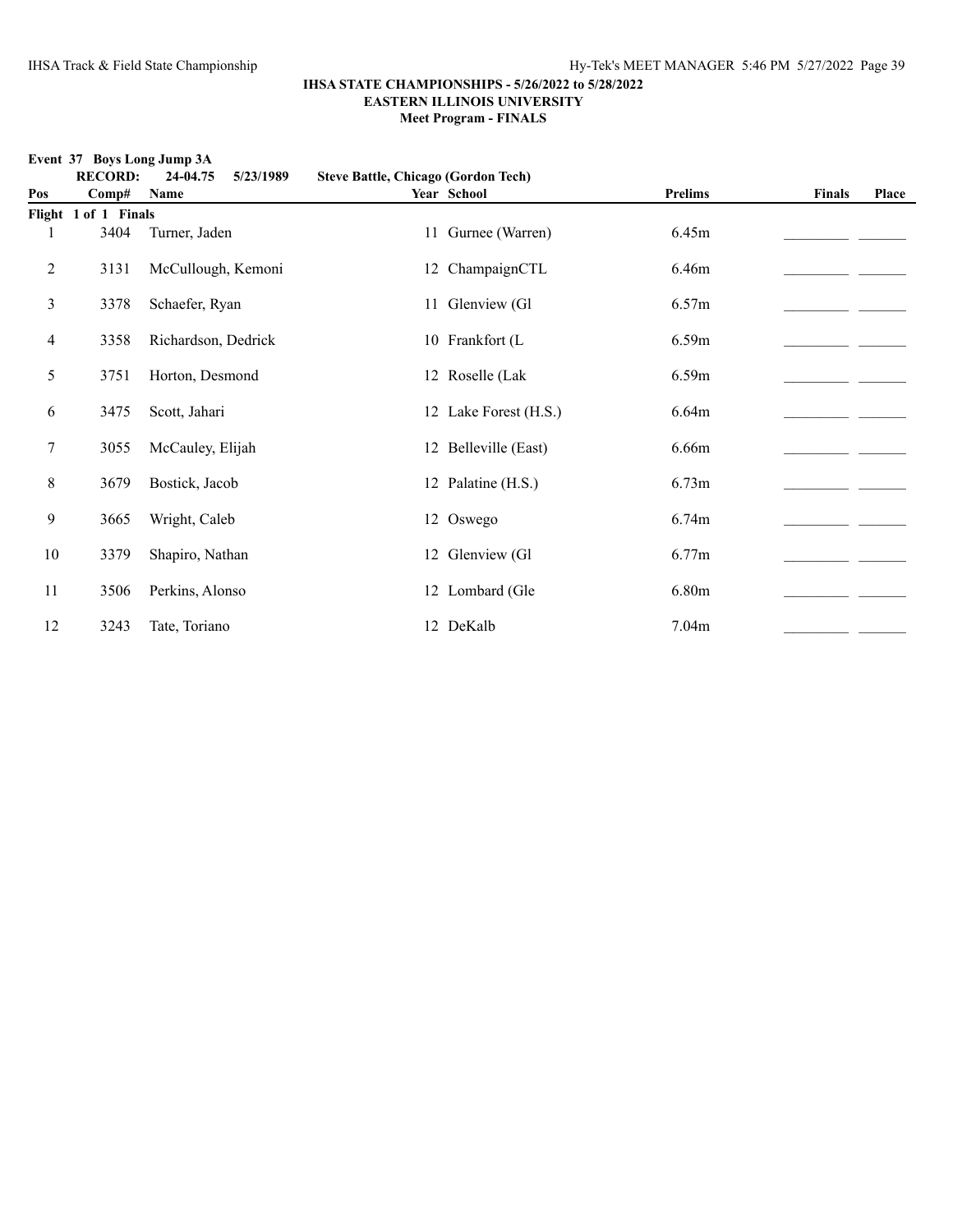**IHSA STATE CHAMPIONSHIPS - 5/26/2022 to 5/28/2022**
**EASTERN ILLINOIS UNIVERSITY**
**Meet Program - FINALS**

**Event 37 Boys Long Jump 3A**

**RECORD: 24-04.75 5/23/1989 Steve Battle, Chicago (Gordon Tech)**

| Pos | Comp# | Name | Year | School | Prelims | Finals | Place |
|---|---|---|---|---|---|---|---|
| **Flight 1 of 1 Finals** | | | | | | | |
| 1 | 3404 | Turner, Jaden | 11 | Gurnee (Warren) | 6.45m | _________ | _______ |
| 2 | 3131 | McCullough, Kemoni | 12 | ChampaignCTL | 6.46m | _________ | _______ |
| 3 | 3378 | Schaefer, Ryan | 11 | Glenview (Gl | 6.57m | _________ | _______ |
| 4 | 3358 | Richardson, Dedrick | 10 | Frankfort (L | 6.59m | _________ | _______ |
| 5 | 3751 | Horton, Desmond | 12 | Roselle (Lak | 6.59m | _________ | _______ |
| 6 | 3475 | Scott, Jahari | 12 | Lake Forest (H.S.) | 6.64m | _________ | _______ |
| 7 | 3055 | McCauley, Elijah | 12 | Belleville (East) | 6.66m | _________ | _______ |
| 8 | 3679 | Bostick, Jacob | 12 | Palatine (H.S.) | 6.73m | _________ | _______ |
| 9 | 3665 | Wright, Caleb | 12 | Oswego | 6.74m | _________ | _______ |
| 10 | 3379 | Shapiro, Nathan | 12 | Glenview (Gl | 6.77m | _________ | _______ |
| 11 | 3506 | Perkins, Alonso | 12 | Lombard (Gle | 6.80m | _________ | _______ |
| 12 | 3243 | Tate, Toriano | 12 | DeKalb | 7.04m | _________ | _______ |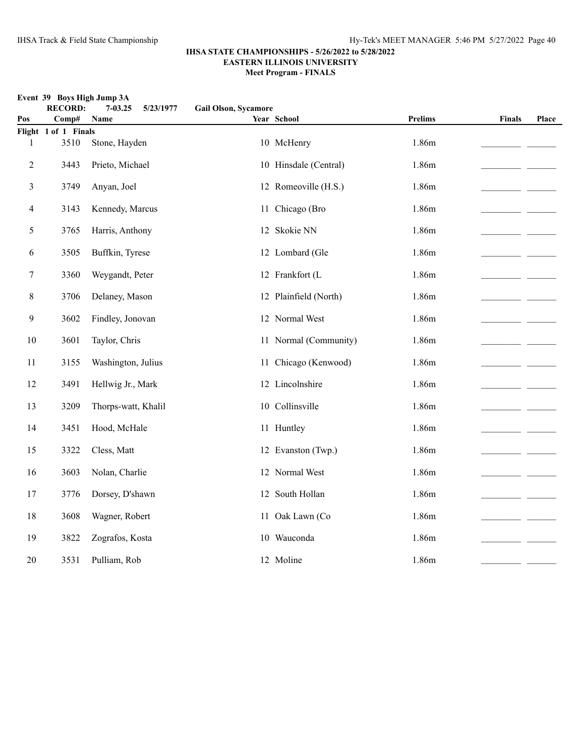# IHSA STATE CHAMPIONSHIPS - 5/26/2022 to 5/28/2022
## EASTERN ILLINOIS UNIVERSITY
### Meet Program - FINALS

**Event 39 Boys High Jump 3A**

**RECORD: 7-03.25 5/23/1977 Gail Olson, Sycamore**

| Pos | Comp# | Name | Year | School | Prelims | Finals | Place |
|---|---|---|---|---|---|---|---|
| **Flight 1 of 1 Finals** | | | | | | | |
| 1 | 3510 | Stone, Hayden | 10 | McHenry | 1.86m | | |
| 2 | 3443 | Prieto, Michael | 10 | Hinsdale (Central) | 1.86m | | |
| 3 | 3749 | Anyan, Joel | 12 | Romeoville (H.S.) | 1.86m | | |
| 4 | 3143 | Kennedy, Marcus | 11 | Chicago (Bro | 1.86m | | |
| 5 | 3765 | Harris, Anthony | 12 | Skokie NN | 1.86m | | |
| 6 | 3505 | Buffkin, Tyrese | 12 | Lombard (Gle | 1.86m | | |
| 7 | 3360 | Weygandt, Peter | 12 | Frankfort (L | 1.86m | | |
| 8 | 3706 | Delaney, Mason | 12 | Plainfield (North) | 1.86m | | |
| 9 | 3602 | Findley, Jonovan | 12 | Normal West | 1.86m | | |
| 10 | 3601 | Taylor, Chris | 11 | Normal (Community) | 1.86m | | |
| 11 | 3155 | Washington, Julius | 11 | Chicago (Kenwood) | 1.86m | | |
| 12 | 3491 | Hellwig Jr., Mark | 12 | Lincolnshire | 1.86m | | |
| 13 | 3209 | Thorps-watt, Khalil | 10 | Collinsville | 1.86m | | |
| 14 | 3451 | Hood, McHale | 11 | Huntley | 1.86m | | |
| 15 | 3322 | Cless, Matt | 12 | Evanston (Twp.) | 1.86m | | |
| 16 | 3603 | Nolan, Charlie | 12 | Normal West | 1.86m | | |
| 17 | 3776 | Dorsey, D'shawn | 12 | South Hollan | 1.86m | | |
| 18 | 3608 | Wagner, Robert | 11 | Oak Lawn (Co | 1.86m | | |
| 19 | 3822 | Zografos, Kosta | 10 | Wauconda | 1.86m | | |
| 20 | 3531 | Pulliam, Rob | 12 | Moline | 1.86m | | |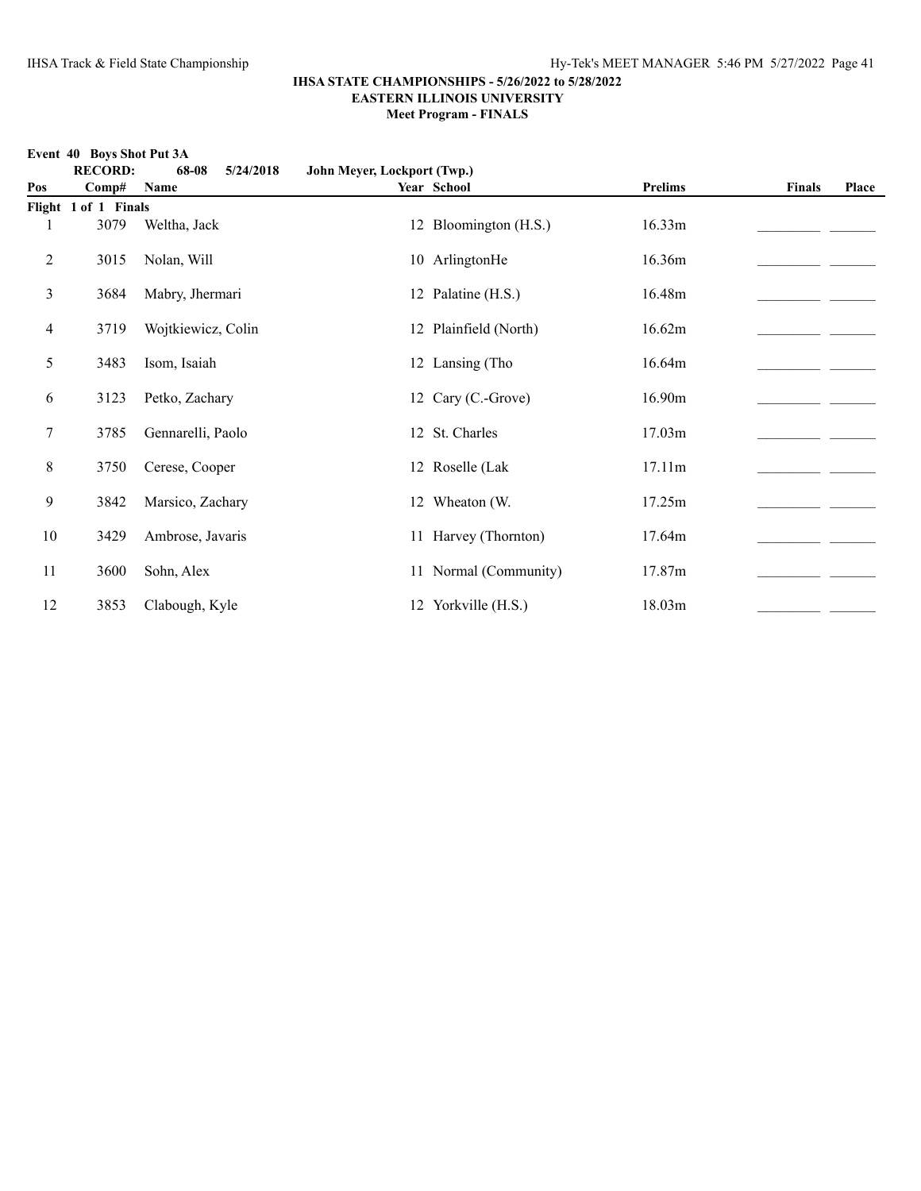**IHSA STATE CHAMPIONSHIPS - 5/26/2022 to 5/28/2022**
**EASTERN ILLINOIS UNIVERSITY**
**Meet Program - FINALS**

**Event 40 Boys Shot Put 3A**

**RECORD: 68-08 5/24/2018 John Meyer, Lockport (Twp.)**

| Pos | Comp# | Name | Year | School | Prelims | Finals | Place |
|---|---|---|---|---|---|---|---|
| **Flight 1 of 1 Finals** | | | | | | | |
| 1 | 3079 | Weltha, Jack | 12 | Bloomington (H.S.) | 16.33m | _________ | _______ |
| 2 | 3015 | Nolan, Will | 10 | ArlingtonHe | 16.36m | _________ | _______ |
| 3 | 3684 | Mabry, Jhermari | 12 | Palatine (H.S.) | 16.48m | _________ | _______ |
| 4 | 3719 | Wojtkiewicz, Colin | 12 | Plainfield (North) | 16.62m | _________ | _______ |
| 5 | 3483 | Isom, Isaiah | 12 | Lansing (Tho | 16.64m | _________ | _______ |
| 6 | 3123 | Petko, Zachary | 12 | Cary (C.-Grove) | 16.90m | _________ | _______ |
| 7 | 3785 | Gennarelli, Paolo | 12 | St. Charles | 17.03m | _________ | _______ |
| 8 | 3750 | Cerese, Cooper | 12 | Roselle (Lak | 17.11m | _________ | _______ |
| 9 | 3842 | Marsico, Zachary | 12 | Wheaton (W. | 17.25m | _________ | _______ |
| 10 | 3429 | Ambrose, Javaris | 11 | Harvey (Thornton) | 17.64m | _________ | _______ |
| 11 | 3600 | Sohn, Alex | 11 | Normal (Community) | 17.87m | _________ | _______ |
| 12 | 3853 | Clabough, Kyle | 12 | Yorkville (H.S.) | 18.03m | _________ | _______ |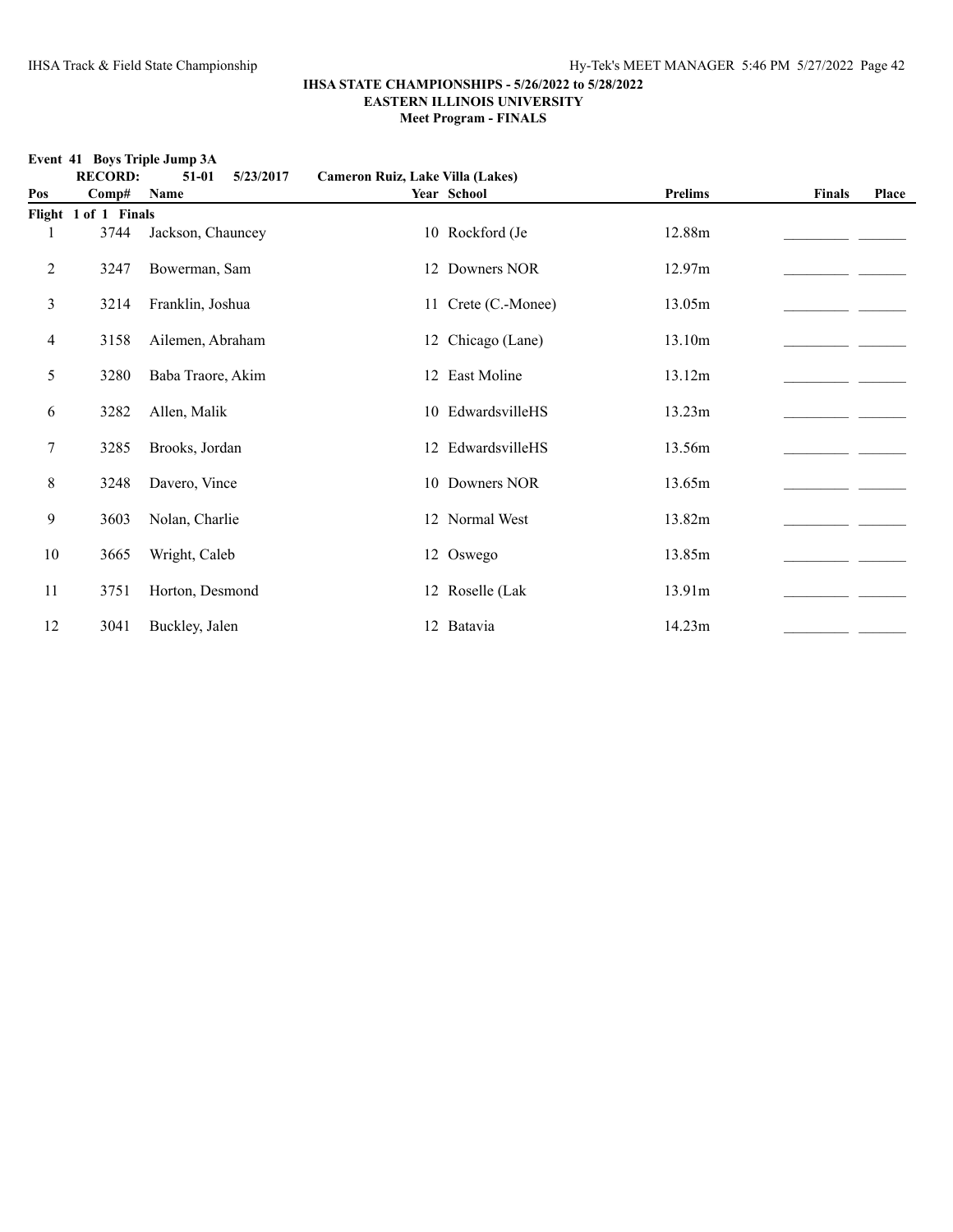**IHSA STATE CHAMPIONSHIPS - 5/26/2022 to 5/28/2022**
**EASTERN ILLINOIS UNIVERSITY**
**Meet Program - FINALS**

**Event 41 Boys Triple Jump 3A**

**RECORD: 51-01 5/23/2017 Cameron Ruiz, Lake Villa (Lakes)**

| Pos | Comp# | Name | Year | School | Prelims | Finals | Place |
|---|---|---|---|---|---|---|---|
| **Flight 1 of 1 Finals** | | | | | | | |
| 1 | 3744 | Jackson, Chauncey | 10 | Rockford (Je | 12.88m | _________ | _______ |
| 2 | 3247 | Bowerman, Sam | 12 | Downers NOR | 12.97m | _________ | _______ |
| 3 | 3214 | Franklin, Joshua | 11 | Crete (C.-Monee) | 13.05m | _________ | _______ |
| 4 | 3158 | Ailemen, Abraham | 12 | Chicago (Lane) | 13.10m | _________ | _______ |
| 5 | 3280 | Baba Traore, Akim | 12 | East Moline | 13.12m | _________ | _______ |
| 6 | 3282 | Allen, Malik | 10 | EdwardsvilleHS | 13.23m | _________ | _______ |
| 7 | 3285 | Brooks, Jordan | 12 | EdwardsvilleHS | 13.56m | _________ | _______ |
| 8 | 3248 | Davero, Vince | 10 | Downers NOR | 13.65m | _________ | _______ |
| 9 | 3603 | Nolan, Charlie | 12 | Normal West | 13.82m | _________ | _______ |
| 10 | 3665 | Wright, Caleb | 12 | Oswego | 13.85m | _________ | _______ |
| 11 | 3751 | Horton, Desmond | 12 | Roselle (Lak | 13.91m | _________ | _______ |
| 12 | 3041 | Buckley, Jalen | 12 | Batavia | 14.23m | _________ | _______ |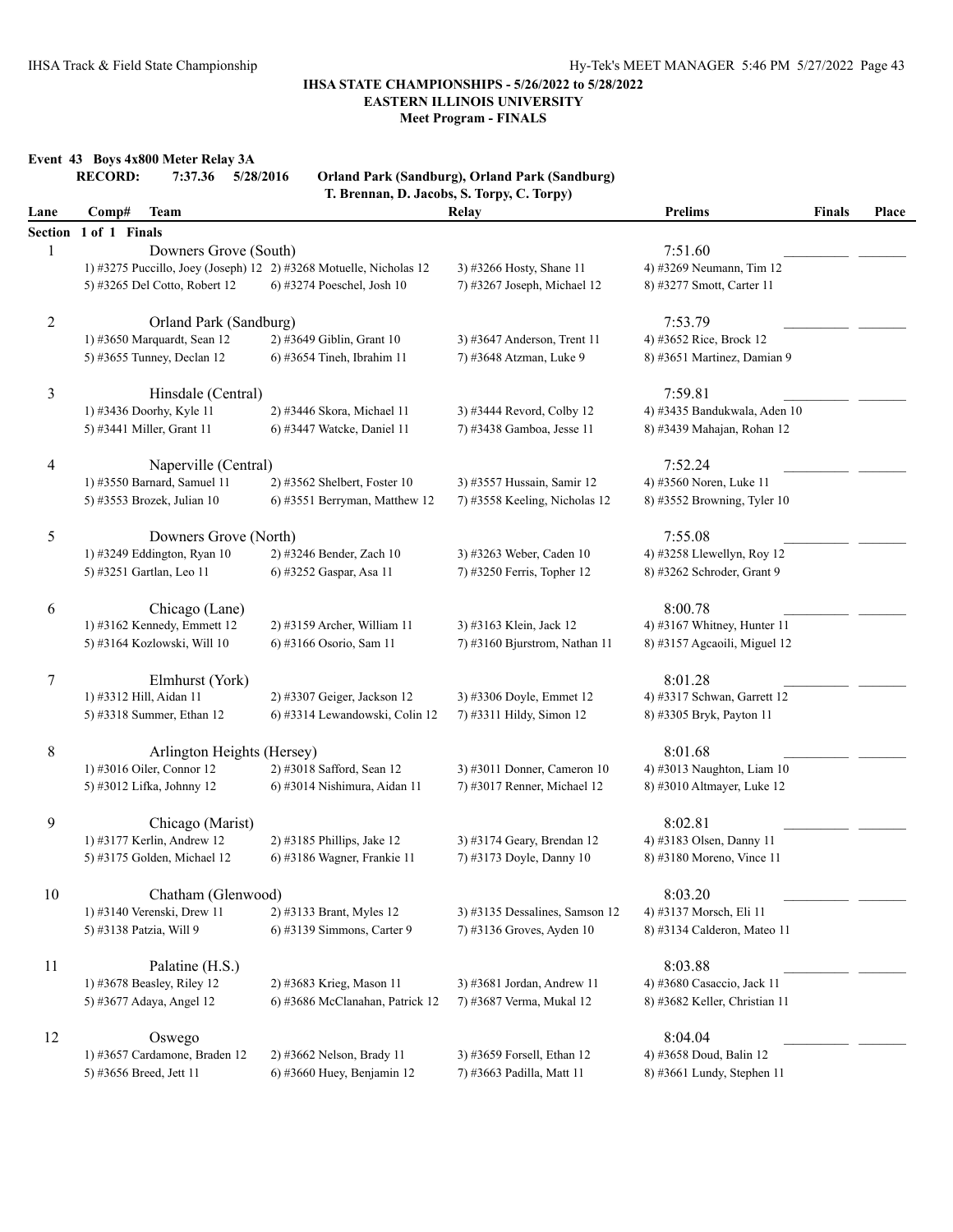**IHSA STATE CHAMPIONSHIPS - 5/26/2022 to 5/28/2022**
**EASTERN ILLINOIS UNIVERSITY**
**Meet Program - FINALS**

## Event 43 Boys 4x800 Meter Relay 3A

**RECORD: 7:37.36 5/28/2016 Orland Park (Sandburg), Orland Park (Sandburg)**
**T. Brennan, D. Jacobs, S. Torpy, C. Torpy)**

| Lane | Comp# | Team | Relay | Prelims | Finals | Place |
|---|---|---|---|---|---|---|

**Section 1 of 1 Finals**

| Lane | Team | Prelims | Finals | Place |
|---|---|---|---|---|
| 1 | Downers Grove (South) | 7:51.60 | _________ | _______ |
| | 1) #3275 Puccillo, Joey (Joseph) 12 2) #3268 Motuelle, Nicholas 12 3) #3266 Hosty, Shane 11 4) #3269 Neumann, Tim 12 5) #3265 Del Cotto, Robert 12 6) #3274 Poeschel, Josh 10 7) #3267 Joseph, Michael 12 8) #3277 Smott, Carter 11 | | | |
| 2 | Orland Park (Sandburg) | 7:53.79 | _________ | _______ |
| | 1) #3650 Marquardt, Sean 12 2) #3649 Giblin, Grant 10 3) #3647 Anderson, Trent 11 4) #3652 Rice, Brock 12 5) #3655 Tunney, Declan 12 6) #3654 Tineh, Ibrahim 11 7) #3648 Atzman, Luke 9 8) #3651 Martinez, Damian 9 | | | |
| 3 | Hinsdale (Central) | 7:59.81 | _________ | _______ |
| | 1) #3436 Doorhy, Kyle 11 2) #3446 Skora, Michael 11 3) #3444 Revord, Colby 12 4) #3435 Bandukwala, Aden 10 5) #3441 Miller, Grant 11 6) #3447 Watcke, Daniel 11 7) #3438 Gamboa, Jesse 11 8) #3439 Mahajan, Rohan 12 | | | |
| 4 | Naperville (Central) | 7:52.24 | _________ | _______ |
| | 1) #3550 Barnard, Samuel 11 2) #3562 Shelbert, Foster 10 3) #3557 Hussain, Samir 12 4) #3560 Noren, Luke 11 5) #3553 Brozek, Julian 10 6) #3551 Berryman, Matthew 12 7) #3558 Keeling, Nicholas 12 8) #3552 Browning, Tyler 10 | | | |
| 5 | Downers Grove (North) | 7:55.08 | _________ | _______ |
| | 1) #3249 Eddington, Ryan 10 2) #3246 Bender, Zach 10 3) #3263 Weber, Caden 10 4) #3258 Llewellyn, Roy 12 5) #3251 Gartlan, Leo 11 6) #3252 Gaspar, Asa 11 7) #3250 Ferris, Topher 12 8) #3262 Schroder, Grant 9 | | | |
| 6 | Chicago (Lane) | 8:00.78 | _________ | _______ |
| | 1) #3162 Kennedy, Emmett 12 2) #3159 Archer, William 11 3) #3163 Klein, Jack 12 4) #3167 Whitney, Hunter 11 5) #3164 Kozlowski, Will 10 6) #3166 Osorio, Sam 11 7) #3160 Bjurstrom, Nathan 11 8) #3157 Agcaoili, Miguel 12 | | | |
| 7 | Elmhurst (York) | 8:01.28 | _________ | _______ |
| | 1) #3312 Hill, Aidan 11 2) #3307 Geiger, Jackson 12 3) #3306 Doyle, Emmet 12 4) #3317 Schwan, Garrett 12 5) #3318 Summer, Ethan 12 6) #3314 Lewandowski, Colin 12 7) #3311 Hildy, Simon 12 8) #3305 Bryk, Payton 11 | | | |
| 8 | Arlington Heights (Hersey) | 8:01.68 | _________ | _______ |
| | 1) #3016 Oiler, Connor 12 2) #3018 Safford, Sean 12 3) #3011 Donner, Cameron 10 4) #3013 Naughton, Liam 10 5) #3012 Lifka, Johnny 12 6) #3014 Nishimura, Aidan 11 7) #3017 Renner, Michael 12 8) #3010 Altmayer, Luke 12 | | | |
| 9 | Chicago (Marist) | 8:02.81 | _________ | _______ |
| | 1) #3177 Kerlin, Andrew 12 2) #3185 Phillips, Jake 12 3) #3174 Geary, Brendan 12 4) #3183 Olsen, Danny 11 5) #3175 Golden, Michael 12 6) #3186 Wagner, Frankie 11 7) #3173 Doyle, Danny 10 8) #3180 Moreno, Vince 11 | | | |
| 10 | Chatham (Glenwood) | 8:03.20 | _________ | _______ |
| | 1) #3140 Verenski, Drew 11 2) #3133 Brant, Myles 12 3) #3135 Dessalines, Samson 12 4) #3137 Morsch, Eli 11 5) #3138 Patzia, Will 9 6) #3139 Simmons, Carter 9 7) #3136 Groves, Ayden 10 8) #3134 Calderon, Mateo 11 | | | |
| 11 | Palatine (H.S.) | 8:03.88 | _________ | _______ |
| | 1) #3678 Beasley, Riley 12 2) #3683 Krieg, Mason 11 3) #3681 Jordan, Andrew 11 4) #3680 Casaccio, Jack 11 5) #3677 Adaya, Angel 12 6) #3686 McClanahan, Patrick 12 7) #3687 Verma, Mukal 12 8) #3682 Keller, Christian 11 | | | |
| 12 | Oswego | 8:04.04 | _________ | _______ |
| | 1) #3657 Cardamone, Braden 12 2) #3662 Nelson, Brady 11 3) #3659 Forsell, Ethan 12 4) #3658 Doud, Balin 12 5) #3656 Breed, Jett 11 6) #3660 Huey, Benjamin 12 7) #3663 Padilla, Matt 11 8) #3661 Lundy, Stephen 11 | | | |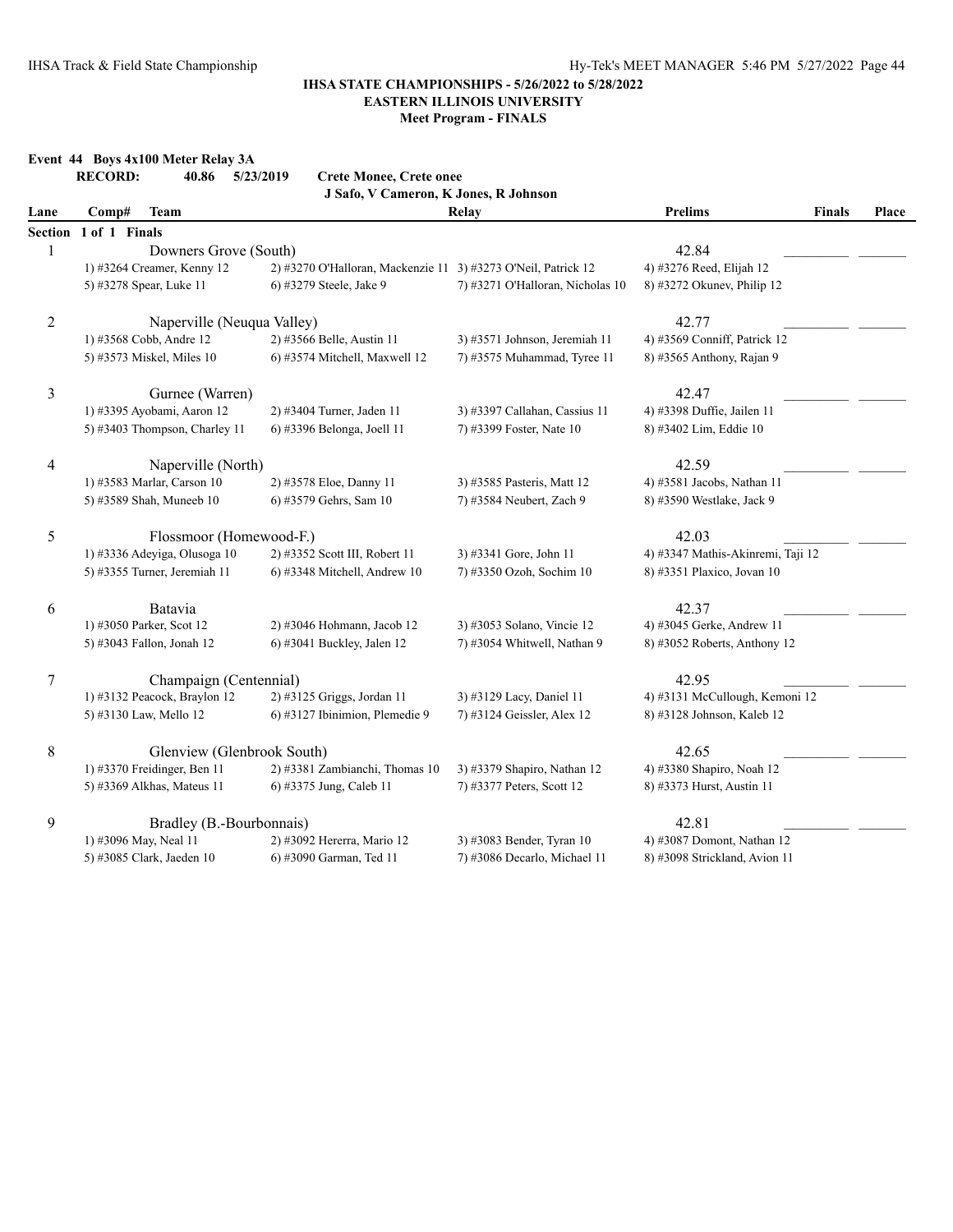**IHSA STATE CHAMPIONSHIPS - 5/26/2022 to 5/28/2022**
**EASTERN ILLINOIS UNIVERSITY**
**Meet Program - FINALS**

## Event 44 Boys 4x100 Meter Relay 3A

**RECORD:** 40.86 5/23/2019 **Crete Monee, Crete onee**
**J Safo, V Cameron, K Jones, R Johnson**

| Lane | Comp# | Team | Relay | Prelims | Finals | Place |
|---|---|---|---|---|---|---|
| **Section 1 of 1 Finals** | | | | | | |
| 1 | | Downers Grove (South) | | 42.84 | _________ | _______ |
| | 1) #3264 Creamer, Kenny 12 | 2) #3270 O'Halloran, Mackenzie 11 | 3) #3273 O'Neil, Patrick 12 | 4) #3276 Reed, Elijah 12 | | |
| | 5) #3278 Spear, Luke 11 | 6) #3279 Steele, Jake 9 | 7) #3271 O'Halloran, Nicholas 10 | 8) #3272 Okunev, Philip 12 | | |
| 2 | | Naperville (Neuqua Valley) | | 42.77 | _________ | _______ |
| | 1) #3568 Cobb, Andre 12 | 2) #3566 Belle, Austin 11 | 3) #3571 Johnson, Jeremiah 11 | 4) #3569 Conniff, Patrick 12 | | |
| | 5) #3573 Miskel, Miles 10 | 6) #3574 Mitchell, Maxwell 12 | 7) #3575 Muhammad, Tyree 11 | 8) #3565 Anthony, Rajan 9 | | |
| 3 | | Gurnee (Warren) | | 42.47 | _________ | _______ |
| | 1) #3395 Ayobami, Aaron 12 | 2) #3404 Turner, Jaden 11 | 3) #3397 Callahan, Cassius 11 | 4) #3398 Duffie, Jailen 11 | | |
| | 5) #3403 Thompson, Charley 11 | 6) #3396 Belonga, Joell 11 | 7) #3399 Foster, Nate 10 | 8) #3402 Lim, Eddie 10 | | |
| 4 | | Naperville (North) | | 42.59 | _________ | _______ |
| | 1) #3583 Marlar, Carson 10 | 2) #3578 Eloe, Danny 11 | 3) #3585 Pasteris, Matt 12 | 4) #3581 Jacobs, Nathan 11 | | |
| | 5) #3589 Shah, Muneeb 10 | 6) #3579 Gehrs, Sam 10 | 7) #3584 Neubert, Zach 9 | 8) #3590 Westlake, Jack 9 | | |
| 5 | | Flossmoor (Homewood-F.) | | 42.03 | _________ | _______ |
| | 1) #3336 Adeyiga, Olusoga 10 | 2) #3352 Scott III, Robert 11 | 3) #3341 Gore, John 11 | 4) #3347 Mathis-Akinremi, Taji 12 | | |
| | 5) #3355 Turner, Jeremiah 11 | 6) #3348 Mitchell, Andrew 10 | 7) #3350 Ozoh, Sochim 10 | 8) #3351 Plaxico, Jovan 10 | | |
| 6 | | Batavia | | 42.37 | _________ | _______ |
| | 1) #3050 Parker, Scot 12 | 2) #3046 Hohmann, Jacob 12 | 3) #3053 Solano, Vincie 12 | 4) #3045 Gerke, Andrew 11 | | |
| | 5) #3043 Fallon, Jonah 12 | 6) #3041 Buckley, Jalen 12 | 7) #3054 Whitwell, Nathan 9 | 8) #3052 Roberts, Anthony 12 | | |
| 7 | | Champaign (Centennial) | | 42.95 | _________ | _______ |
| | 1) #3132 Peacock, Braylon 12 | 2) #3125 Griggs, Jordan 11 | 3) #3129 Lacy, Daniel 11 | 4) #3131 McCullough, Kemoni 12 | | |
| | 5) #3130 Law, Mello 12 | 6) #3127 Ibinimion, Plemedie 9 | 7) #3124 Geissler, Alex 12 | 8) #3128 Johnson, Kaleb 12 | | |
| 8 | | Glenview (Glenbrook South) | | 42.65 | _________ | _______ |
| | 1) #3370 Freidinger, Ben 11 | 2) #3381 Zambianchi, Thomas 10 | 3) #3379 Shapiro, Nathan 12 | 4) #3380 Shapiro, Noah 12 | | |
| | 5) #3369 Alkhas, Mateus 11 | 6) #3375 Jung, Caleb 11 | 7) #3377 Peters, Scott 12 | 8) #3373 Hurst, Austin 11 | | |
| 9 | | Bradley (B.-Bourbonnais) | | 42.81 | _________ | _______ |
| | 1) #3096 May, Neal 11 | 2) #3092 Hererra, Mario 12 | 3) #3083 Bender, Tyran 10 | 4) #3087 Domont, Nathan 12 | | |
| | 5) #3085 Clark, Jaeden 10 | 6) #3090 Garman, Ted 11 | 7) #3086 Decarlo, Michael 11 | 8) #3098 Strickland, Avion 11 | | |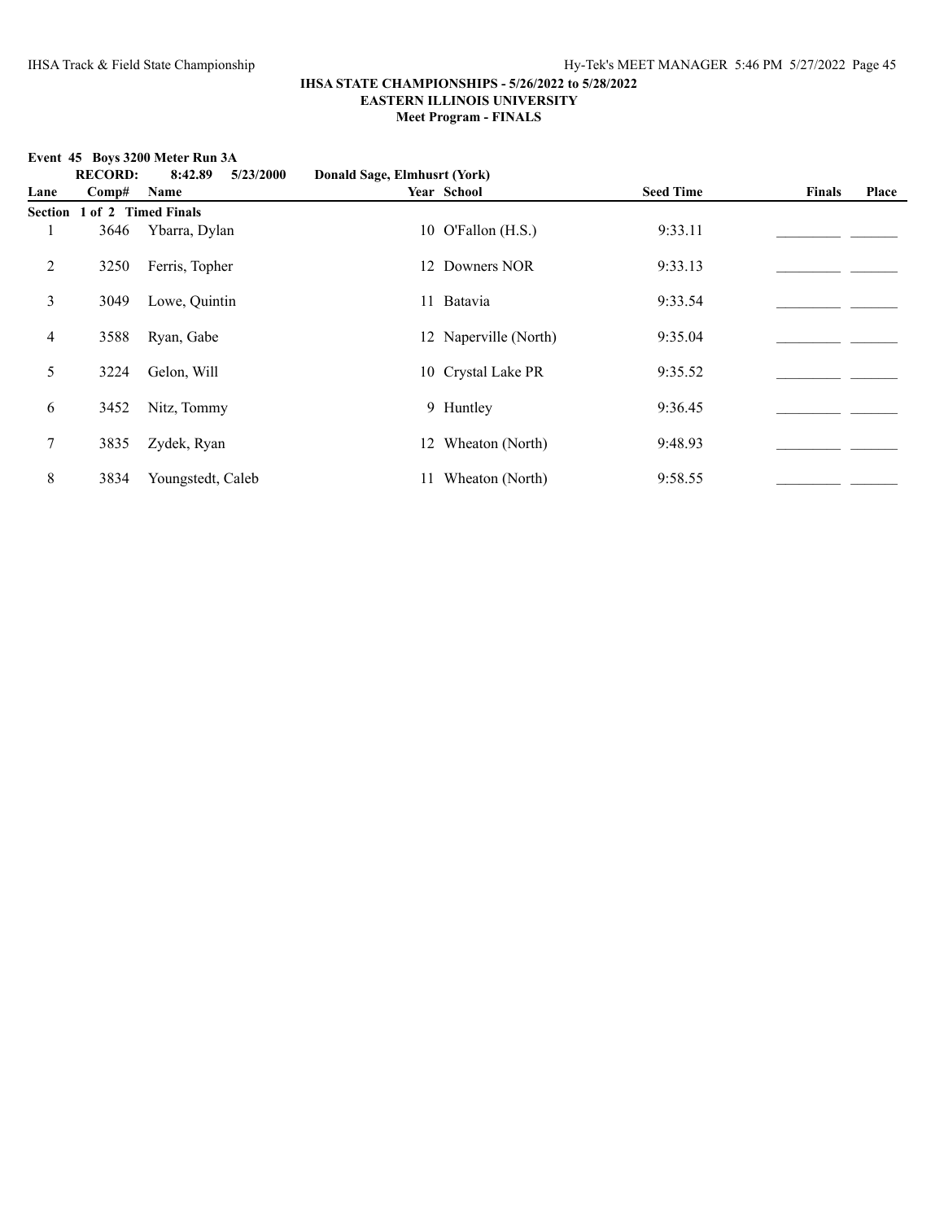**IHSA STATE CHAMPIONSHIPS - 5/26/2022 to 5/28/2022**
**EASTERN ILLINOIS UNIVERSITY**
**Meet Program - FINALS**

**Event 45 Boys 3200 Meter Run 3A**

**RECORD: 8:42.89 5/23/2000 Donald Sage, Elmhusrt (York)**

| Lane | Comp# | Name | Year | School | Seed Time | Finals | Place |
|---|---|---|---|---|---|---|---|
| **Section 1 of 2 Timed Finals** | | | | | | | |
| 1 | 3646 | Ybarra, Dylan | 10 | O'Fallon (H.S.) | 9:33.11 | _________ | _______ |
| 2 | 3250 | Ferris, Topher | 12 | Downers NOR | 9:33.13 | _________ | _______ |
| 3 | 3049 | Lowe, Quintin | 11 | Batavia | 9:33.54 | _________ | _______ |
| 4 | 3588 | Ryan, Gabe | 12 | Naperville (North) | 9:35.04 | _________ | _______ |
| 5 | 3224 | Gelon, Will | 10 | Crystal Lake PR | 9:35.52 | _________ | _______ |
| 6 | 3452 | Nitz, Tommy | 9 | Huntley | 9:36.45 | _________ | _______ |
| 7 | 3835 | Zydek, Ryan | 12 | Wheaton (North) | 9:48.93 | _________ | _______ |
| 8 | 3834 | Youngstedt, Caleb | 11 | Wheaton (North) | 9:58.55 | _________ | _______ |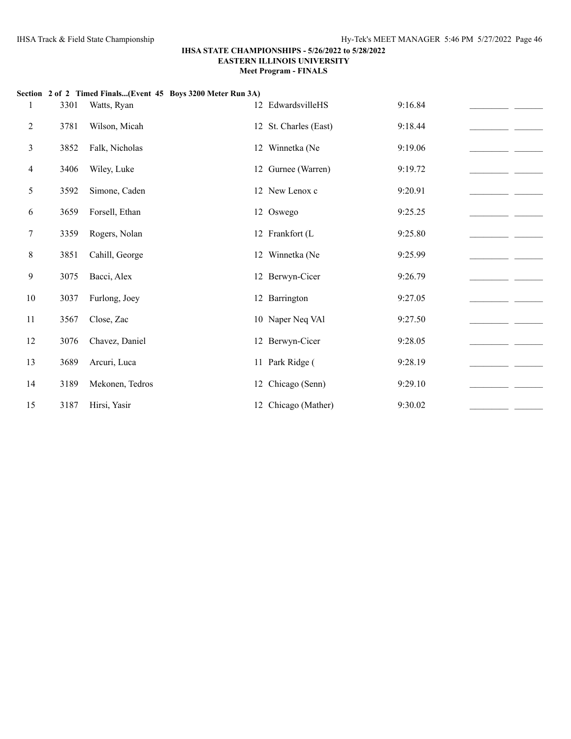**IHSA STATE CHAMPIONSHIPS - 5/26/2022 to 5/28/2022**
**EASTERN ILLINOIS UNIVERSITY**
**Meet Program - FINALS**

**Section 2 of 2 Timed Finals...(Event 45 Boys 3200 Meter Run 3A)**

| | | | | | | |
|---|---|---|---|---|---|---|
| 1 | 3301 | Watts, Ryan | 12 EdwardsvilleHS | 9:16.84 | _________ | _______ |
| 2 | 3781 | Wilson, Micah | 12 St. Charles (East) | 9:18.44 | _________ | _______ |
| 3 | 3852 | Falk, Nicholas | 12 Winnetka (Ne | 9:19.06 | _________ | _______ |
| 4 | 3406 | Wiley, Luke | 12 Gurnee (Warren) | 9:19.72 | _________ | _______ |
| 5 | 3592 | Simone, Caden | 12 New Lenox c | 9:20.91 | _________ | _______ |
| 6 | 3659 | Forsell, Ethan | 12 Oswego | 9:25.25 | _________ | _______ |
| 7 | 3359 | Rogers, Nolan | 12 Frankfort (L | 9:25.80 | _________ | _______ |
| 8 | 3851 | Cahill, George | 12 Winnetka (Ne | 9:25.99 | _________ | _______ |
| 9 | 3075 | Bacci, Alex | 12 Berwyn-Cicer | 9:26.79 | _________ | _______ |
| 10 | 3037 | Furlong, Joey | 12 Barrington | 9:27.05 | _________ | _______ |
| 11 | 3567 | Close, Zac | 10 Naper Neq VAl | 9:27.50 | _________ | _______ |
| 12 | 3076 | Chavez, Daniel | 12 Berwyn-Cicer | 9:28.05 | _________ | _______ |
| 13 | 3689 | Arcuri, Luca | 11 Park Ridge ( | 9:28.19 | _________ | _______ |
| 14 | 3189 | Mekonen, Tedros | 12 Chicago (Senn) | 9:29.10 | _________ | _______ |
| 15 | 3187 | Hirsi, Yasir | 12 Chicago (Mather) | 9:30.02 | _________ | _______ |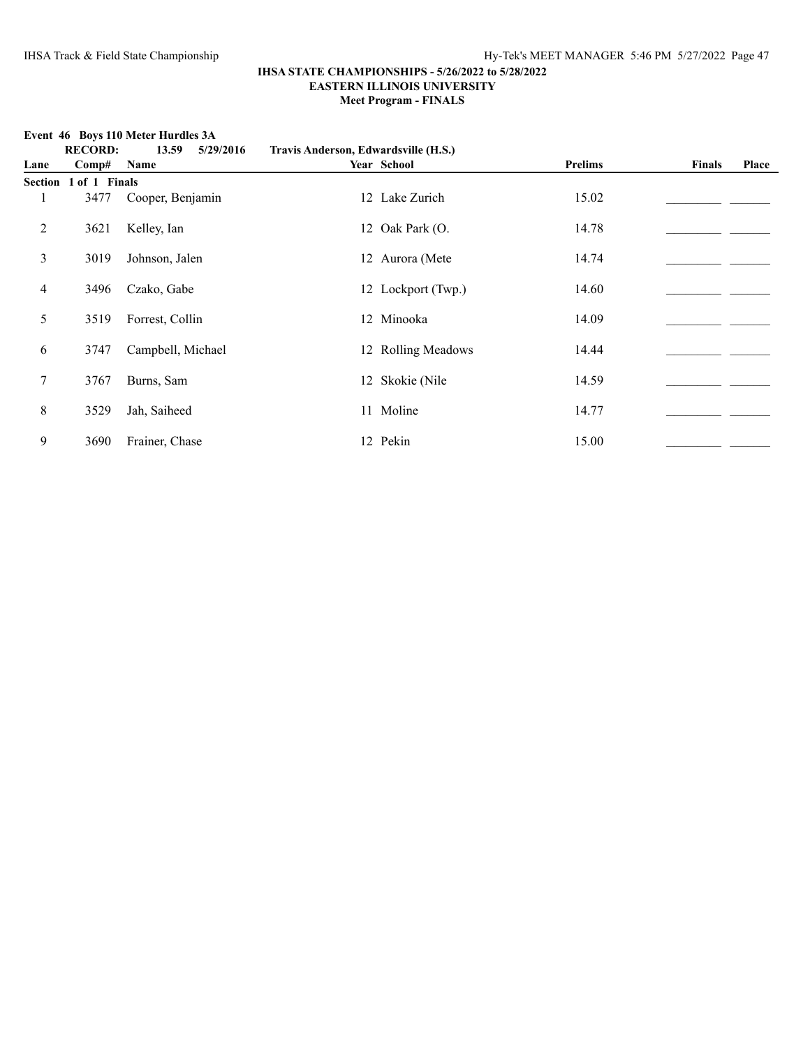**IHSA STATE CHAMPIONSHIPS - 5/26/2022 to 5/28/2022**
**EASTERN ILLINOIS UNIVERSITY**
**Meet Program - FINALS**

**Event 46 Boys 110 Meter Hurdles 3A**

**RECORD: 13.59 5/29/2016 Travis Anderson, Edwardsville (H.S.)**

| Lane | Comp# | Name | Year | School | Prelims | Finals | Place |
|---|---|---|---|---|---|---|---|
| **Section 1 of 1 Finals** | | | | | | | |
| 1 | 3477 | Cooper, Benjamin | 12 | Lake Zurich | 15.02 | _________ | _______ |
| 2 | 3621 | Kelley, Ian | 12 | Oak Park (O. | 14.78 | _________ | _______ |
| 3 | 3019 | Johnson, Jalen | 12 | Aurora (Mete | 14.74 | _________ | _______ |
| 4 | 3496 | Czako, Gabe | 12 | Lockport (Twp.) | 14.60 | _________ | _______ |
| 5 | 3519 | Forrest, Collin | 12 | Minooka | 14.09 | _________ | _______ |
| 6 | 3747 | Campbell, Michael | 12 | Rolling Meadows | 14.44 | _________ | _______ |
| 7 | 3767 | Burns, Sam | 12 | Skokie (Nile | 14.59 | _________ | _______ |
| 8 | 3529 | Jah, Saiheed | 11 | Moline | 14.77 | _________ | _______ |
| 9 | 3690 | Frainer, Chase | 12 | Pekin | 15.00 | _________ | _______ |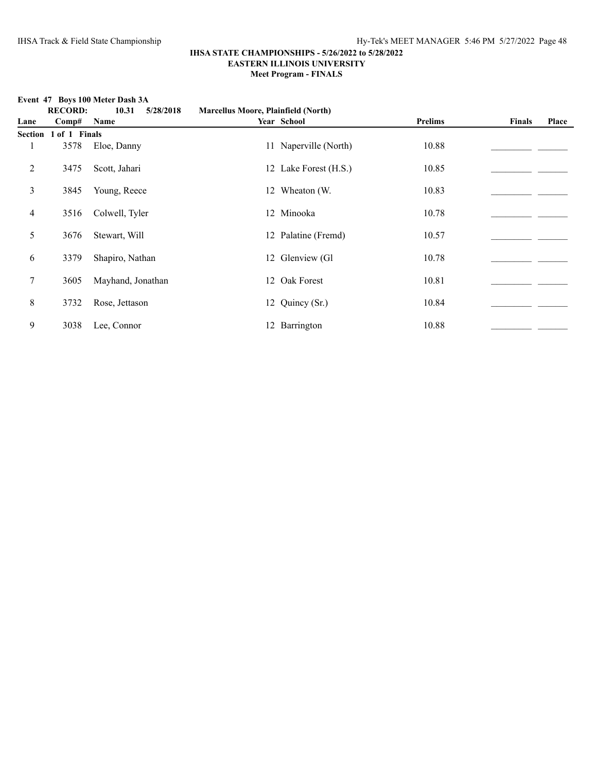**IHSA STATE CHAMPIONSHIPS - 5/26/2022 to 5/28/2022**
**EASTERN ILLINOIS UNIVERSITY**
**Meet Program - FINALS**

**Event 47 Boys 100 Meter Dash 3A**

**RECORD: 10.31 5/28/2018 Marcellus Moore, Plainfield (North)**

| Lane | Comp# | Name | Year | School | Prelims | Finals | Place |
|---|---|---|---|---|---|---|---|
| **Section 1 of 1 Finals** | | | | | | | |
| 1 | 3578 | Eloe, Danny | 11 | Naperville (North) | 10.88 | _________ | _______ |
| 2 | 3475 | Scott, Jahari | 12 | Lake Forest (H.S.) | 10.85 | _________ | _______ |
| 3 | 3845 | Young, Reece | 12 | Wheaton (W. | 10.83 | _________ | _______ |
| 4 | 3516 | Colwell, Tyler | 12 | Minooka | 10.78 | _________ | _______ |
| 5 | 3676 | Stewart, Will | 12 | Palatine (Fremd) | 10.57 | _________ | _______ |
| 6 | 3379 | Shapiro, Nathan | 12 | Glenview (Gl | 10.78 | _________ | _______ |
| 7 | 3605 | Mayhand, Jonathan | 12 | Oak Forest | 10.81 | _________ | _______ |
| 8 | 3732 | Rose, Jettason | 12 | Quincy (Sr.) | 10.84 | _________ | _______ |
| 9 | 3038 | Lee, Connor | 12 | Barrington | 10.88 | _________ | _______ |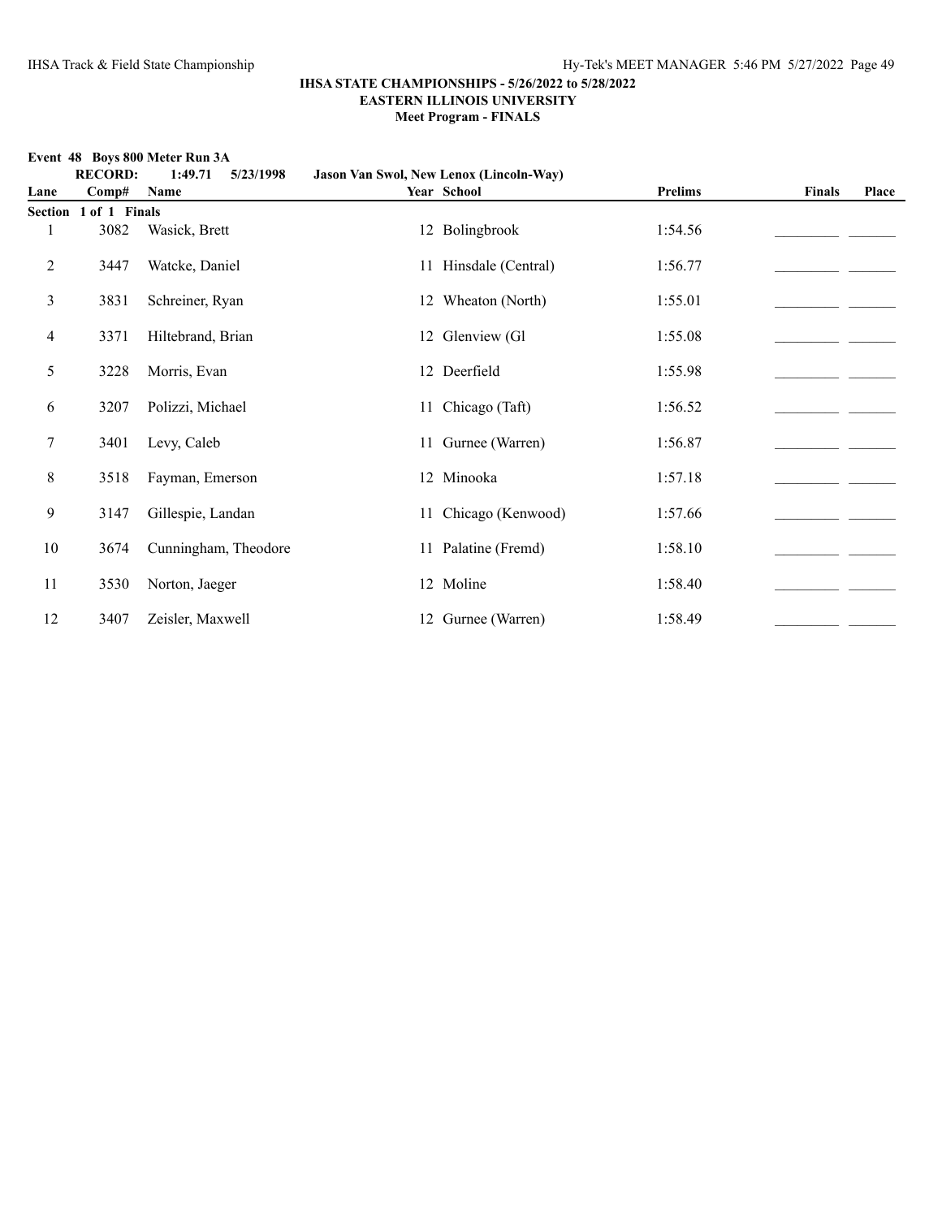**IHSA STATE CHAMPIONSHIPS - 5/26/2022 to 5/28/2022**
**EASTERN ILLINOIS UNIVERSITY**
**Meet Program - FINALS**

**Event 48 Boys 800 Meter Run 3A**

**RECORD: 1:49.71 5/23/1998 Jason Van Swol, New Lenox (Lincoln-Way)**

| Lane | Comp# | Name | Year | School | Prelims | Finals | Place |
|---|---|---|---|---|---|---|---|
| **Section 1 of 1 Finals** | | | | | | | |
| 1 | 3082 | Wasick, Brett | 12 | Bolingbrook | 1:54.56 | _________ | _______ |
| 2 | 3447 | Watcke, Daniel | 11 | Hinsdale (Central) | 1:56.77 | _________ | _______ |
| 3 | 3831 | Schreiner, Ryan | 12 | Wheaton (North) | 1:55.01 | _________ | _______ |
| 4 | 3371 | Hiltebrand, Brian | 12 | Glenview (Gl | 1:55.08 | _________ | _______ |
| 5 | 3228 | Morris, Evan | 12 | Deerfield | 1:55.98 | _________ | _______ |
| 6 | 3207 | Polizzi, Michael | 11 | Chicago (Taft) | 1:56.52 | _________ | _______ |
| 7 | 3401 | Levy, Caleb | 11 | Gurnee (Warren) | 1:56.87 | _________ | _______ |
| 8 | 3518 | Fayman, Emerson | 12 | Minooka | 1:57.18 | _________ | _______ |
| 9 | 3147 | Gillespie, Landan | 11 | Chicago (Kenwood) | 1:57.66 | _________ | _______ |
| 10 | 3674 | Cunningham, Theodore | 11 | Palatine (Fremd) | 1:58.10 | _________ | _______ |
| 11 | 3530 | Norton, Jaeger | 12 | Moline | 1:58.40 | _________ | _______ |
| 12 | 3407 | Zeisler, Maxwell | 12 | Gurnee (Warren) | 1:58.49 | _________ | _______ |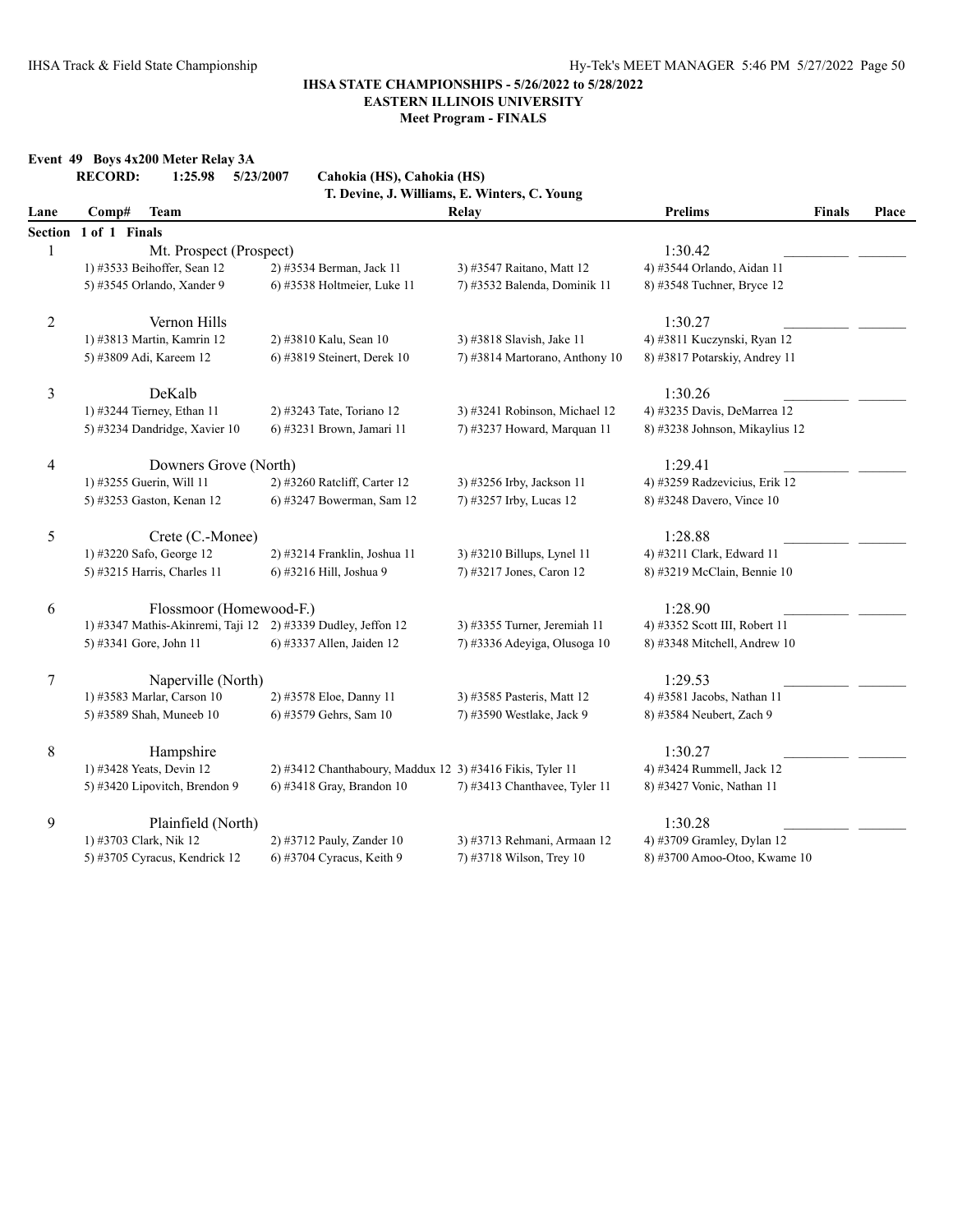**IHSA STATE CHAMPIONSHIPS - 5/26/2022 to 5/28/2022**
**EASTERN ILLINOIS UNIVERSITY**
**Meet Program - FINALS**

**Event 49 Boys 4x200 Meter Relay 3A**

**RECORD: 1:25.98 5/23/2007 Cahokia (HS), Cahokia (HS)**
**T. Devine, J. Williams, E. Winters, C. Young**

| Lane | Comp# Team | | Relay | Prelims | Finals | Place |
|---|---|---|---|---|---|---|
| **Section 1 of 1 Finals** | | | | | | |
| 1 | Mt. Prospect (Prospect) | | | 1:30.42 | _________ | _______ |
| | 1) #3533 Beihoffer, Sean 12 | 2) #3534 Berman, Jack 11 | 3) #3547 Raitano, Matt 12 | 4) #3544 Orlando, Aidan 11 | | |
| | 5) #3545 Orlando, Xander 9 | 6) #3538 Holtmeier, Luke 11 | 7) #3532 Balenda, Dominik 11 | 8) #3548 Tuchner, Bryce 12 | | |
| 2 | Vernon Hills | | | 1:30.27 | _________ | _______ |
| | 1) #3813 Martin, Kamrin 12 | 2) #3810 Kalu, Sean 10 | 3) #3818 Slavish, Jake 11 | 4) #3811 Kuczynski, Ryan 12 | | |
| | 5) #3809 Adi, Kareem 12 | 6) #3819 Steinert, Derek 10 | 7) #3814 Martorano, Anthony 10 | 8) #3817 Potarskiy, Andrey 11 | | |
| 3 | DeKalb | | | 1:30.26 | _________ | _______ |
| | 1) #3244 Tierney, Ethan 11 | 2) #3243 Tate, Toriano 12 | 3) #3241 Robinson, Michael 12 | 4) #3235 Davis, DeMarrea 12 | | |
| | 5) #3234 Dandridge, Xavier 10 | 6) #3231 Brown, Jamari 11 | 7) #3237 Howard, Marquan 11 | 8) #3238 Johnson, Mikaylius 12 | | |
| 4 | Downers Grove (North) | | | 1:29.41 | _________ | _______ |
| | 1) #3255 Guerin, Will 11 | 2) #3260 Ratcliff, Carter 12 | 3) #3256 Irby, Jackson 11 | 4) #3259 Radzevicius, Erik 12 | | |
| | 5) #3253 Gaston, Kenan 12 | 6) #3247 Bowerman, Sam 12 | 7) #3257 Irby, Lucas 12 | 8) #3248 Davero, Vince 10 | | |
| 5 | Crete (C.-Monee) | | | 1:28.88 | _________ | _______ |
| | 1) #3220 Safo, George 12 | 2) #3214 Franklin, Joshua 11 | 3) #3210 Billups, Lynel 11 | 4) #3211 Clark, Edward 11 | | |
| | 5) #3215 Harris, Charles 11 | 6) #3216 Hill, Joshua 9 | 7) #3217 Jones, Caron 12 | 8) #3219 McClain, Bennie 10 | | |
| 6 | Flossmoor (Homewood-F.) | | | 1:28.90 | _________ | _______ |
| | 1) #3347 Mathis-Akinremi, Taji 12 | 2) #3339 Dudley, Jeffon 12 | 3) #3355 Turner, Jeremiah 11 | 4) #3352 Scott III, Robert 11 | | |
| | 5) #3341 Gore, John 11 | 6) #3337 Allen, Jaiden 12 | 7) #3336 Adeyiga, Olusoga 10 | 8) #3348 Mitchell, Andrew 10 | | |
| 7 | Naperville (North) | | | 1:29.53 | _________ | _______ |
| | 1) #3583 Marlar, Carson 10 | 2) #3578 Eloe, Danny 11 | 3) #3585 Pasteris, Matt 12 | 4) #3581 Jacobs, Nathan 11 | | |
| | 5) #3589 Shah, Muneeb 10 | 6) #3579 Gehrs, Sam 10 | 7) #3590 Westlake, Jack 9 | 8) #3584 Neubert, Zach 9 | | |
| 8 | Hampshire | | | 1:30.27 | _________ | _______ |
| | 1) #3428 Yeats, Devin 12 | 2) #3412 Chanthaboury, Maddux 12 | 3) #3416 Fikis, Tyler 11 | 4) #3424 Rummell, Jack 12 | | |
| | 5) #3420 Lipovitch, Brendon 9 | 6) #3418 Gray, Brandon 10 | 7) #3413 Chanthavee, Tyler 11 | 8) #3427 Vonic, Nathan 11 | | |
| 9 | Plainfield (North) | | | 1:30.28 | _________ | _______ |
| | 1) #3703 Clark, Nik 12 | 2) #3712 Pauly, Zander 10 | 3) #3713 Rehmani, Armaan 12 | 4) #3709 Gramley, Dylan 12 | | |
| | 5) #3705 Cyracus, Kendrick 12 | 6) #3704 Cyracus, Keith 9 | 7) #3718 Wilson, Trey 10 | 8) #3700 Amoo-Otoo, Kwame 10 | | |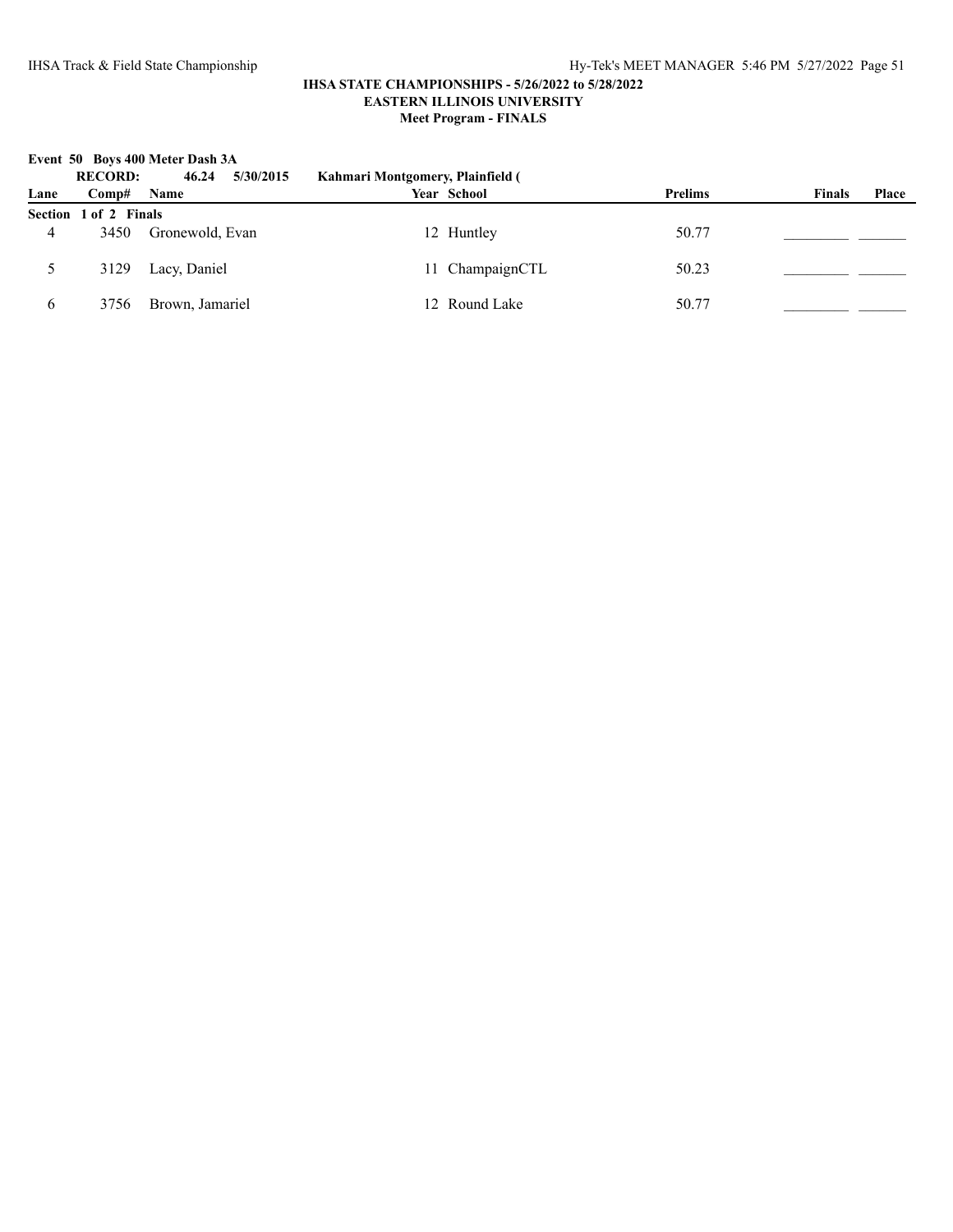**IHSA STATE CHAMPIONSHIPS - 5/26/2022 to 5/28/2022**
**EASTERN ILLINOIS UNIVERSITY**
**Meet Program - FINALS**

**Event 50 Boys 400 Meter Dash 3A**

**RECORD: 46.24 5/30/2015 Kahmari Montgomery, Plainfield (**

| Lane | Comp# | Name | Year | School | Prelims | Finals | Place |
|---|---|---|---|---|---|---|---|
| **Section 1 of 2 Finals** | | | | | | | |
| 4 | 3450 | Gronewold, Evan | 12 | Huntley | 50.77 | _________ | _______ |
| 5 | 3129 | Lacy, Daniel | 11 | ChampaignCTL | 50.23 | _________ | _______ |
| 6 | 3756 | Brown, Jamariel | 12 | Round Lake | 50.77 | _________ | _______ |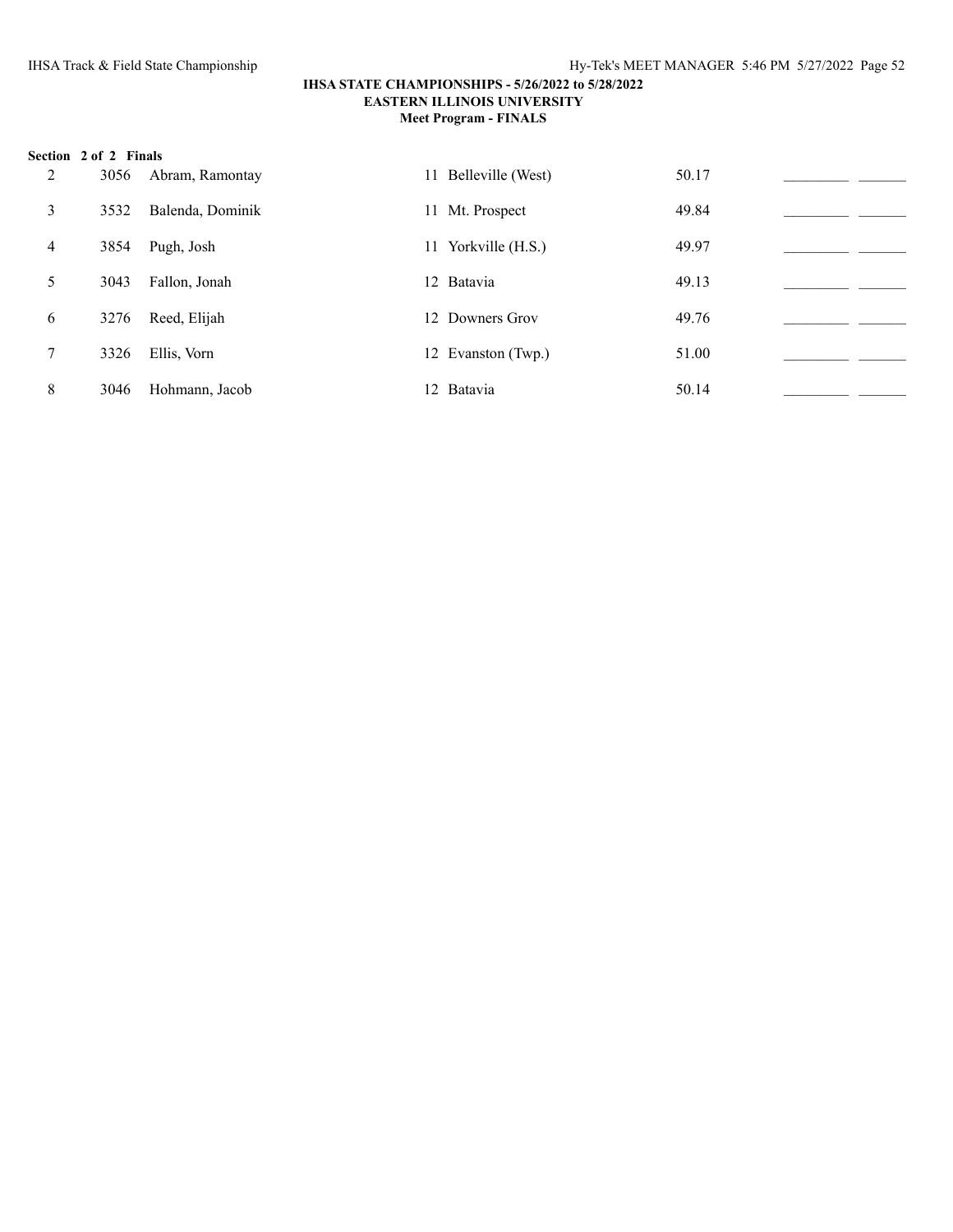**IHSA STATE CHAMPIONSHIPS - 5/26/2022 to 5/28/2022**
**EASTERN ILLINOIS UNIVERSITY**
**Meet Program - FINALS**

**Section 2 of 2 Finals**

| Lane | Comp# | Name | Yr | School | Seed | | |
|---|---|---|---|---|---|---|---|
| 2 | 3056 | Abram, Ramontay | 11 | Belleville (West) | 50.17 | _________ | _______ |
| 3 | 3532 | Balenda, Dominik | 11 | Mt. Prospect | 49.84 | _________ | _______ |
| 4 | 3854 | Pugh, Josh | 11 | Yorkville (H.S.) | 49.97 | _________ | _______ |
| 5 | 3043 | Fallon, Jonah | 12 | Batavia | 49.13 | _________ | _______ |
| 6 | 3276 | Reed, Elijah | 12 | Downers Grov | 49.76 | _________ | _______ |
| 7 | 3326 | Ellis, Vorn | 12 | Evanston (Twp.) | 51.00 | _________ | _______ |
| 8 | 3046 | Hohmann, Jacob | 12 | Batavia | 50.14 | _________ | _______ |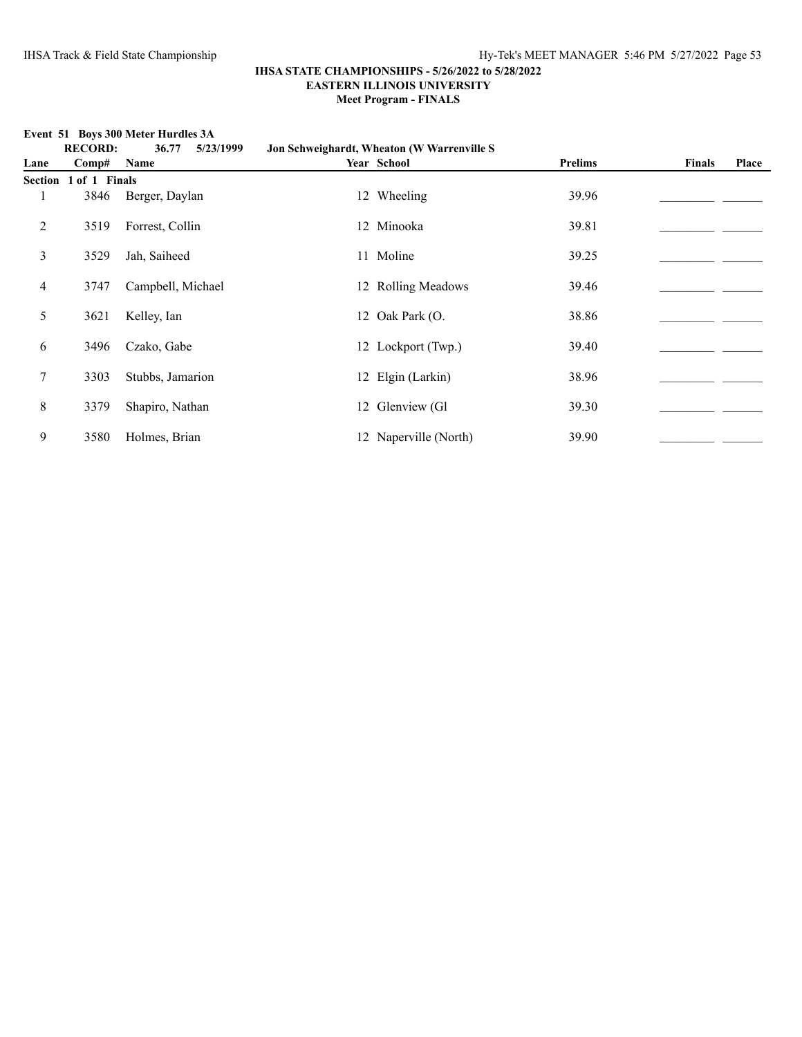**IHSA STATE CHAMPIONSHIPS - 5/26/2022 to 5/28/2022**
**EASTERN ILLINOIS UNIVERSITY**
**Meet Program - FINALS**

**Event 51 Boys 300 Meter Hurdles 3A**

**RECORD: 36.77 5/23/1999 Jon Schweighardt, Wheaton (W Warrenville S**

| Lane | Comp# | Name | Year | School | Prelims | Finals | Place |
|---|---|---|---|---|---|---|---|
| **Section 1 of 1 Finals** | | | | | | | |
| 1 | 3846 | Berger, Daylan | 12 | Wheeling | 39.96 | ________ | ______ |
| 2 | 3519 | Forrest, Collin | 12 | Minooka | 39.81 | ________ | ______ |
| 3 | 3529 | Jah, Saiheed | 11 | Moline | 39.25 | ________ | ______ |
| 4 | 3747 | Campbell, Michael | 12 | Rolling Meadows | 39.46 | ________ | ______ |
| 5 | 3621 | Kelley, Ian | 12 | Oak Park (O. | 38.86 | ________ | ______ |
| 6 | 3496 | Czako, Gabe | 12 | Lockport (Twp.) | 39.40 | ________ | ______ |
| 7 | 3303 | Stubbs, Jamarion | 12 | Elgin (Larkin) | 38.96 | ________ | ______ |
| 8 | 3379 | Shapiro, Nathan | 12 | Glenview (Gl | 39.30 | ________ | ______ |
| 9 | 3580 | Holmes, Brian | 12 | Naperville (North) | 39.90 | ________ | ______ |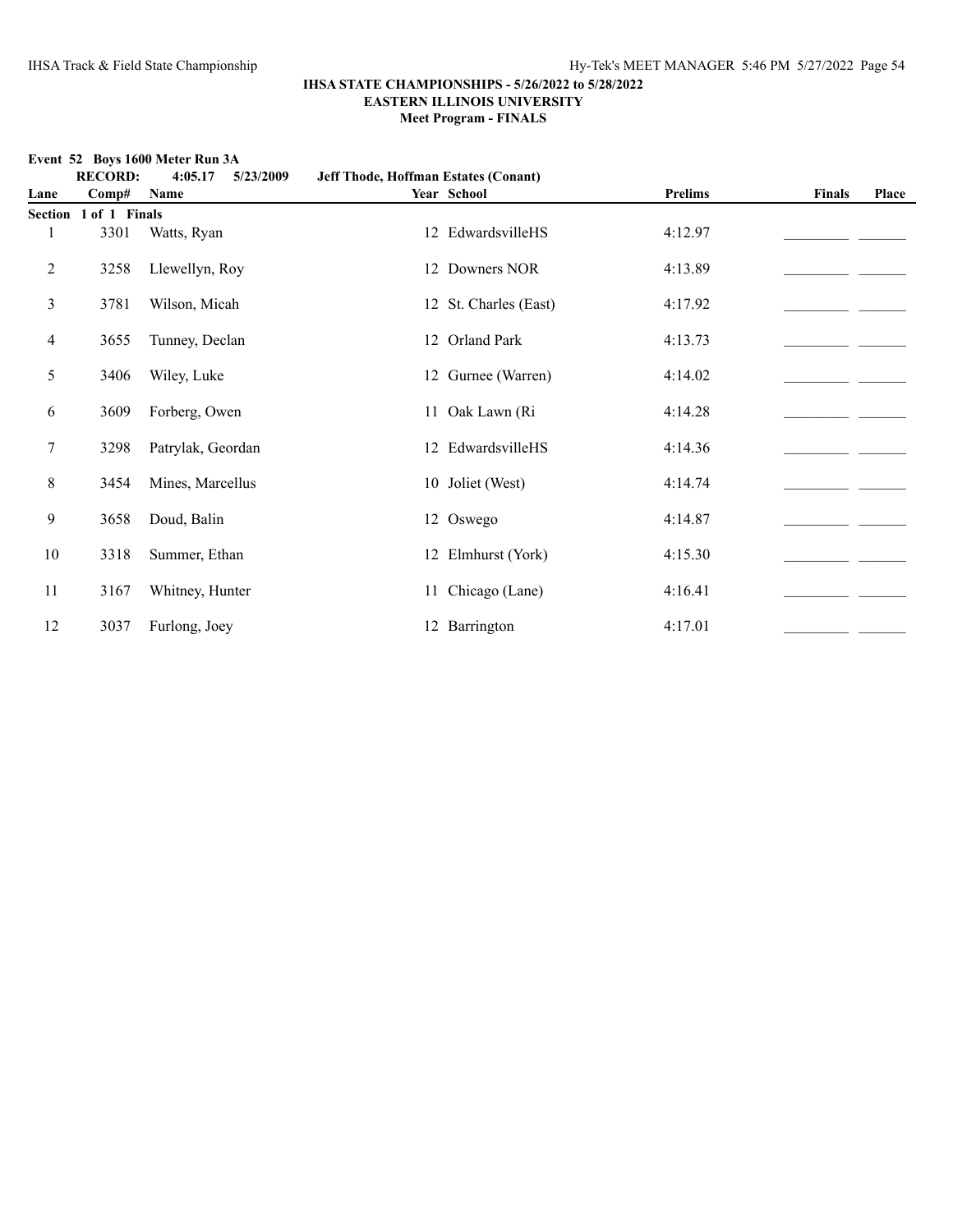## IHSA STATE CHAMPIONSHIPS - 5/26/2022 to 5/28/2022
## EASTERN ILLINOIS UNIVERSITY
## Meet Program - FINALS

**Event 52 Boys 1600 Meter Run 3A**

**RECORD: 4:05.17 5/23/2009 Jeff Thode, Hoffman Estates (Conant)**

| Lane | Comp# | Name | Year | School | Prelims | Finals | Place |
|---|---|---|---|---|---|---|---|
| **Section 1 of 1 Finals** | | | | | | | |
| 1 | 3301 | Watts, Ryan | 12 | EdwardsvilleHS | 4:12.97 | _________ | _______ |
| 2 | 3258 | Llewellyn, Roy | 12 | Downers NOR | 4:13.89 | _________ | _______ |
| 3 | 3781 | Wilson, Micah | 12 | St. Charles (East) | 4:17.92 | _________ | _______ |
| 4 | 3655 | Tunney, Declan | 12 | Orland Park | 4:13.73 | _________ | _______ |
| 5 | 3406 | Wiley, Luke | 12 | Gurnee (Warren) | 4:14.02 | _________ | _______ |
| 6 | 3609 | Forberg, Owen | 11 | Oak Lawn (Ri | 4:14.28 | _________ | _______ |
| 7 | 3298 | Patrylak, Geordan | 12 | EdwardsvilleHS | 4:14.36 | _________ | _______ |
| 8 | 3454 | Mines, Marcellus | 10 | Joliet (West) | 4:14.74 | _________ | _______ |
| 9 | 3658 | Doud, Balin | 12 | Oswego | 4:14.87 | _________ | _______ |
| 10 | 3318 | Summer, Ethan | 12 | Elmhurst (York) | 4:15.30 | _________ | _______ |
| 11 | 3167 | Whitney, Hunter | 11 | Chicago (Lane) | 4:16.41 | _________ | _______ |
| 12 | 3037 | Furlong, Joey | 12 | Barrington | 4:17.01 | _________ | _______ |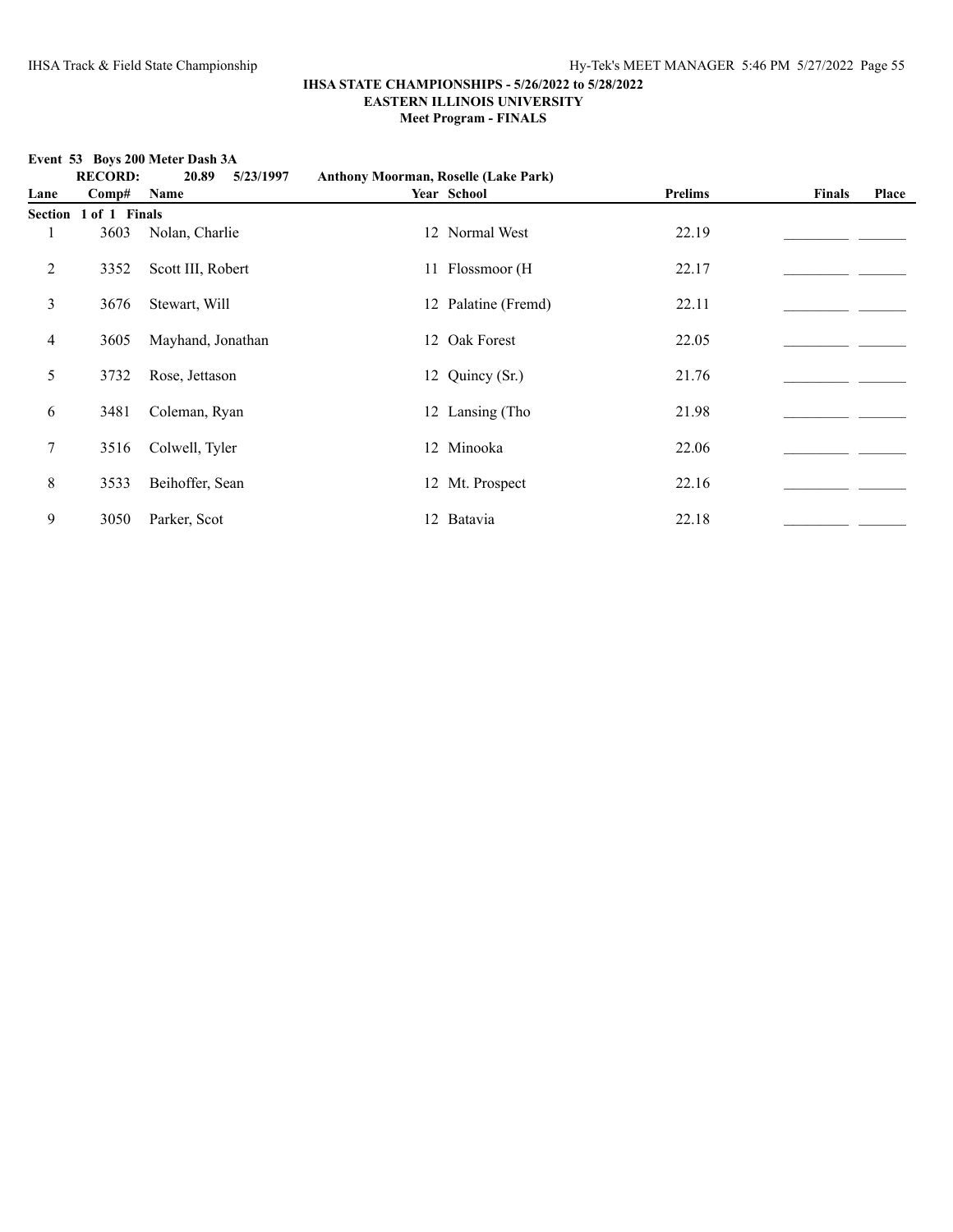# IHSA STATE CHAMPIONSHIPS - 5/26/2022 to 5/28/2022

## EASTERN ILLINOIS UNIVERSITY

### Meet Program - FINALS

**Event 53 Boys 200 Meter Dash 3A**

**RECORD: 20.89 5/23/1997 Anthony Moorman, Roselle (Lake Park)**

| Lane | Comp# | Name | Year | School | Prelims | Finals | Place |
|---|---|---|---|---|---|---|---|
| **Section 1 of 1 Finals** | | | | | | | |
| 1 | 3603 | Nolan, Charlie | 12 | Normal West | 22.19 | _________ | _______ |
| 2 | 3352 | Scott III, Robert | 11 | Flossmoor (H | 22.17 | _________ | _______ |
| 3 | 3676 | Stewart, Will | 12 | Palatine (Fremd) | 22.11 | _________ | _______ |
| 4 | 3605 | Mayhand, Jonathan | 12 | Oak Forest | 22.05 | _________ | _______ |
| 5 | 3732 | Rose, Jettason | 12 | Quincy (Sr.) | 21.76 | _________ | _______ |
| 6 | 3481 | Coleman, Ryan | 12 | Lansing (Tho | 21.98 | _________ | _______ |
| 7 | 3516 | Colwell, Tyler | 12 | Minooka | 22.06 | _________ | _______ |
| 8 | 3533 | Beihoffer, Sean | 12 | Mt. Prospect | 22.16 | _________ | _______ |
| 9 | 3050 | Parker, Scot | 12 | Batavia | 22.18 | _________ | _______ |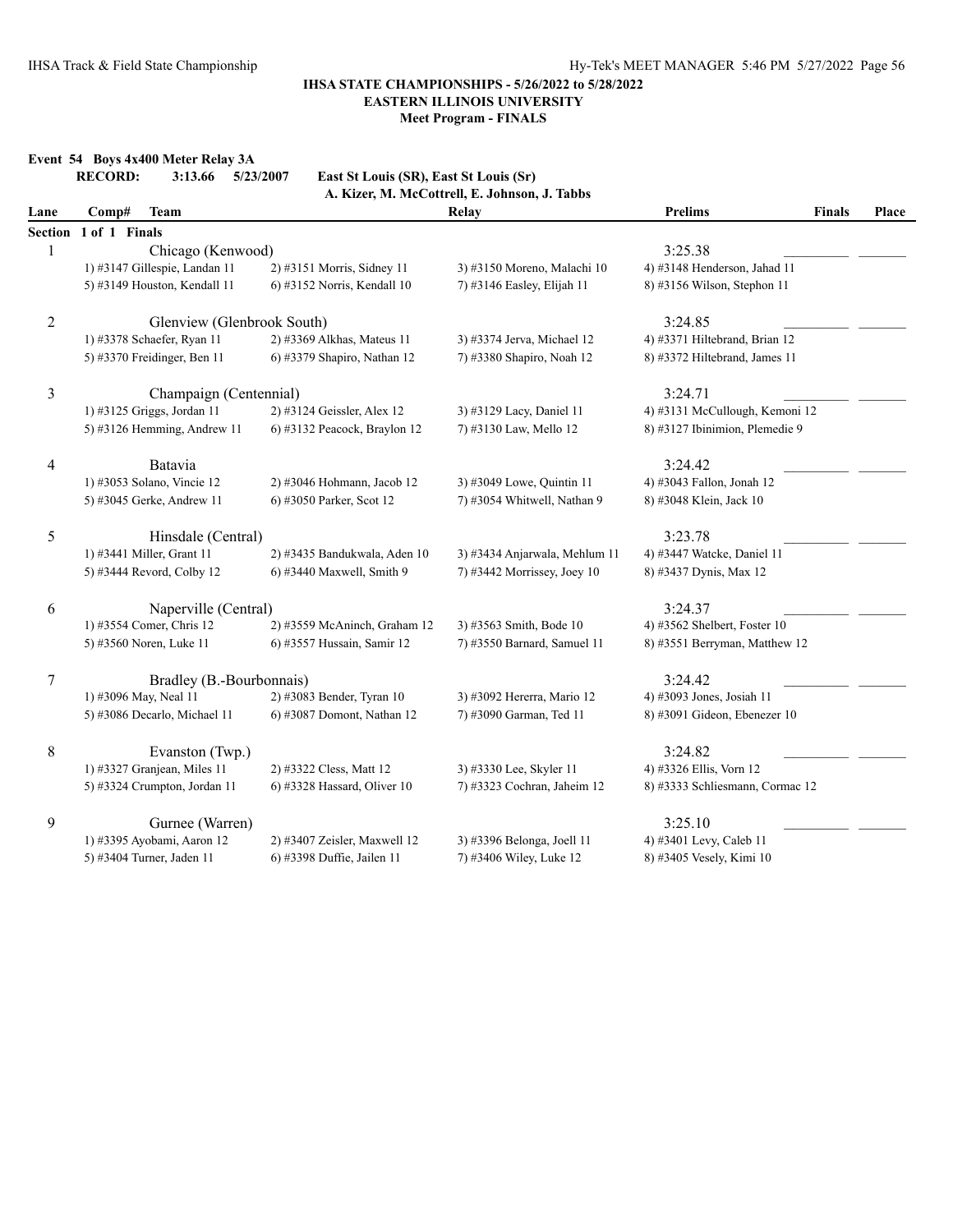**IHSA STATE CHAMPIONSHIPS - 5/26/2022 to 5/28/2022**
**EASTERN ILLINOIS UNIVERSITY**
**Meet Program - FINALS**

## Event 54 Boys 4x400 Meter Relay 3A

**RECORD: 3:13.66 5/23/2007 East St Louis (SR), East St Louis (Sr)**
**A. Kizer, M. McCottrell, E. Johnson, J. Tabbs**

| Lane | Comp# Team | | Relay | Prelims | Finals | Place |
|---|---|---|---|---|---|---|
| **Section 1 of 1 Finals** | | | | | | |
| 1 | Chicago (Kenwood) | | | 3:25.38 | _________ | _______ |
| | 1) #3147 Gillespie, Landan 11 | 2) #3151 Morris, Sidney 11 | 3) #3150 Moreno, Malachi 10 | 4) #3148 Henderson, Jahad 11 | | |
| | 5) #3149 Houston, Kendall 11 | 6) #3152 Norris, Kendall 10 | 7) #3146 Easley, Elijah 11 | 8) #3156 Wilson, Stephon 11 | | |
| 2 | Glenview (Glenbrook South) | | | 3:24.85 | _________ | _______ |
| | 1) #3378 Schaefer, Ryan 11 | 2) #3369 Alkhas, Mateus 11 | 3) #3374 Jerva, Michael 12 | 4) #3371 Hiltebrand, Brian 12 | | |
| | 5) #3370 Freidinger, Ben 11 | 6) #3379 Shapiro, Nathan 12 | 7) #3380 Shapiro, Noah 12 | 8) #3372 Hiltebrand, James 11 | | |
| 3 | Champaign (Centennial) | | | 3:24.71 | _________ | _______ |
| | 1) #3125 Griggs, Jordan 11 | 2) #3124 Geissler, Alex 12 | 3) #3129 Lacy, Daniel 11 | 4) #3131 McCullough, Kemoni 12 | | |
| | 5) #3126 Hemming, Andrew 11 | 6) #3132 Peacock, Braylon 12 | 7) #3130 Law, Mello 12 | 8) #3127 Ibinimion, Plemedie 9 | | |
| 4 | Batavia | | | 3:24.42 | _________ | _______ |
| | 1) #3053 Solano, Vincie 12 | 2) #3046 Hohmann, Jacob 12 | 3) #3049 Lowe, Quintin 11 | 4) #3043 Fallon, Jonah 12 | | |
| | 5) #3045 Gerke, Andrew 11 | 6) #3050 Parker, Scot 12 | 7) #3054 Whitwell, Nathan 9 | 8) #3048 Klein, Jack 10 | | |
| 5 | Hinsdale (Central) | | | 3:23.78 | _________ | _______ |
| | 1) #3441 Miller, Grant 11 | 2) #3435 Bandukwala, Aden 10 | 3) #3434 Anjarwala, Mehlum 11 | 4) #3447 Watcke, Daniel 11 | | |
| | 5) #3444 Revord, Colby 12 | 6) #3440 Maxwell, Smith 9 | 7) #3442 Morrissey, Joey 10 | 8) #3437 Dynis, Max 12 | | |
| 6 | Naperville (Central) | | | 3:24.37 | _________ | _______ |
| | 1) #3554 Comer, Chris 12 | 2) #3559 McAninch, Graham 12 | 3) #3563 Smith, Bode 10 | 4) #3562 Shelbert, Foster 10 | | |
| | 5) #3560 Noren, Luke 11 | 6) #3557 Hussain, Samir 12 | 7) #3550 Barnard, Samuel 11 | 8) #3551 Berryman, Matthew 12 | | |
| 7 | Bradley (B.-Bourbonnais) | | | 3:24.42 | _________ | _______ |
| | 1) #3096 May, Neal 11 | 2) #3083 Bender, Tyran 10 | 3) #3092 Hererra, Mario 12 | 4) #3093 Jones, Josiah 11 | | |
| | 5) #3086 Decarlo, Michael 11 | 6) #3087 Domont, Nathan 12 | 7) #3090 Garman, Ted 11 | 8) #3091 Gideon, Ebenezer 10 | | |
| 8 | Evanston (Twp.) | | | 3:24.82 | _________ | _______ |
| | 1) #3327 Granjean, Miles 11 | 2) #3322 Cless, Matt 12 | 3) #3330 Lee, Skyler 11 | 4) #3326 Ellis, Vorn 12 | | |
| | 5) #3324 Crumpton, Jordan 11 | 6) #3328 Hassard, Oliver 10 | 7) #3323 Cochran, Jaheim 12 | 8) #3333 Schliesmann, Cormac 12 | | |
| 9 | Gurnee (Warren) | | | 3:25.10 | _________ | _______ |
| | 1) #3395 Ayobami, Aaron 12 | 2) #3407 Zeisler, Maxwell 12 | 3) #3396 Belonga, Joell 11 | 4) #3401 Levy, Caleb 11 | | |
| | 5) #3404 Turner, Jaden 11 | 6) #3398 Duffie, Jailen 11 | 7) #3406 Wiley, Luke 12 | 8) #3405 Vesely, Kimi 10 | | |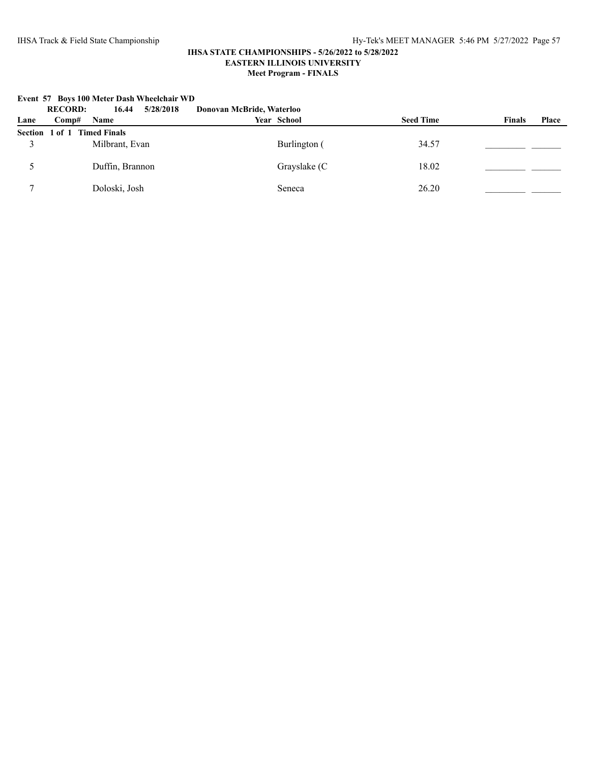**IHSA STATE CHAMPIONSHIPS - 5/26/2022 to 5/28/2022**
**EASTERN ILLINOIS UNIVERSITY**
**Meet Program - FINALS**

**Event 57 Boys 100 Meter Dash Wheelchair WD**

**RECORD: 16.44 5/28/2018 Donovan McBride, Waterloo**

| Lane | Comp# | Name | Year | School | Seed Time | Finals | Place |
|---|---|---|---|---|---|---|---|
| **Section 1 of 1 Timed Finals** | | | | | | | |
| 3 | | Milbrant, Evan | | Burlington ( | 34.57 | _________ | _______ |
| 5 | | Duffin, Brannon | | Grayslake (C | 18.02 | _________ | _______ |
| 7 | | Doloski, Josh | | Seneca | 26.20 | _________ | _______ |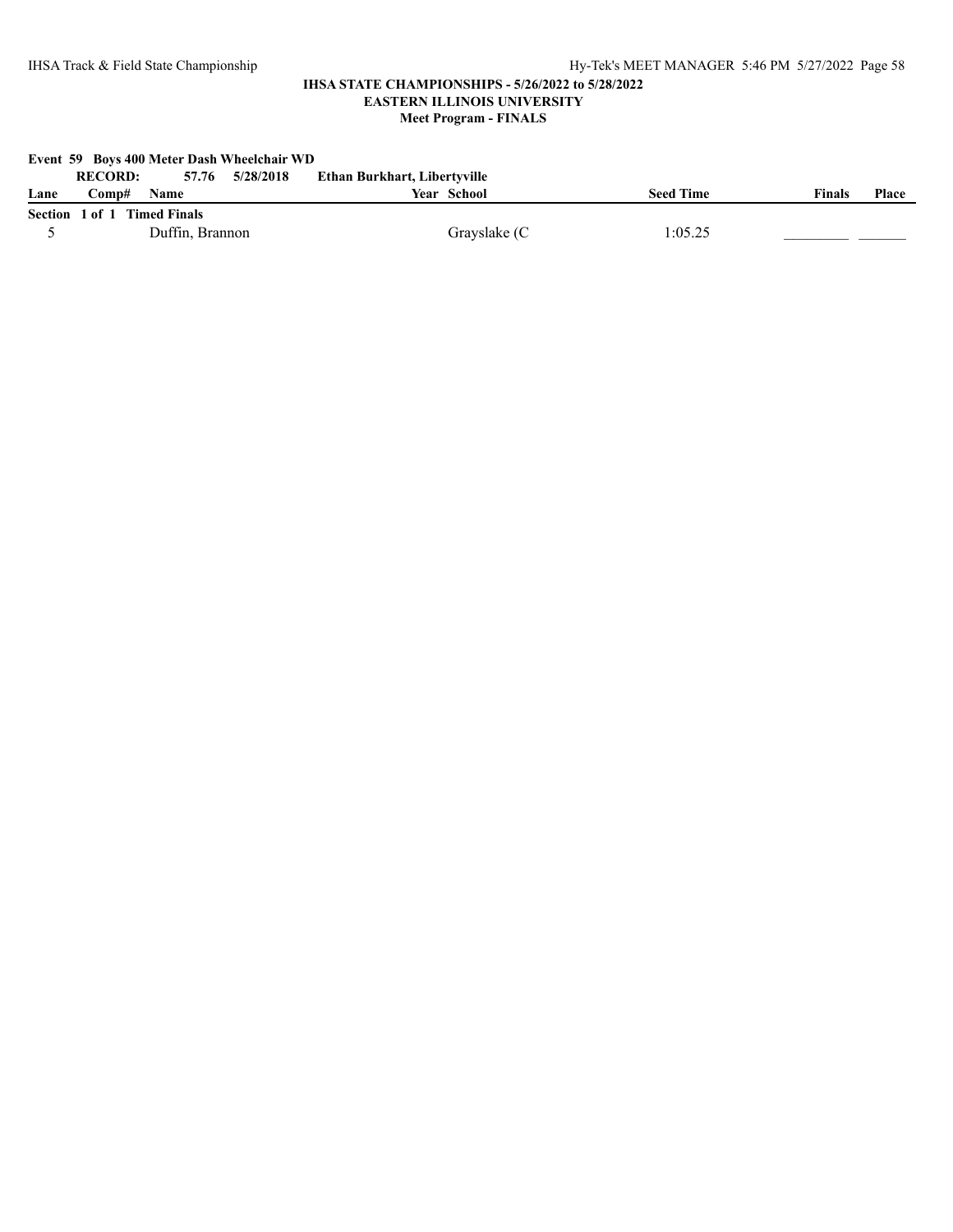**IHSA STATE CHAMPIONSHIPS - 5/26/2022 to 5/28/2022**
**EASTERN ILLINOIS UNIVERSITY**
**Meet Program - FINALS**

**Event 59 Boys 400 Meter Dash Wheelchair WD**

**RECORD: 57.76 5/28/2018 Ethan Burkhart, Libertyville**

| Lane | Comp# | Name | Year | School | Seed Time | Finals | Place |
|---|---|---|---|---|---|---|---|
| **Section 1 of 1 Timed Finals** | | | | | | | |
| 5 | | Duffin, Brannon | | Grayslake (C | 1:05.25 | _________ | _______ |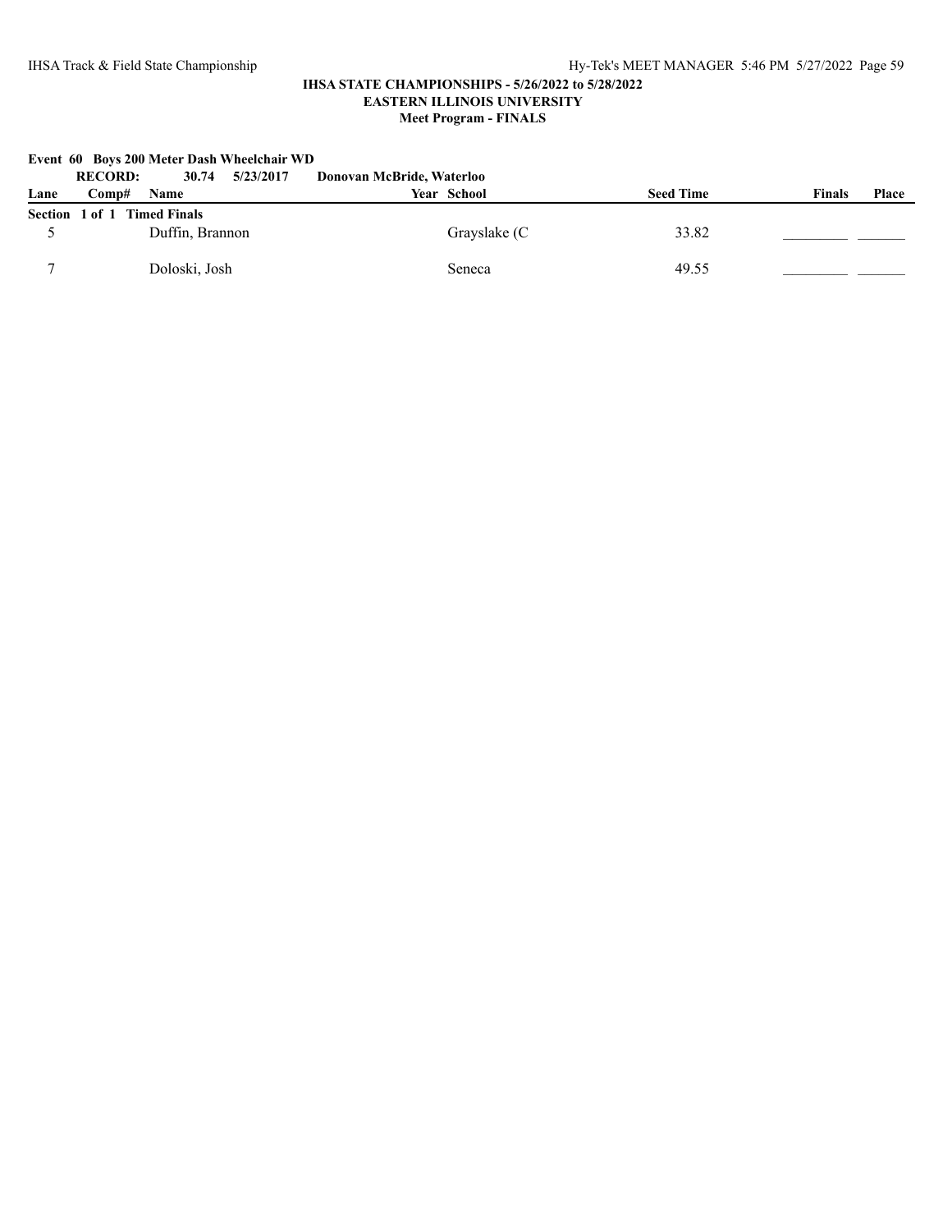**IHSA STATE CHAMPIONSHIPS - 5/26/2022 to 5/28/2022**
**EASTERN ILLINOIS UNIVERSITY**
**Meet Program - FINALS**

**Event 60 Boys 200 Meter Dash Wheelchair WD**

**RECORD: 30.74 5/23/2017 Donovan McBride, Waterloo**

| Lane | Comp# | Name | Year | School | Seed Time | Finals | Place |
|---|---|---|---|---|---|---|---|
| **Section 1 of 1 Timed Finals** | | | | | | | |
| 5 | | Duffin, Brannon | | Grayslake (C | 33.82 | _________ | _______ |
| 7 | | Doloski, Josh | | Seneca | 49.55 | _________ | _______ |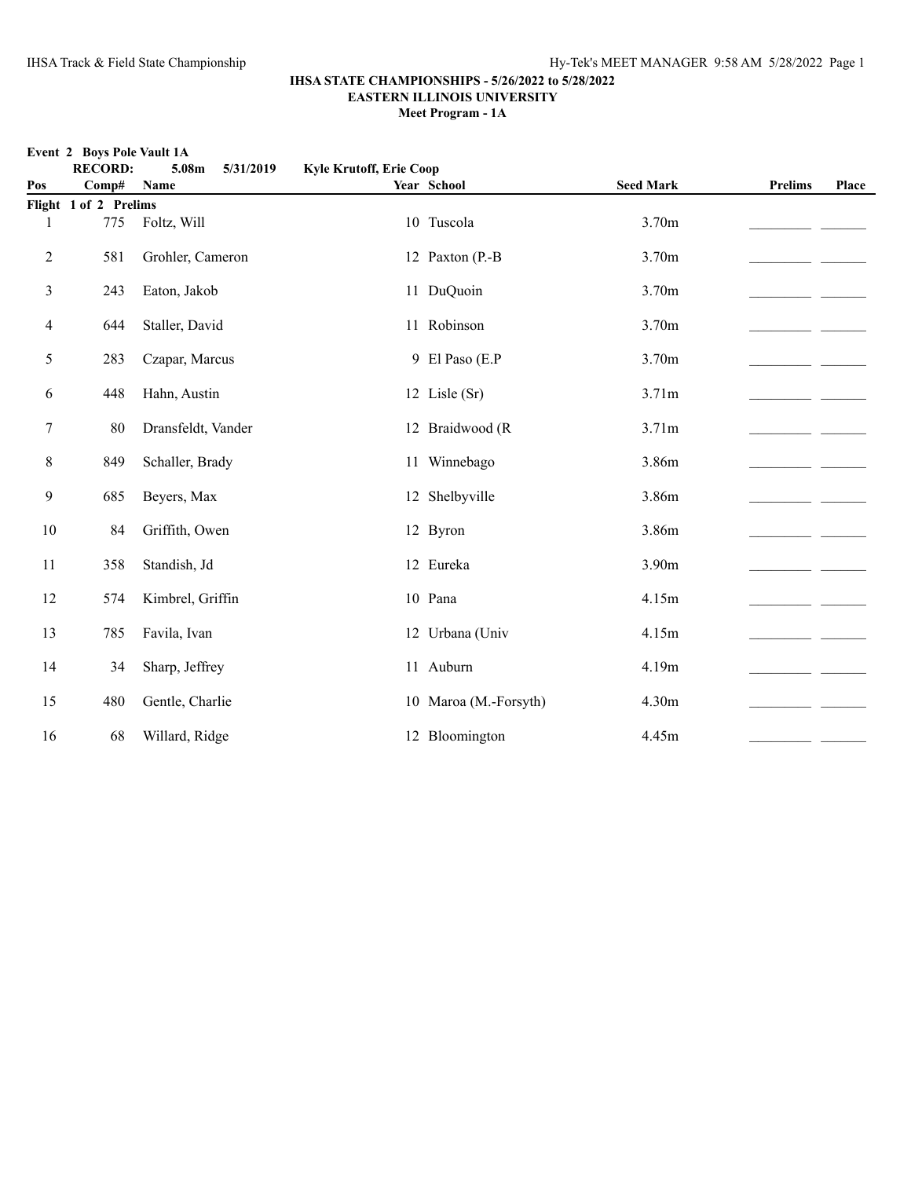**IHSA STATE CHAMPIONSHIPS - 5/26/2022 to 5/28/2022**
**EASTERN ILLINOIS UNIVERSITY**
**Meet Program - 1A**

**Event 2 Boys Pole Vault 1A**

**RECORD: 5.08m 5/31/2019 Kyle Krutoff, Erie Coop**

| Pos | Comp# | Name | Year | School | Seed Mark | Prelims | Place |
|---|---|---|---|---|---|---|---|
| **Flight 1 of 2 Prelims** | | | | | | | |
| 1 | 775 | Foltz, Will | 10 | Tuscola | 3.70m | _________ | _______ |
| 2 | 581 | Grohler, Cameron | 12 | Paxton (P.-B | 3.70m | _________ | _______ |
| 3 | 243 | Eaton, Jakob | 11 | DuQuoin | 3.70m | _________ | _______ |
| 4 | 644 | Staller, David | 11 | Robinson | 3.70m | _________ | _______ |
| 5 | 283 | Czapar, Marcus | 9 | El Paso (E.P | 3.70m | _________ | _______ |
| 6 | 448 | Hahn, Austin | 12 | Lisle (Sr) | 3.71m | _________ | _______ |
| 7 | 80 | Dransfeldt, Vander | 12 | Braidwood (R | 3.71m | _________ | _______ |
| 8 | 849 | Schaller, Brady | 11 | Winnebago | 3.86m | _________ | _______ |
| 9 | 685 | Beyers, Max | 12 | Shelbyville | 3.86m | _________ | _______ |
| 10 | 84 | Griffith, Owen | 12 | Byron | 3.86m | _________ | _______ |
| 11 | 358 | Standish, Jd | 12 | Eureka | 3.90m | _________ | _______ |
| 12 | 574 | Kimbrel, Griffin | 10 | Pana | 4.15m | _________ | _______ |
| 13 | 785 | Favila, Ivan | 12 | Urbana (Univ | 4.15m | _________ | _______ |
| 14 | 34 | Sharp, Jeffrey | 11 | Auburn | 4.19m | _________ | _______ |
| 15 | 480 | Gentle, Charlie | 10 | Maroa (M.-Forsyth) | 4.30m | _________ | _______ |
| 16 | 68 | Willard, Ridge | 12 | Bloomington | 4.45m | _________ | _______ |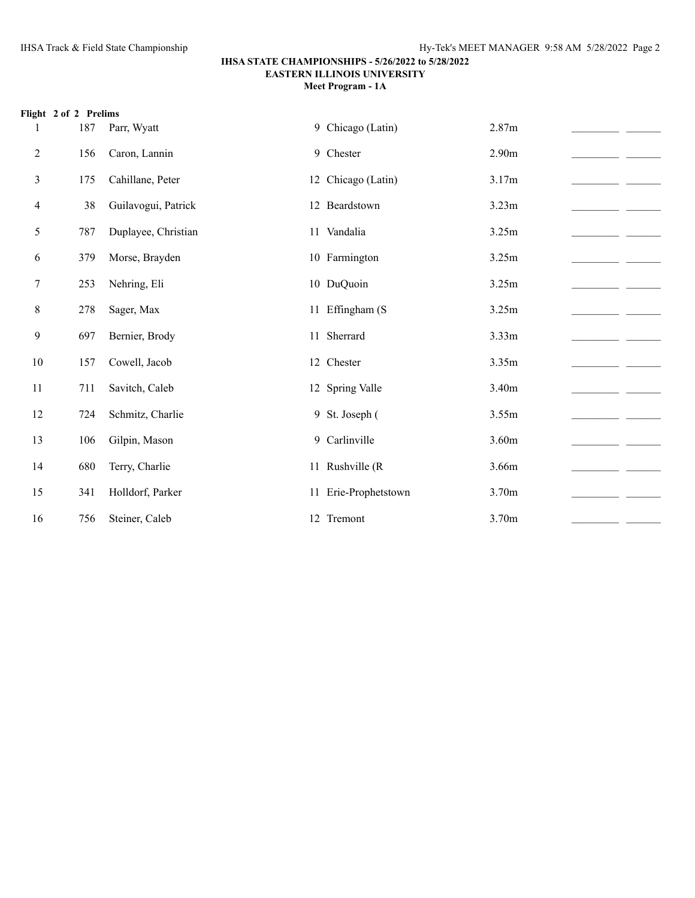**IHSA STATE CHAMPIONSHIPS - 5/26/2022 to 5/28/2022**
**EASTERN ILLINOIS UNIVERSITY**
**Meet Program - 1A**

**Flight 2 of 2 Prelims**

| | | | | | | |
|---|---|---|---|---|---|---|
| 1 | 187 | Parr, Wyatt | 9 | Chicago (Latin) | 2.87m | _________ _______ |
| 2 | 156 | Caron, Lannin | 9 | Chester | 2.90m | _________ _______ |
| 3 | 175 | Cahillane, Peter | 12 | Chicago (Latin) | 3.17m | _________ _______ |
| 4 | 38 | Guilavogui, Patrick | 12 | Beardstown | 3.23m | _________ _______ |
| 5 | 787 | Duplayee, Christian | 11 | Vandalia | 3.25m | _________ _______ |
| 6 | 379 | Morse, Brayden | 10 | Farmington | 3.25m | _________ _______ |
| 7 | 253 | Nehring, Eli | 10 | DuQuoin | 3.25m | _________ _______ |
| 8 | 278 | Sager, Max | 11 | Effingham (S | 3.25m | _________ _______ |
| 9 | 697 | Bernier, Brody | 11 | Sherrard | 3.33m | _________ _______ |
| 10 | 157 | Cowell, Jacob | 12 | Chester | 3.35m | _________ _______ |
| 11 | 711 | Savitch, Caleb | 12 | Spring Valle | 3.40m | _________ _______ |
| 12 | 724 | Schmitz, Charlie | 9 | St. Joseph ( | 3.55m | _________ _______ |
| 13 | 106 | Gilpin, Mason | 9 | Carlinville | 3.60m | _________ _______ |
| 14 | 680 | Terry, Charlie | 11 | Rushville (R | 3.66m | _________ _______ |
| 15 | 341 | Holldorf, Parker | 11 | Erie-Prophetstown | 3.70m | _________ _______ |
| 16 | 756 | Steiner, Caleb | 12 | Tremont | 3.70m | _________ _______ |